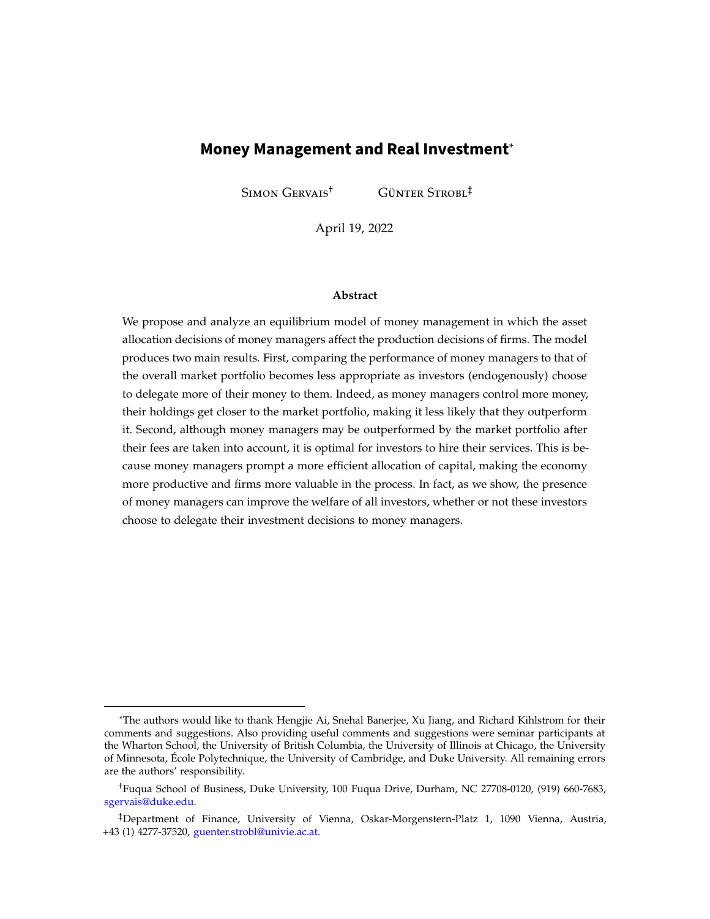# Money Management and Real Investment*

Simon Gervais† Günter Strobl‡

April 19, 2022

**Abstract**

We propose and analyze an equilibrium model of money management in which the asset allocation decisions of money managers affect the production decisions of firms. The model produces two main results. First, comparing the performance of money managers to that of the overall market portfolio becomes less appropriate as investors (endogenously) choose to delegate more of their money to them. Indeed, as money managers control more money, their holdings get closer to the market portfolio, making it less likely that they outperform it. Second, although money managers may be outperformed by the market portfolio after their fees are taken into account, it is optimal for investors to hire their services. This is because money managers prompt a more efficient allocation of capital, making the economy more productive and firms more valuable in the process. In fact, as we show, the presence of money managers can improve the welfare of all investors, whether or not these investors choose to delegate their investment decisions to money managers.

---

*The authors would like to thank Hengjie Ai, Snehal Banerjee, Xu Jiang, and Richard Kihlstrom for their comments and suggestions. Also providing useful comments and suggestions were seminar participants at the Wharton School, the University of British Columbia, the University of Illinois at Chicago, the University of Minnesota, École Polytechnique, the University of Cambridge, and Duke University. All remaining errors are the authors' responsibility.

†Fuqua School of Business, Duke University, 100 Fuqua Drive, Durham, NC 27708-0120, (919) 660-7683, sgervais@duke.edu.

‡Department of Finance, University of Vienna, Oskar-Morgenstern-Platz 1, 1090 Vienna, Austria, +43 (1) 4277-37520, guenter.strobl@univie.ac.at.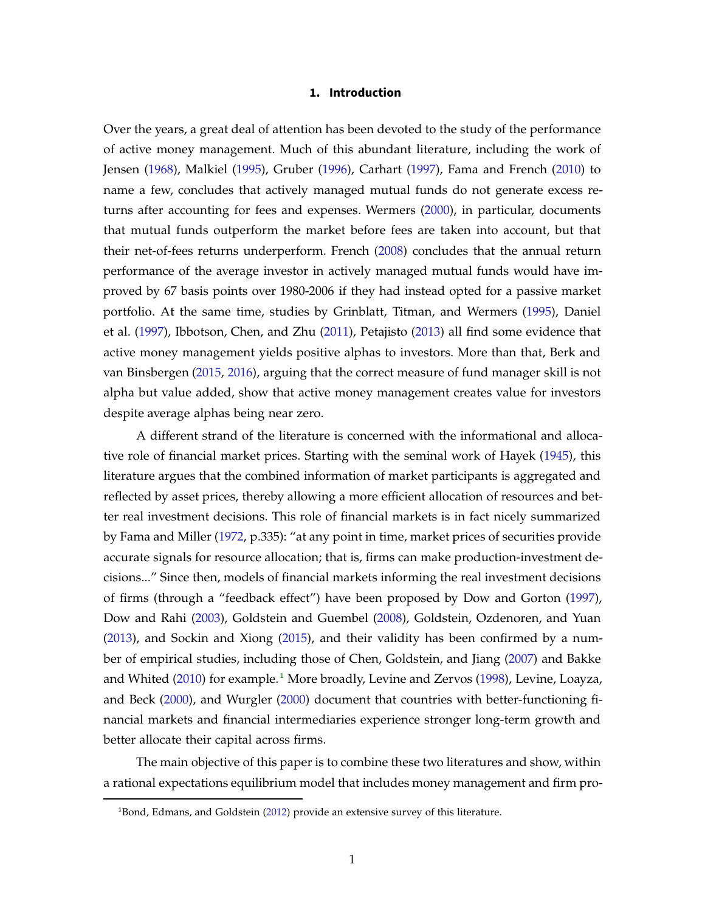# 1. Introduction

Over the years, a great deal of attention has been devoted to the study of the performance of active money management. Much of this abundant literature, including the work of Jensen (1968), Malkiel (1995), Gruber (1996), Carhart (1997), Fama and French (2010) to name a few, concludes that actively managed mutual funds do not generate excess returns after accounting for fees and expenses. Wermers (2000), in particular, documents that mutual funds outperform the market before fees are taken into account, but that their net-of-fees returns underperform. French (2008) concludes that the annual return performance of the average investor in actively managed mutual funds would have improved by 67 basis points over 1980-2006 if they had instead opted for a passive market portfolio. At the same time, studies by Grinblatt, Titman, and Wermers (1995), Daniel et al. (1997), Ibbotson, Chen, and Zhu (2011), Petajisto (2013) all find some evidence that active money management yields positive alphas to investors. More than that, Berk and van Binsbergen (2015, 2016), arguing that the correct measure of fund manager skill is not alpha but value added, show that active money management creates value for investors despite average alphas being near zero.

A different strand of the literature is concerned with the informational and allocative role of financial market prices. Starting with the seminal work of Hayek (1945), this literature argues that the combined information of market participants is aggregated and reflected by asset prices, thereby allowing a more efficient allocation of resources and better real investment decisions. This role of financial markets is in fact nicely summarized by Fama and Miller (1972, p.335): "at any point in time, market prices of securities provide accurate signals for resource allocation; that is, firms can make production-investment decisions..." Since then, models of financial markets informing the real investment decisions of firms (through a "feedback effect") have been proposed by Dow and Gorton (1997), Dow and Rahi (2003), Goldstein and Guembel (2008), Goldstein, Ozdenoren, and Yuan (2013), and Sockin and Xiong (2015), and their validity has been confirmed by a number of empirical studies, including those of Chen, Goldstein, and Jiang (2007) and Bakke and Whited (2010) for example.[1] More broadly, Levine and Zervos (1998), Levine, Loayza, and Beck (2000), and Wurgler (2000) document that countries with better-functioning financial markets and financial intermediaries experience stronger long-term growth and better allocate their capital across firms.

The main objective of this paper is to combine these two literatures and show, within a rational expectations equilibrium model that includes money management and firm pro-

[1] Bond, Edmans, and Goldstein (2012) provide an extensive survey of this literature.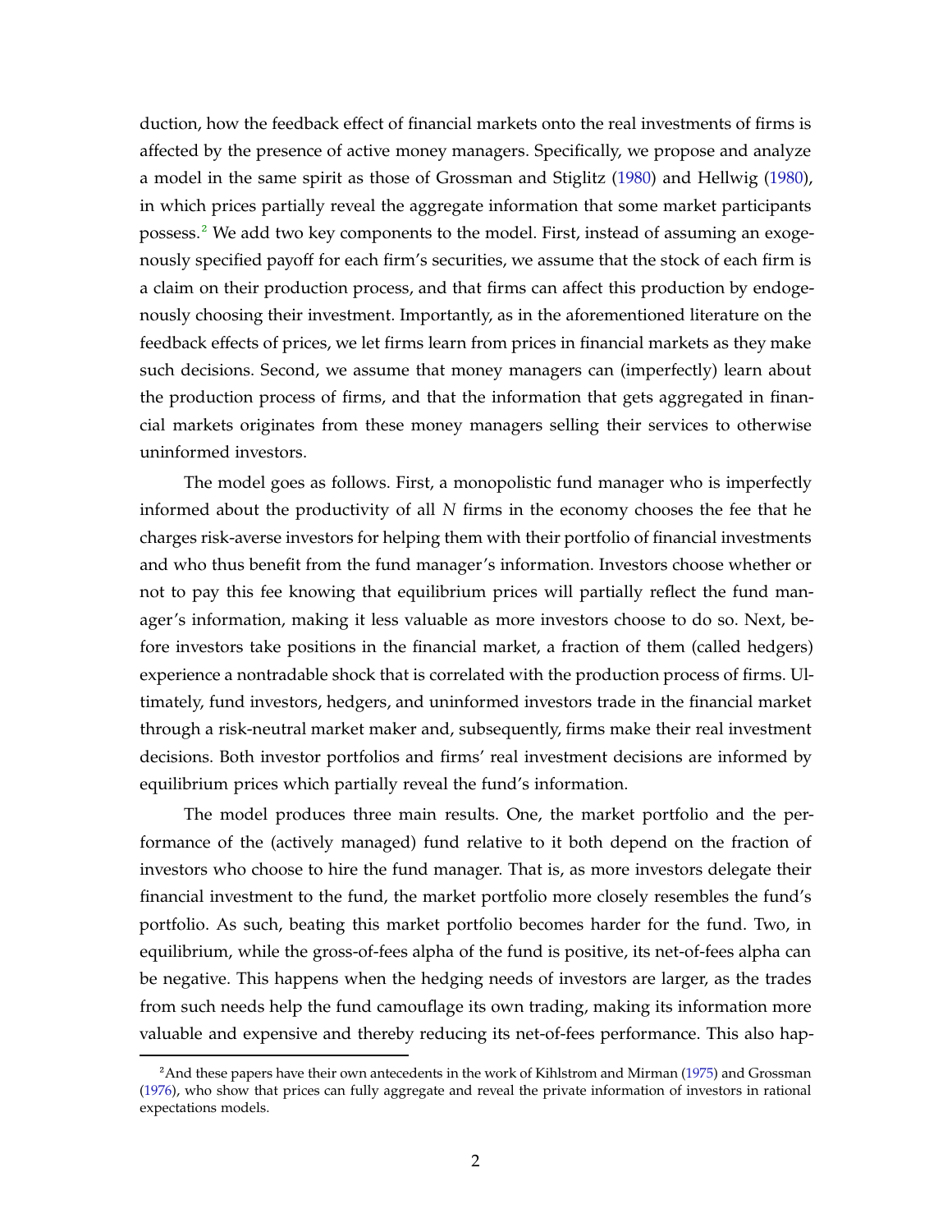duction, how the feedback effect of financial markets onto the real investments of firms is affected by the presence of active money managers. Specifically, we propose and analyze a model in the same spirit as those of Grossman and Stiglitz (1980) and Hellwig (1980), in which prices partially reveal the aggregate information that some market participants possess.[2] We add two key components to the model. First, instead of assuming an exogenously specified payoff for each firm's securities, we assume that the stock of each firm is a claim on their production process, and that firms can affect this production by endogenously choosing their investment. Importantly, as in the aforementioned literature on the feedback effects of prices, we let firms learn from prices in financial markets as they make such decisions. Second, we assume that money managers can (imperfectly) learn about the production process of firms, and that the information that gets aggregated in financial markets originates from these money managers selling their services to otherwise uninformed investors.

The model goes as follows. First, a monopolistic fund manager who is imperfectly informed about the productivity of all $N$ firms in the economy chooses the fee that he charges risk-averse investors for helping them with their portfolio of financial investments and who thus benefit from the fund manager's information. Investors choose whether or not to pay this fee knowing that equilibrium prices will partially reflect the fund manager's information, making it less valuable as more investors choose to do so. Next, before investors take positions in the financial market, a fraction of them (called hedgers) experience a nontradable shock that is correlated with the production process of firms. Ultimately, fund investors, hedgers, and uninformed investors trade in the financial market through a risk-neutral market maker and, subsequently, firms make their real investment decisions. Both investor portfolios and firms' real investment decisions are informed by equilibrium prices which partially reveal the fund's information.

The model produces three main results. One, the market portfolio and the performance of the (actively managed) fund relative to it both depend on the fraction of investors who choose to hire the fund manager. That is, as more investors delegate their financial investment to the fund, the market portfolio more closely resembles the fund's portfolio. As such, beating this market portfolio becomes harder for the fund. Two, in equilibrium, while the gross-of-fees alpha of the fund is positive, its net-of-fees alpha can be negative. This happens when the hedging needs of investors are larger, as the trades from such needs help the fund camouflage its own trading, making its information more valuable and expensive and thereby reducing its net-of-fees performance. This also hap-

[2] And these papers have their own antecedents in the work of Kihlstrom and Mirman (1975) and Grossman (1976), who show that prices can fully aggregate and reveal the private information of investors in rational expectations models.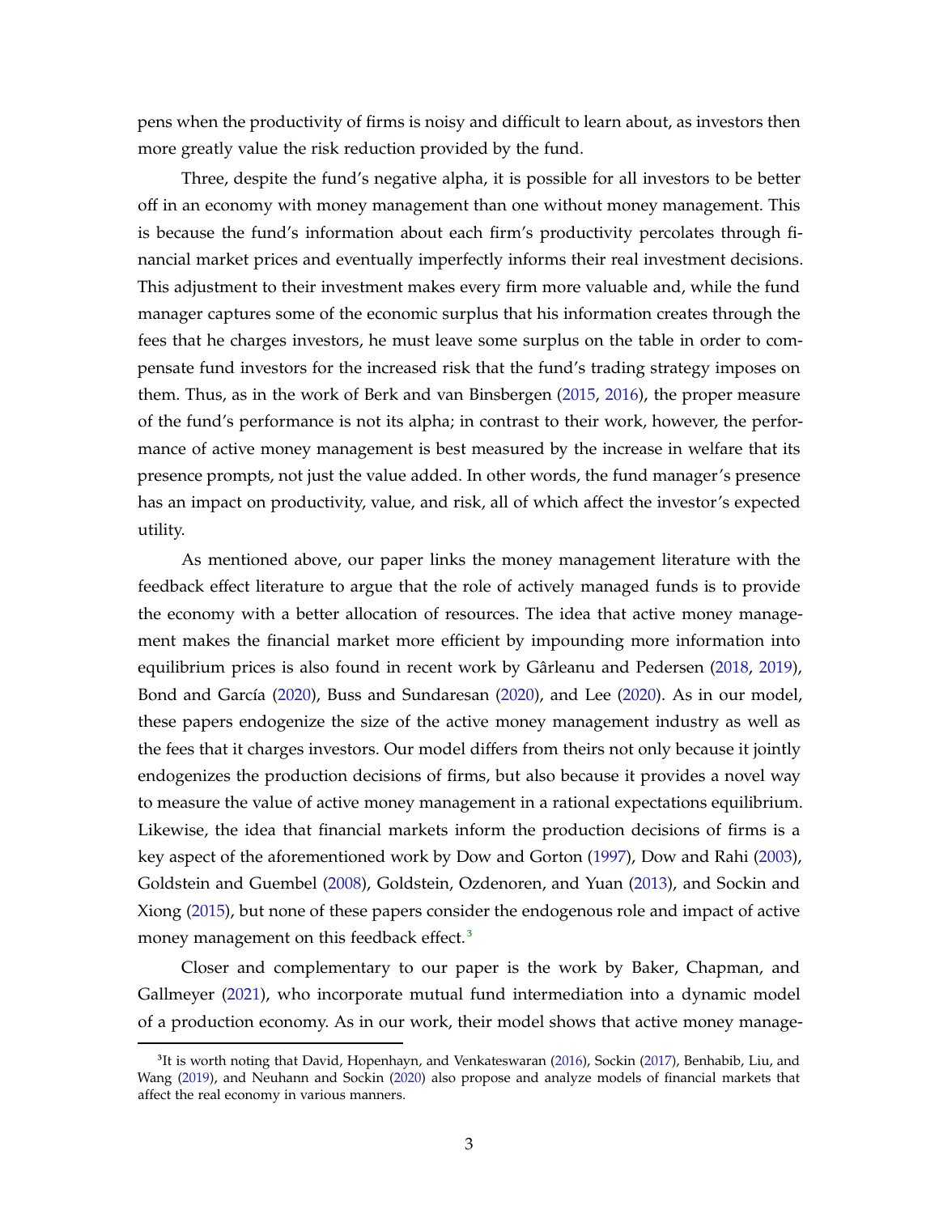pens when the productivity of firms is noisy and difficult to learn about, as investors then more greatly value the risk reduction provided by the fund.

Three, despite the fund's negative alpha, it is possible for all investors to be better off in an economy with money management than one without money management. This is because the fund's information about each firm's productivity percolates through financial market prices and eventually imperfectly informs their real investment decisions. This adjustment to their investment makes every firm more valuable and, while the fund manager captures some of the economic surplus that his information creates through the fees that he charges investors, he must leave some surplus on the table in order to compensate fund investors for the increased risk that the fund's trading strategy imposes on them. Thus, as in the work of Berk and van Binsbergen (2015, 2016), the proper measure of the fund's performance is not its alpha; in contrast to their work, however, the performance of active money management is best measured by the increase in welfare that its presence prompts, not just the value added. In other words, the fund manager's presence has an impact on productivity, value, and risk, all of which affect the investor's expected utility.

As mentioned above, our paper links the money management literature with the feedback effect literature to argue that the role of actively managed funds is to provide the economy with a better allocation of resources. The idea that active money management makes the financial market more efficient by impounding more information into equilibrium prices is also found in recent work by Gârleanu and Pedersen (2018, 2019), Bond and García (2020), Buss and Sundaresan (2020), and Lee (2020). As in our model, these papers endogenize the size of the active money management industry as well as the fees that it charges investors. Our model differs from theirs not only because it jointly endogenizes the production decisions of firms, but also because it provides a novel way to measure the value of active money management in a rational expectations equilibrium. Likewise, the idea that financial markets inform the production decisions of firms is a key aspect of the aforementioned work by Dow and Gorton (1997), Dow and Rahi (2003), Goldstein and Guembel (2008), Goldstein, Ozdenoren, and Yuan (2013), and Sockin and Xiong (2015), but none of these papers consider the endogenous role and impact of active money management on this feedback effect.[3]

Closer and complementary to our paper is the work by Baker, Chapman, and Gallmeyer (2021), who incorporate mutual fund intermediation into a dynamic model of a production economy. As in our work, their model shows that active money manage-

[3]It is worth noting that David, Hopenhayn, and Venkateswaran (2016), Sockin (2017), Benhabib, Liu, and Wang (2019), and Neuhann and Sockin (2020) also propose and analyze models of financial markets that affect the real economy in various manners.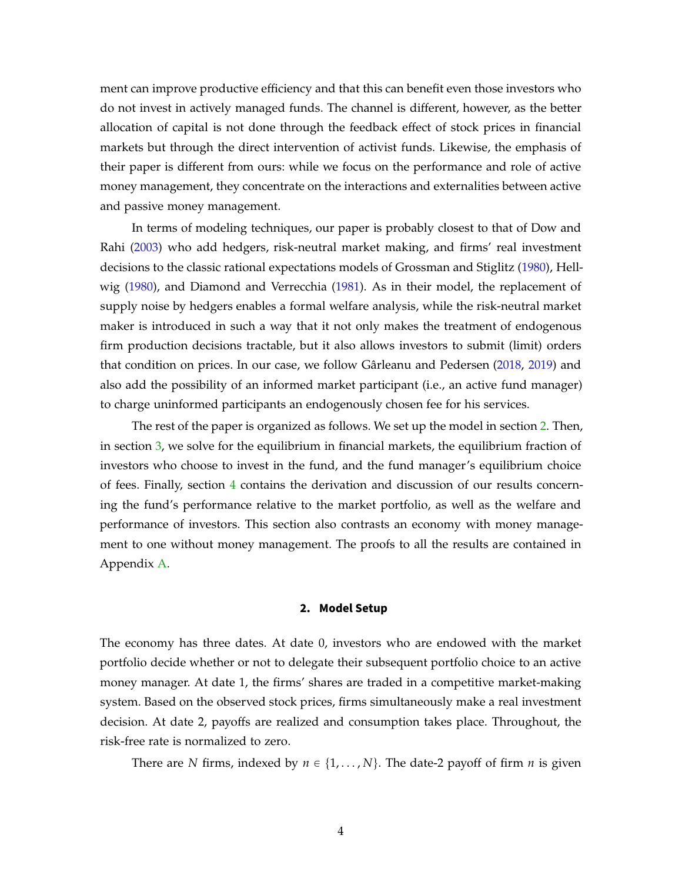ment can improve productive efficiency and that this can benefit even those investors who do not invest in actively managed funds. The channel is different, however, as the better allocation of capital is not done through the feedback effect of stock prices in financial markets but through the direct intervention of activist funds. Likewise, the emphasis of their paper is different from ours: while we focus on the performance and role of active money management, they concentrate on the interactions and externalities between active and passive money management.

In terms of modeling techniques, our paper is probably closest to that of Dow and Rahi (2003) who add hedgers, risk-neutral market making, and firms' real investment decisions to the classic rational expectations models of Grossman and Stiglitz (1980), Hellwig (1980), and Diamond and Verrecchia (1981). As in their model, the replacement of supply noise by hedgers enables a formal welfare analysis, while the risk-neutral market maker is introduced in such a way that it not only makes the treatment of endogenous firm production decisions tractable, but it also allows investors to submit (limit) orders that condition on prices. In our case, we follow Gârleanu and Pedersen (2018, 2019) and also add the possibility of an informed market participant (i.e., an active fund manager) to charge uninformed participants an endogenously chosen fee for his services.

The rest of the paper is organized as follows. We set up the model in section 2. Then, in section 3, we solve for the equilibrium in financial markets, the equilibrium fraction of investors who choose to invest in the fund, and the fund manager's equilibrium choice of fees. Finally, section 4 contains the derivation and discussion of our results concerning the fund's performance relative to the market portfolio, as well as the welfare and performance of investors. This section also contrasts an economy with money management to one without money management. The proofs to all the results are contained in Appendix A.

## 2. Model Setup

The economy has three dates. At date 0, investors who are endowed with the market portfolio decide whether or not to delegate their subsequent portfolio choice to an active money manager. At date 1, the firms' shares are traded in a competitive market-making system. Based on the observed stock prices, firms simultaneously make a real investment decision. At date 2, payoffs are realized and consumption takes place. Throughout, the risk-free rate is normalized to zero.

There are $N$ firms, indexed by $n \in \{1, \ldots, N\}$. The date-2 payoff of firm $n$ is given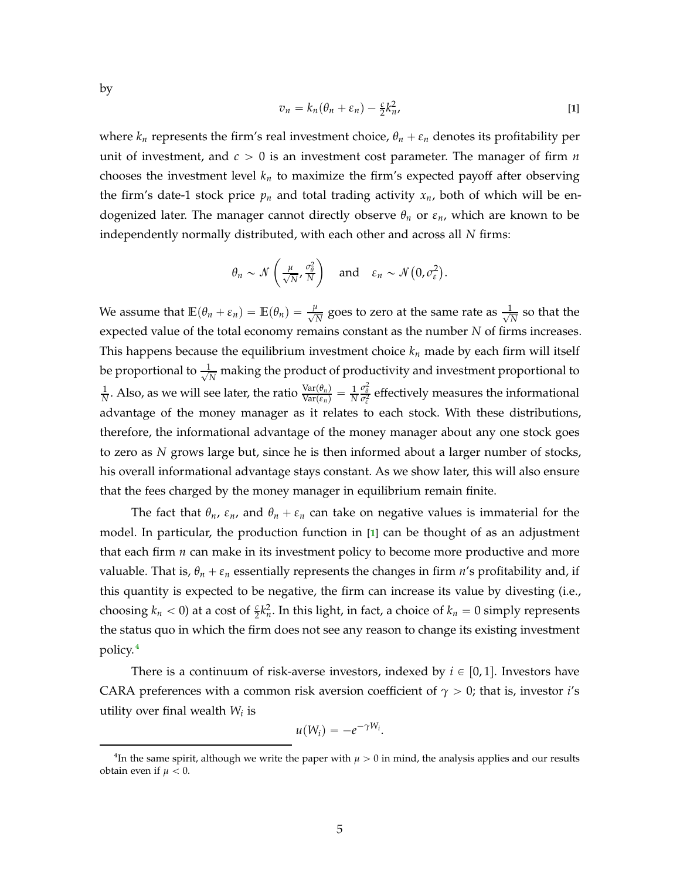by

$$v_n = k_n(\theta_n + \varepsilon_n) - \tfrac{c}{2}k_n^2, \tag{1}$$

where $k_n$ represents the firm's real investment choice, $\theta_n + \varepsilon_n$ denotes its profitability per unit of investment, and $c > 0$ is an investment cost parameter. The manager of firm $n$ chooses the investment level $k_n$ to maximize the firm's expected payoff after observing the firm's date-1 stock price $p_n$ and total trading activity $x_n$, both of which will be endogenized later. The manager cannot directly observe $\theta_n$ or $\varepsilon_n$, which are known to be independently normally distributed, with each other and across all $N$ firms:

$$\theta_n \sim \mathcal{N}\left(\tfrac{\mu}{\sqrt{N}}, \tfrac{\sigma_\theta^2}{N}\right) \quad \text{and} \quad \varepsilon_n \sim \mathcal{N}\left(0, \sigma_\varepsilon^2\right).$$

We assume that $\mathbb{E}(\theta_n + \varepsilon_n) = \mathbb{E}(\theta_n) = \frac{\mu}{\sqrt{N}}$ goes to zero at the same rate as $\frac{1}{\sqrt{N}}$ so that the expected value of the total economy remains constant as the number $N$ of firms increases. This happens because the equilibrium investment choice $k_n$ made by each firm will itself be proportional to $\frac{1}{\sqrt{N}}$ making the product of productivity and investment proportional to $\frac{1}{N}$. Also, as we will see later, the ratio $\frac{\mathrm{Var}(\theta_n)}{\mathrm{Var}(\varepsilon_n)} = \frac{1}{N}\frac{\sigma_\theta^2}{\sigma_\varepsilon^2}$ effectively measures the informational advantage of the money manager as it relates to each stock. With these distributions, therefore, the informational advantage of the money manager about any one stock goes to zero as $N$ grows large but, since he is then informed about a larger number of stocks, his overall informational advantage stays constant. As we show later, this will also ensure that the fees charged by the money manager in equilibrium remain finite.

The fact that $\theta_n$, $\varepsilon_n$, and $\theta_n + \varepsilon_n$ can take on negative values is immaterial for the model. In particular, the production function in [1] can be thought of as an adjustment that each firm $n$ can make in its investment policy to become more productive and more valuable. That is, $\theta_n + \varepsilon_n$ essentially represents the changes in firm $n$'s profitability and, if this quantity is expected to be negative, the firm can increase its value by divesting (i.e., choosing $k_n < 0$) at a cost of $\frac{c}{2}k_n^2$. In this light, in fact, a choice of $k_n = 0$ simply represents the status quo in which the firm does not see any reason to change its existing investment policy.[4]

There is a continuum of risk-averse investors, indexed by $i \in [0, 1]$. Investors have CARA preferences with a common risk aversion coefficient of $\gamma > 0$; that is, investor $i$'s utility over final wealth $W_i$ is

$$u(W_i) = -e^{-\gamma W_i}.$$

[4] In the same spirit, although we write the paper with $\mu > 0$ in mind, the analysis applies and our results obtain even if $\mu < 0$.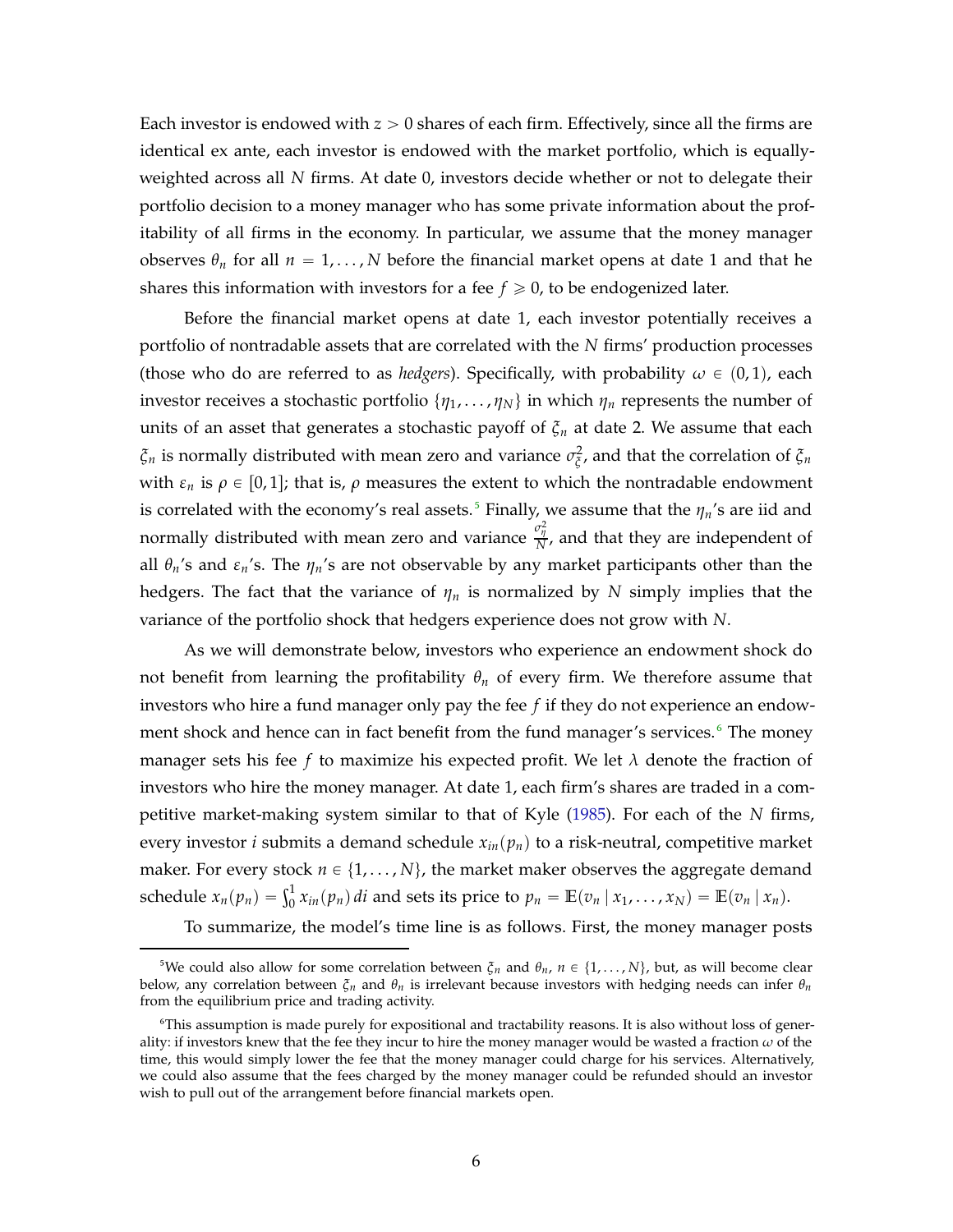Each investor is endowed with $z > 0$ shares of each firm. Effectively, since all the firms are identical ex ante, each investor is endowed with the market portfolio, which is equally-weighted across all $N$ firms. At date 0, investors decide whether or not to delegate their portfolio decision to a money manager who has some private information about the profitability of all firms in the economy. In particular, we assume that the money manager observes $\theta_n$ for all $n = 1, \ldots, N$ before the financial market opens at date 1 and that he shares this information with investors for a fee $f \geqslant 0$, to be endogenized later.

Before the financial market opens at date 1, each investor potentially receives a portfolio of nontradable assets that are correlated with the $N$ firms' production processes (those who do are referred to as *hedgers*). Specifically, with probability $\omega \in (0, 1)$, each investor receives a stochastic portfolio $\{\eta_1, \ldots, \eta_N\}$ in which $\eta_n$ represents the number of units of an asset that generates a stochastic payoff of $\xi_n$ at date 2. We assume that each $\xi_n$ is normally distributed with mean zero and variance $\sigma_\xi^2$, and that the correlation of $\xi_n$ with $\varepsilon_n$ is $\rho \in [0, 1]$; that is, $\rho$ measures the extent to which the nontradable endowment is correlated with the economy's real assets.[5] Finally, we assume that the $\eta_n$'s are iid and normally distributed with mean zero and variance $\frac{\sigma_\eta^2}{N}$, and that they are independent of all $\theta_n$'s and $\varepsilon_n$'s. The $\eta_n$'s are not observable by any market participants other than the hedgers. The fact that the variance of $\eta_n$ is normalized by $N$ simply implies that the variance of the portfolio shock that hedgers experience does not grow with $N$.

As we will demonstrate below, investors who experience an endowment shock do not benefit from learning the profitability $\theta_n$ of every firm. We therefore assume that investors who hire a fund manager only pay the fee $f$ if they do not experience an endowment shock and hence can in fact benefit from the fund manager's services.[6] The money manager sets his fee $f$ to maximize his expected profit. We let $\lambda$ denote the fraction of investors who hire the money manager. At date 1, each firm's shares are traded in a competitive market-making system similar to that of Kyle (1985). For each of the $N$ firms, every investor $i$ submits a demand schedule $x_{in}(p_n)$ to a risk-neutral, competitive market maker. For every stock $n \in \{1, \ldots, N\}$, the market maker observes the aggregate demand schedule $x_n(p_n) = \int_0^1 x_{in}(p_n)\, di$ and sets its price to $p_n = \mathbb{E}(v_n \mid x_1, \ldots, x_N) = \mathbb{E}(v_n \mid x_n)$.

To summarize, the model's time line is as follows. First, the money manager posts

[5] We could also allow for some correlation between $\xi_n$ and $\theta_n$, $n \in \{1, \ldots, N\}$, but, as will become clear below, any correlation between $\xi_n$ and $\theta_n$ is irrelevant because investors with hedging needs can infer $\theta_n$ from the equilibrium price and trading activity.

[6] This assumption is made purely for expositional and tractability reasons. It is also without loss of generality: if investors knew that the fee they incur to hire the money manager would be wasted a fraction $\omega$ of the time, this would simply lower the fee that the money manager could charge for his services. Alternatively, we could also assume that the fees charged by the money manager could be refunded should an investor wish to pull out of the arrangement before financial markets open.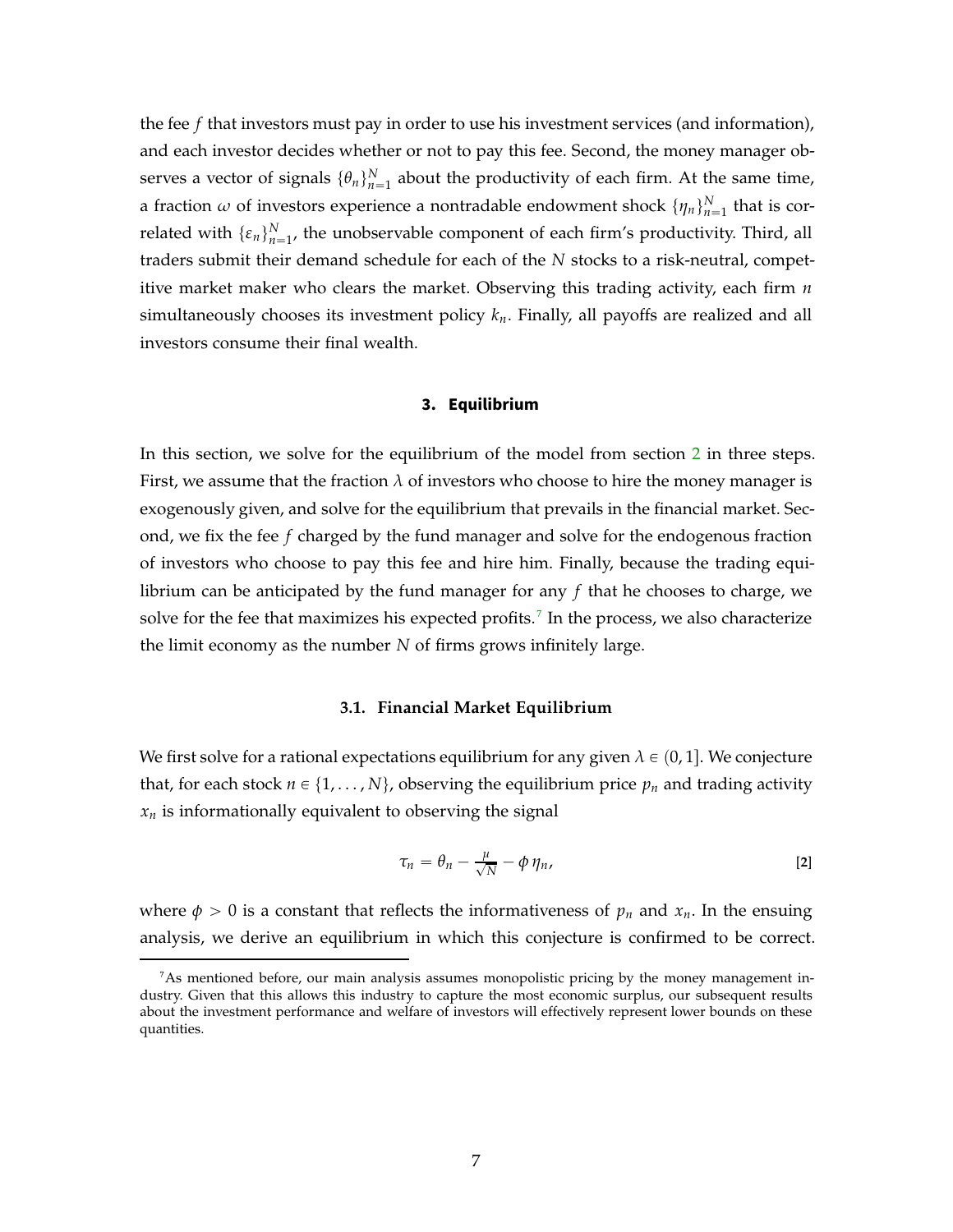the fee $f$ that investors must pay in order to use his investment services (and information), and each investor decides whether or not to pay this fee. Second, the money manager observes a vector of signals $\{\theta_n\}_{n=1}^N$ about the productivity of each firm. At the same time, a fraction $\omega$ of investors experience a nontradable endowment shock $\{\eta_n\}_{n=1}^N$ that is correlated with $\{\varepsilon_n\}_{n=1}^N$, the unobservable component of each firm's productivity. Third, all traders submit their demand schedule for each of the $N$ stocks to a risk-neutral, competitive market maker who clears the market. Observing this trading activity, each firm $n$ simultaneously chooses its investment policy $k_n$. Finally, all payoffs are realized and all investors consume their final wealth.

## 3. Equilibrium

In this section, we solve for the equilibrium of the model from section 2 in three steps. First, we assume that the fraction $\lambda$ of investors who choose to hire the money manager is exogenously given, and solve for the equilibrium that prevails in the financial market. Second, we fix the fee $f$ charged by the fund manager and solve for the endogenous fraction of investors who choose to pay this fee and hire him. Finally, because the trading equilibrium can be anticipated by the fund manager for any $f$ that he chooses to charge, we solve for the fee that maximizes his expected profits.[7] In the process, we also characterize the limit economy as the number $N$ of firms grows infinitely large.

### 3.1. Financial Market Equilibrium

We first solve for a rational expectations equilibrium for any given $\lambda \in (0, 1]$. We conjecture that, for each stock $n \in \{1, \ldots, N\}$, observing the equilibrium price $p_n$ and trading activity $x_n$ is informationally equivalent to observing the signal

$$\tau_n = \theta_n - \frac{\mu}{\sqrt{N}} - \phi\, \eta_n, \tag{2}$$

where $\phi > 0$ is a constant that reflects the informativeness of $p_n$ and $x_n$. In the ensuing analysis, we derive an equilibrium in which this conjecture is confirmed to be correct.

[7] As mentioned before, our main analysis assumes monopolistic pricing by the money management industry. Given that this allows this industry to capture the most economic surplus, our subsequent results about the investment performance and welfare of investors will effectively represent lower bounds on these quantities.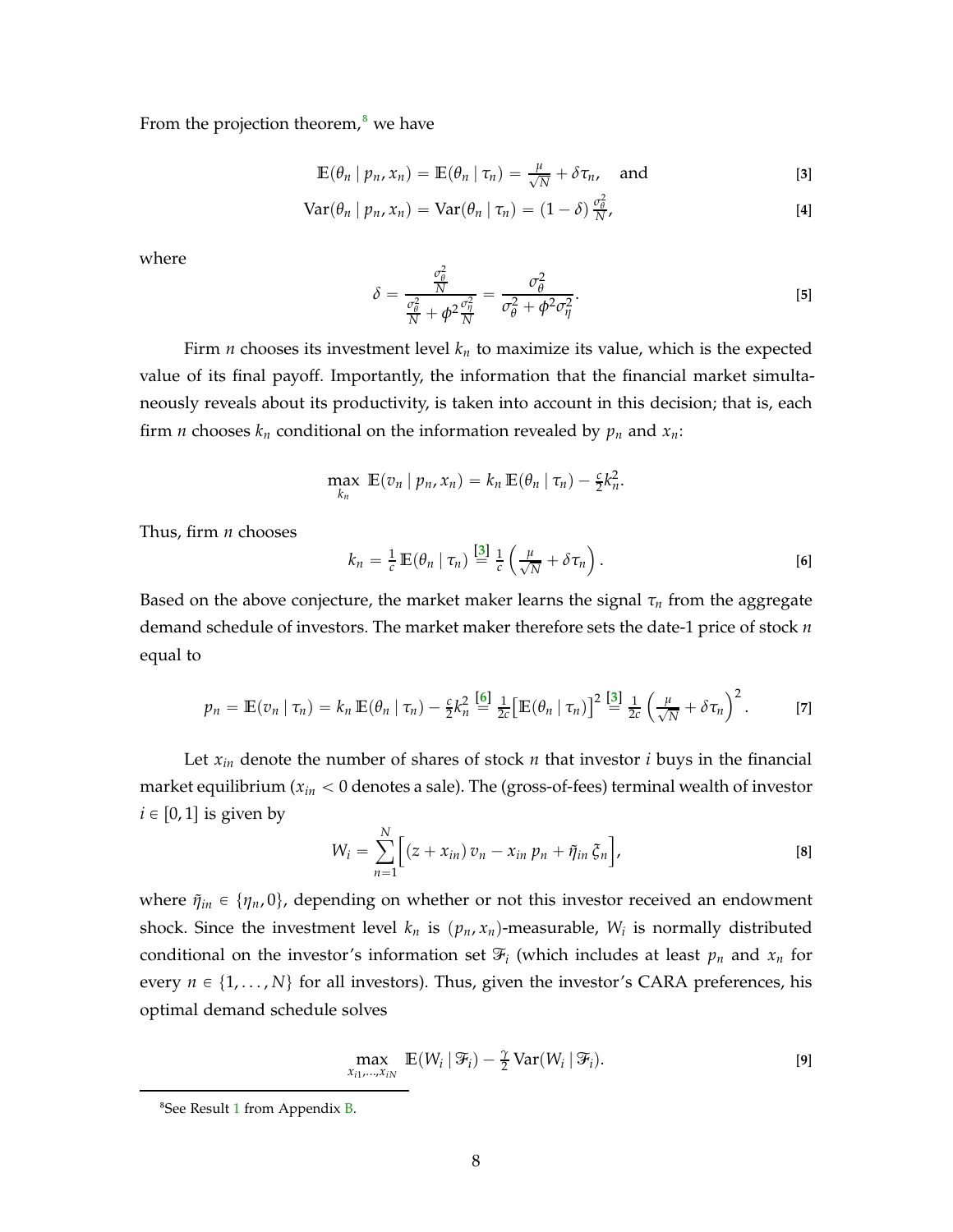From the projection theorem,[8] we have

$$\mathbb{E}(\theta_n \mid p_n, x_n) = \mathbb{E}(\theta_n \mid \tau_n) = \tfrac{\mu}{\sqrt{N}} + \delta \tau_n, \quad \text{and} \tag{3}$$

$$\text{Var}(\theta_n \mid p_n, x_n) = \text{Var}(\theta_n \mid \tau_n) = (1-\delta)\, \tfrac{\sigma_\theta^2}{N}, \tag{4}$$

where

$$\delta = \frac{\frac{\sigma_\theta^2}{N}}{\frac{\sigma_\theta^2}{N} + \phi^2 \frac{\sigma_\eta^2}{N}} = \frac{\sigma_\theta^2}{\sigma_\theta^2 + \phi^2 \sigma_\eta^2}. \tag{5}$$

Firm $n$ chooses its investment level $k_n$ to maximize its value, which is the expected value of its final payoff. Importantly, the information that the financial market simultaneously reveals about its productivity, is taken into account in this decision; that is, each firm $n$ chooses $k_n$ conditional on the information revealed by $p_n$ and $x_n$:

$$\max_{k_n} \; \mathbb{E}(v_n \mid p_n, x_n) = k_n \, \mathbb{E}(\theta_n \mid \tau_n) - \tfrac{c}{2} k_n^2.$$

Thus, firm $n$ chooses

$$k_n = \tfrac{1}{c}\, \mathbb{E}(\theta_n \mid \tau_n) \overset{[3]}{=} \tfrac{1}{c} \left( \tfrac{\mu}{\sqrt{N}} + \delta \tau_n \right). \tag{6}$$

Based on the above conjecture, the market maker learns the signal $\tau_n$ from the aggregate demand schedule of investors. The market maker therefore sets the date-1 price of stock $n$ equal to

$$p_n = \mathbb{E}(v_n \mid \tau_n) = k_n \, \mathbb{E}(\theta_n \mid \tau_n) - \tfrac{c}{2} k_n^2 \overset{[6]}{=} \tfrac{1}{2c} \big[ \mathbb{E}(\theta_n \mid \tau_n) \big]^2 \overset{[3]}{=} \tfrac{1}{2c} \left( \tfrac{\mu}{\sqrt{N}} + \delta \tau_n \right)^2. \tag{7}$$

Let $x_{in}$ denote the number of shares of stock $n$ that investor $i$ buys in the financial market equilibrium ($x_{in} < 0$ denotes a sale). The (gross-of-fees) terminal wealth of investor $i \in [0, 1]$ is given by

$$W_i = \sum_{n=1}^{N} \Big[ (z + x_{in})\, v_n - x_{in}\, p_n + \tilde{\eta}_{in}\, \xi_n \Big], \tag{8}$$

where $\tilde{\eta}_{in} \in \{\eta_n, 0\}$, depending on whether or not this investor received an endowment shock. Since the investment level $k_n$ is $(p_n, x_n)$-measurable, $W_i$ is normally distributed conditional on the investor's information set $\mathscr{F}_i$ (which includes at least $p_n$ and $x_n$ for every $n \in \{1, \ldots, N\}$ for all investors). Thus, given the investor's CARA preferences, his optimal demand schedule solves

$$\max_{x_{i1}, \ldots, x_{iN}} \; \mathbb{E}(W_i \mid \mathscr{F}_i) - \tfrac{\gamma}{2} \, \text{Var}(W_i \mid \mathscr{F}_i). \tag{9}$$

[8] See Result 1 from Appendix B.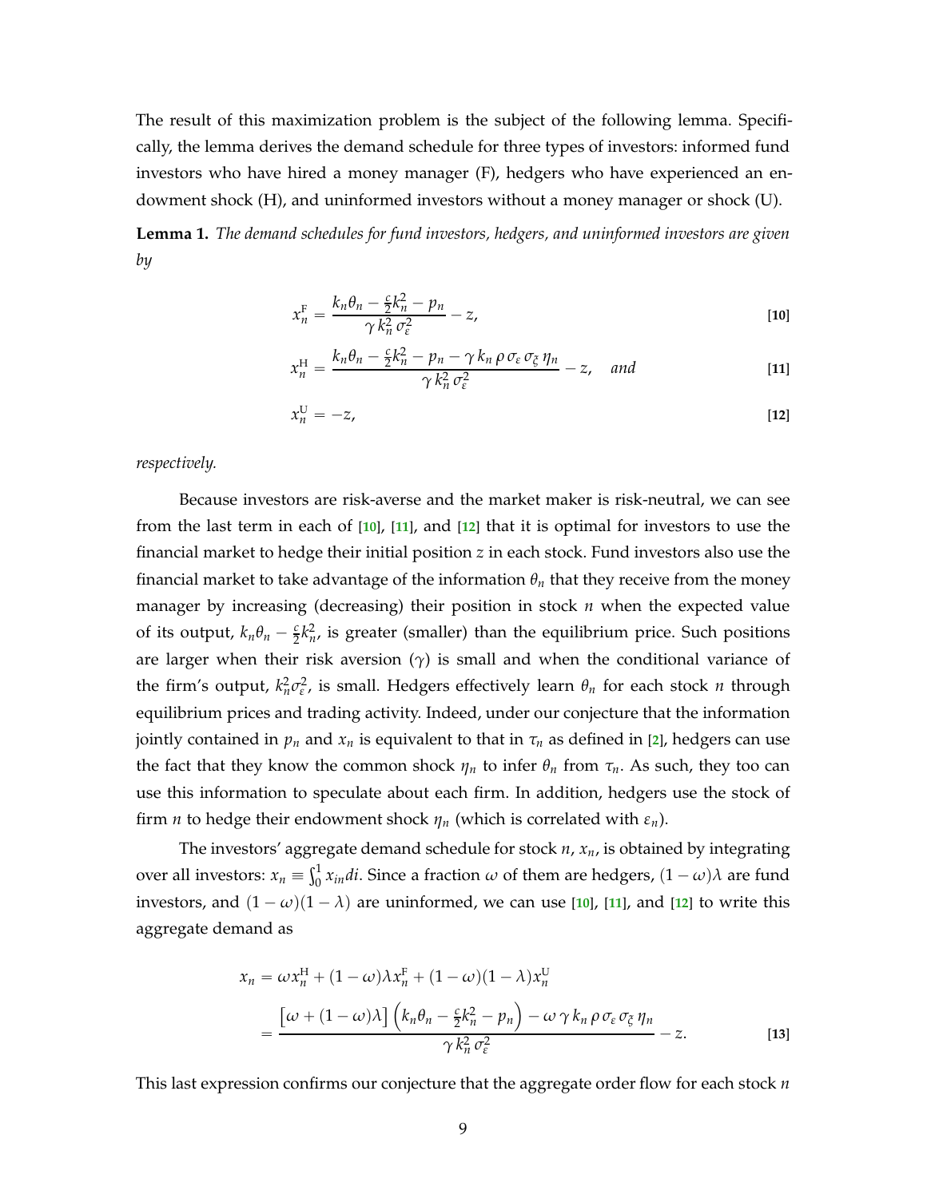The result of this maximization problem is the subject of the following lemma. Specifically, the lemma derives the demand schedule for three types of investors: informed fund investors who have hired a money manager (F), hedgers who have experienced an endowment shock (H), and uninformed investors without a money manager or shock (U).

**Lemma 1.** *The demand schedules for fund investors, hedgers, and uninformed investors are given by*

$$x_n^{\mathrm{F}} = \frac{k_n\theta_n - \frac{c}{2}k_n^2 - p_n}{\gamma\, k_n^2\, \sigma_\varepsilon^2} - z, \tag{10}$$

$$x_n^{\mathrm{H}} = \frac{k_n\theta_n - \frac{c}{2}k_n^2 - p_n - \gamma\, k_n\, \rho\, \sigma_\varepsilon\, \sigma_\xi\, \eta_n}{\gamma\, k_n^2\, \sigma_\varepsilon^2} - z, \quad \textit{and} \tag{11}$$

$$x_n^{\mathrm{U}} = -z, \tag{12}$$

*respectively.*

Because investors are risk-averse and the market maker is risk-neutral, we can see from the last term in each of [10], [11], and [12] that it is optimal for investors to use the financial market to hedge their initial position $z$ in each stock. Fund investors also use the financial market to take advantage of the information $\theta_n$ that they receive from the money manager by increasing (decreasing) their position in stock $n$ when the expected value of its output, $k_n\theta_n - \frac{c}{2}k_n^2$, is greater (smaller) than the equilibrium price. Such positions are larger when their risk aversion ($\gamma$) is small and when the conditional variance of the firm's output, $k_n^2\sigma_\varepsilon^2$, is small. Hedgers effectively learn $\theta_n$ for each stock $n$ through equilibrium prices and trading activity. Indeed, under our conjecture that the information jointly contained in $p_n$ and $x_n$ is equivalent to that in $\tau_n$ as defined in [2], hedgers can use the fact that they know the common shock $\eta_n$ to infer $\theta_n$ from $\tau_n$. As such, they too can use this information to speculate about each firm. In addition, hedgers use the stock of firm $n$ to hedge their endowment shock $\eta_n$ (which is correlated with $\varepsilon_n$).

The investors' aggregate demand schedule for stock $n$, $x_n$, is obtained by integrating over all investors: $x_n \equiv \int_0^1 x_{in} di$. Since a fraction $\omega$ of them are hedgers, $(1-\omega)\lambda$ are fund investors, and $(1-\omega)(1-\lambda)$ are uninformed, we can use [10], [11], and [12] to write this aggregate demand as

$$\begin{aligned} x_n &= \omega x_n^{\mathrm{H}} + (1-\omega)\lambda x_n^{\mathrm{F}} + (1-\omega)(1-\lambda)x_n^{\mathrm{U}} \\ &= \frac{\left[\omega + (1-\omega)\lambda\right]\left(k_n\theta_n - \frac{c}{2}k_n^2 - p_n\right) - \omega\, \gamma\, k_n\, \rho\, \sigma_\varepsilon\, \sigma_\xi\, \eta_n}{\gamma\, k_n^2\, \sigma_\varepsilon^2} - z. \end{aligned} \tag{13}$$

This last expression confirms our conjecture that the aggregate order flow for each stock $n$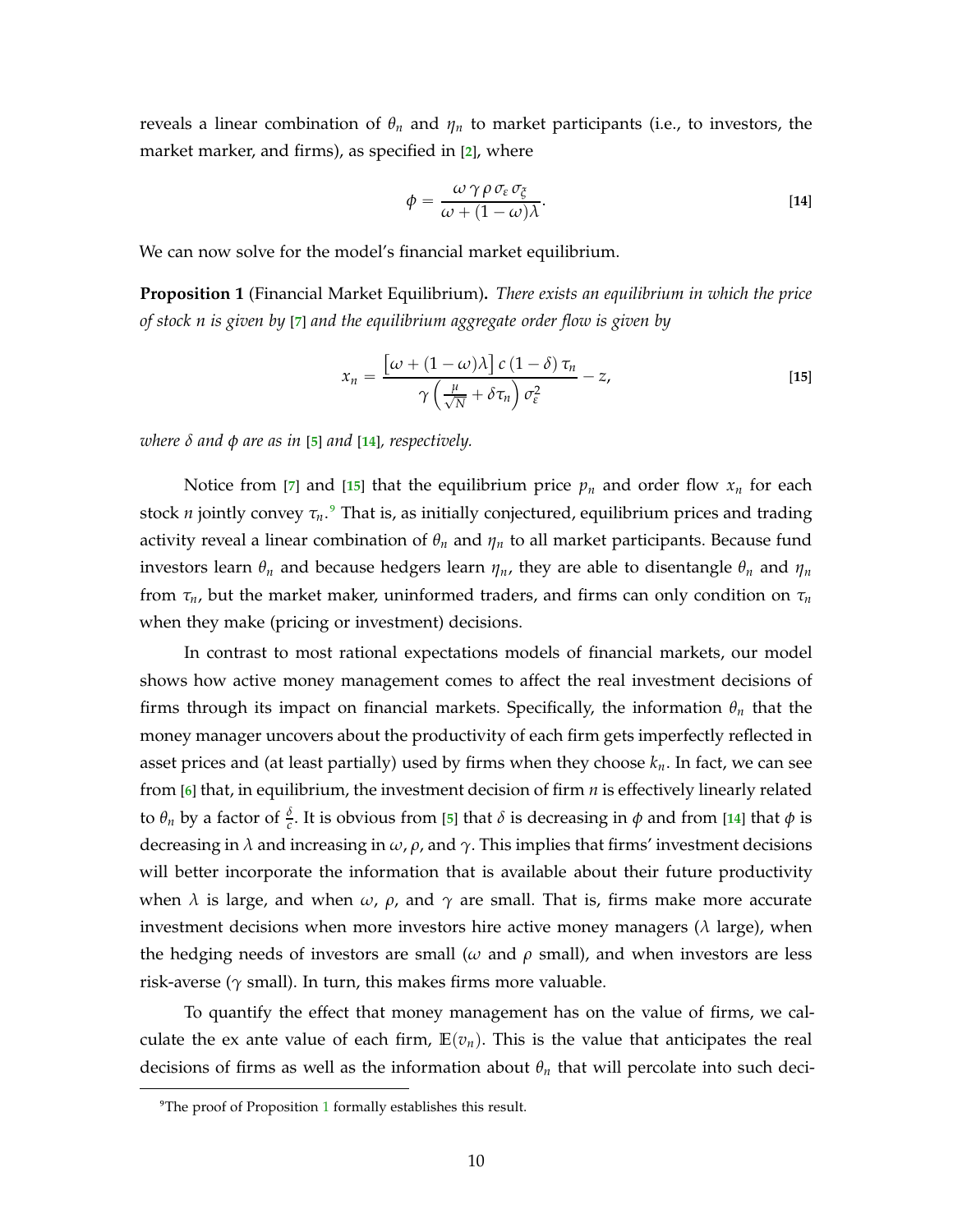reveals a linear combination of $\theta_n$ and $\eta_n$ to market participants (i.e., to investors, the market marker, and firms), as specified in [2], where

$$\phi = \frac{\omega\,\gamma\,\rho\,\sigma_\varepsilon\,\sigma_\zeta}{\omega + (1-\omega)\lambda}. \qquad [14]$$

We can now solve for the model's financial market equilibrium.

**Proposition 1** (Financial Market Equilibrium)**.** *There exists an equilibrium in which the price of stock $n$ is given by [7] and the equilibrium aggregate order flow is given by*

$$x_n = \frac{\left[\omega + (1-\omega)\lambda\right] c\,(1-\delta)\,\tau_n}{\gamma\left(\frac{\mu}{\sqrt{N}} + \delta\tau_n\right)\sigma_\varepsilon^2} - z, \qquad [15]$$

*where $\delta$ and $\phi$ are as in [5] and [14], respectively.*

Notice from [7] and [15] that the equilibrium price $p_n$ and order flow $x_n$ for each stock $n$ jointly convey $\tau_n$.[9] That is, as initially conjectured, equilibrium prices and trading activity reveal a linear combination of $\theta_n$ and $\eta_n$ to all market participants. Because fund investors learn $\theta_n$ and because hedgers learn $\eta_n$, they are able to disentangle $\theta_n$ and $\eta_n$ from $\tau_n$, but the market maker, uninformed traders, and firms can only condition on $\tau_n$ when they make (pricing or investment) decisions.

In contrast to most rational expectations models of financial markets, our model shows how active money management comes to affect the real investment decisions of firms through its impact on financial markets. Specifically, the information $\theta_n$ that the money manager uncovers about the productivity of each firm gets imperfectly reflected in asset prices and (at least partially) used by firms when they choose $k_n$. In fact, we can see from [6] that, in equilibrium, the investment decision of firm $n$ is effectively linearly related to $\theta_n$ by a factor of $\frac{\delta}{c}$. It is obvious from [5] that $\delta$ is decreasing in $\phi$ and from [14] that $\phi$ is decreasing in $\lambda$ and increasing in $\omega$, $\rho$, and $\gamma$. This implies that firms' investment decisions will better incorporate the information that is available about their future productivity when $\lambda$ is large, and when $\omega$, $\rho$, and $\gamma$ are small. That is, firms make more accurate investment decisions when more investors hire active money managers ($\lambda$ large), when the hedging needs of investors are small ($\omega$ and $\rho$ small), and when investors are less risk-averse ($\gamma$ small). In turn, this makes firms more valuable.

To quantify the effect that money management has on the value of firms, we calculate the ex ante value of each firm, $\mathbb{E}(v_n)$. This is the value that anticipates the real decisions of firms as well as the information about $\theta_n$ that will percolate into such deci-

[9] The proof of Proposition 1 formally establishes this result.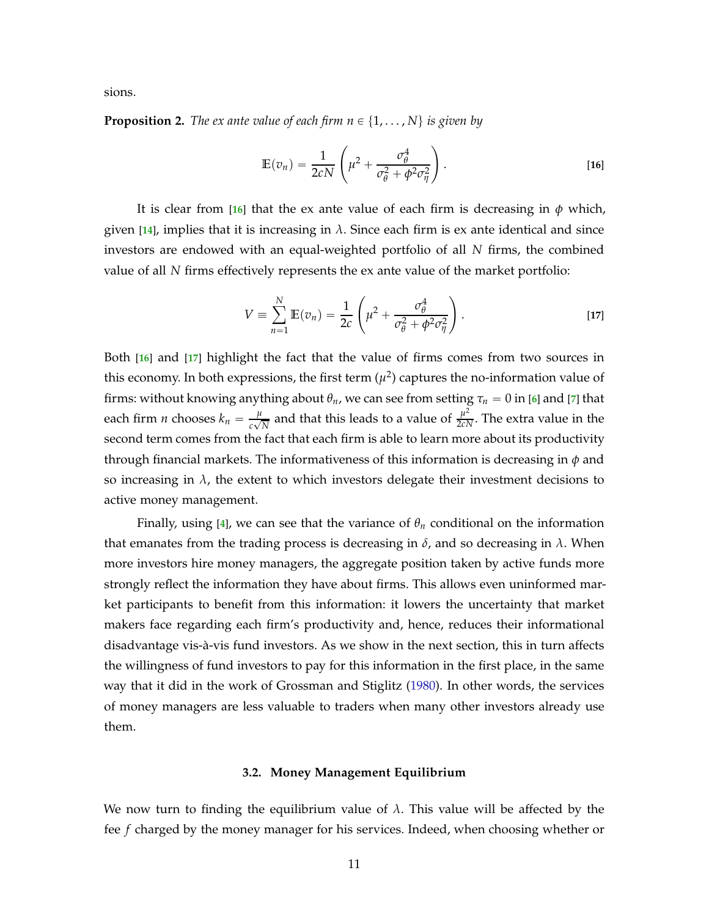sions.

**Proposition 2.** *The ex ante value of each firm $n \in \{1, \ldots, N\}$ is given by*

$$\mathbb{E}(v_n) = \frac{1}{2cN}\left(\mu^2 + \frac{\sigma_\theta^4}{\sigma_\theta^2 + \phi^2\sigma_\eta^2}\right). \quad [16]$$

It is clear from [16] that the ex ante value of each firm is decreasing in $\phi$ which, given [14], implies that it is increasing in $\lambda$. Since each firm is ex ante identical and since investors are endowed with an equal-weighted portfolio of all $N$ firms, the combined value of all $N$ firms effectively represents the ex ante value of the market portfolio:

$$V \equiv \sum_{n=1}^{N} \mathbb{E}(v_n) = \frac{1}{2c}\left(\mu^2 + \frac{\sigma_\theta^4}{\sigma_\theta^2 + \phi^2\sigma_\eta^2}\right). \quad [17]$$

Both [16] and [17] highlight the fact that the value of firms comes from two sources in this economy. In both expressions, the first term ($\mu^2$) captures the no-information value of firms: without knowing anything about $\theta_n$, we can see from setting $\tau_n = 0$ in [6] and [7] that each firm $n$ chooses $k_n = \frac{\mu}{c\sqrt{N}}$ and that this leads to a value of $\frac{\mu^2}{2cN}$. The extra value in the second term comes from the fact that each firm is able to learn more about its productivity through financial markets. The informativeness of this information is decreasing in $\phi$ and so increasing in $\lambda$, the extent to which investors delegate their investment decisions to active money management.

Finally, using [4], we can see that the variance of $\theta_n$ conditional on the information that emanates from the trading process is decreasing in $\delta$, and so decreasing in $\lambda$. When more investors hire money managers, the aggregate position taken by active funds more strongly reflect the information they have about firms. This allows even uninformed market participants to benefit from this information: it lowers the uncertainty that market makers face regarding each firm's productivity and, hence, reduces their informational disadvantage vis-à-vis fund investors. As we show in the next section, this in turn affects the willingness of fund investors to pay for this information in the first place, in the same way that it did in the work of Grossman and Stiglitz (1980). In other words, the services of money managers are less valuable to traders when many other investors already use them.

### 3.2. Money Management Equilibrium

We now turn to finding the equilibrium value of $\lambda$. This value will be affected by the fee $f$ charged by the money manager for his services. Indeed, when choosing whether or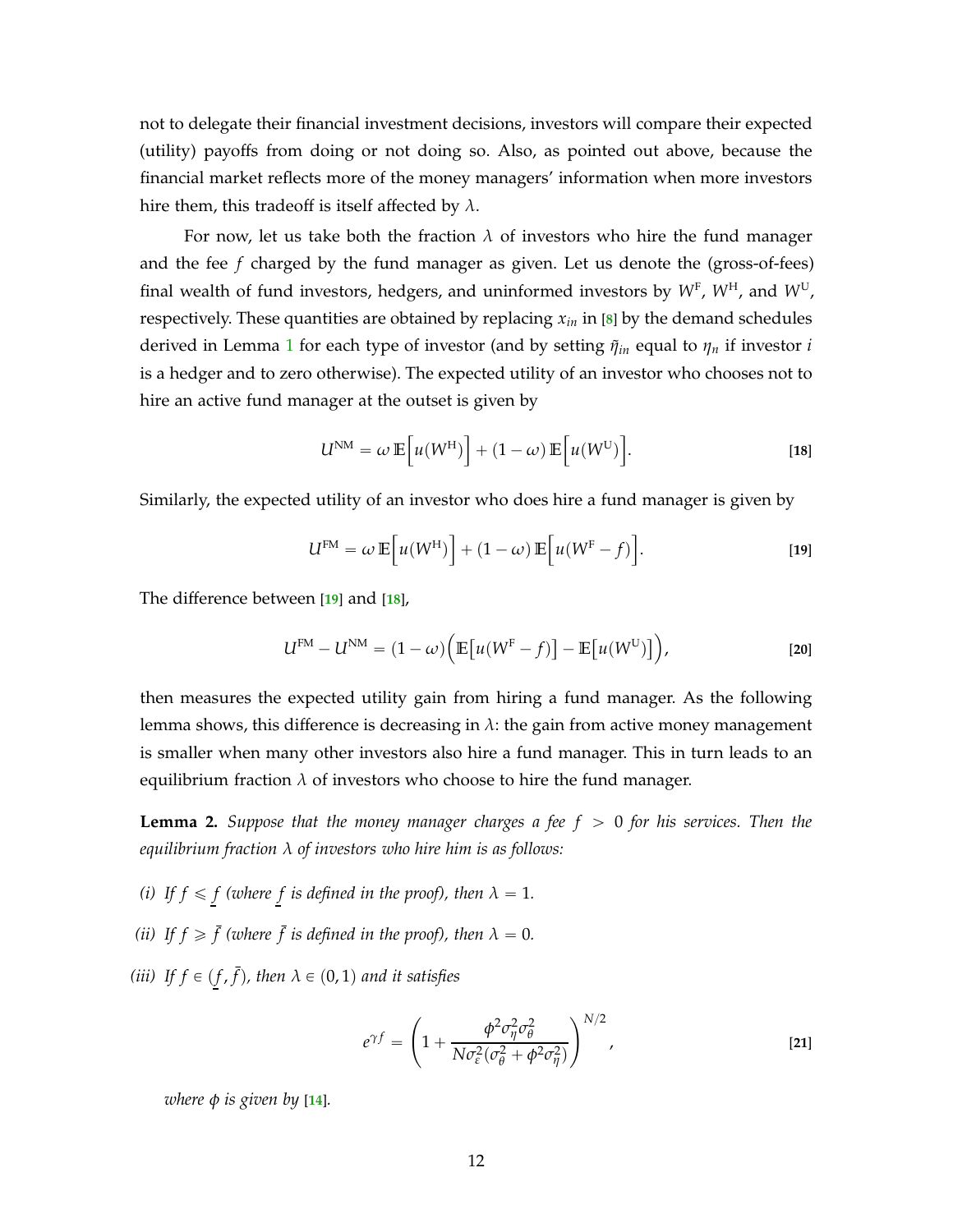not to delegate their financial investment decisions, investors will compare their expected (utility) payoffs from doing or not doing so. Also, as pointed out above, because the financial market reflects more of the money managers' information when more investors hire them, this tradeoff is itself affected by $\lambda$.

For now, let us take both the fraction $\lambda$ of investors who hire the fund manager and the fee $f$ charged by the fund manager as given. Let us denote the (gross-of-fees) final wealth of fund investors, hedgers, and uninformed investors by $W^{\mathrm{F}}$, $W^{\mathrm{H}}$, and $W^{\mathrm{U}}$, respectively. These quantities are obtained by replacing $x_{in}$ in [8] by the demand schedules derived in Lemma 1 for each type of investor (and by setting $\tilde{\eta}_{in}$ equal to $\eta_n$ if investor $i$ is a hedger and to zero otherwise). The expected utility of an investor who chooses not to hire an active fund manager at the outset is given by

$$U^{\mathrm{NM}} = \omega\, \mathbb{E}\Big[u(W^{\mathrm{H}})\Big] + (1-\omega)\, \mathbb{E}\Big[u(W^{\mathrm{U}})\Big]. \qquad [18]$$

Similarly, the expected utility of an investor who does hire a fund manager is given by

$$U^{\mathrm{FM}} = \omega\, \mathbb{E}\Big[u(W^{\mathrm{H}})\Big] + (1-\omega)\, \mathbb{E}\Big[u(W^{\mathrm{F}} - f)\Big]. \qquad [19]$$

The difference between [19] and [18],

$$U^{\mathrm{FM}} - U^{\mathrm{NM}} = (1-\omega)\Big(\mathbb{E}\big[u(W^{\mathrm{F}} - f)\big] - \mathbb{E}\big[u(W^{\mathrm{U}})\big]\Big), \qquad [20]$$

then measures the expected utility gain from hiring a fund manager. As the following lemma shows, this difference is decreasing in $\lambda$: the gain from active money management is smaller when many other investors also hire a fund manager. This in turn leads to an equilibrium fraction $\lambda$ of investors who choose to hire the fund manager.

**Lemma 2.** *Suppose that the money manager charges a fee $f > 0$ for his services. Then the equilibrium fraction $\lambda$ of investors who hire him is as follows:*

*(i) If $f \leqslant \underline{f}$ (where $\underline{f}$ is defined in the proof), then $\lambda = 1$.*

*(ii) If $f \geqslant \bar{f}$ (where $\bar{f}$ is defined in the proof), then $\lambda = 0$.*

*(iii) If $f \in (\underline{f}, \bar{f})$, then $\lambda \in (0,1)$ and it satisfies*

$$e^{\gamma f} = \left(1 + \frac{\phi^2 \sigma_\eta^2 \sigma_\theta^2}{N \sigma_\varepsilon^2 (\sigma_\theta^2 + \phi^2 \sigma_\eta^2)}\right)^{N/2}, \qquad [21]$$

*where $\phi$ is given by* [14]*.*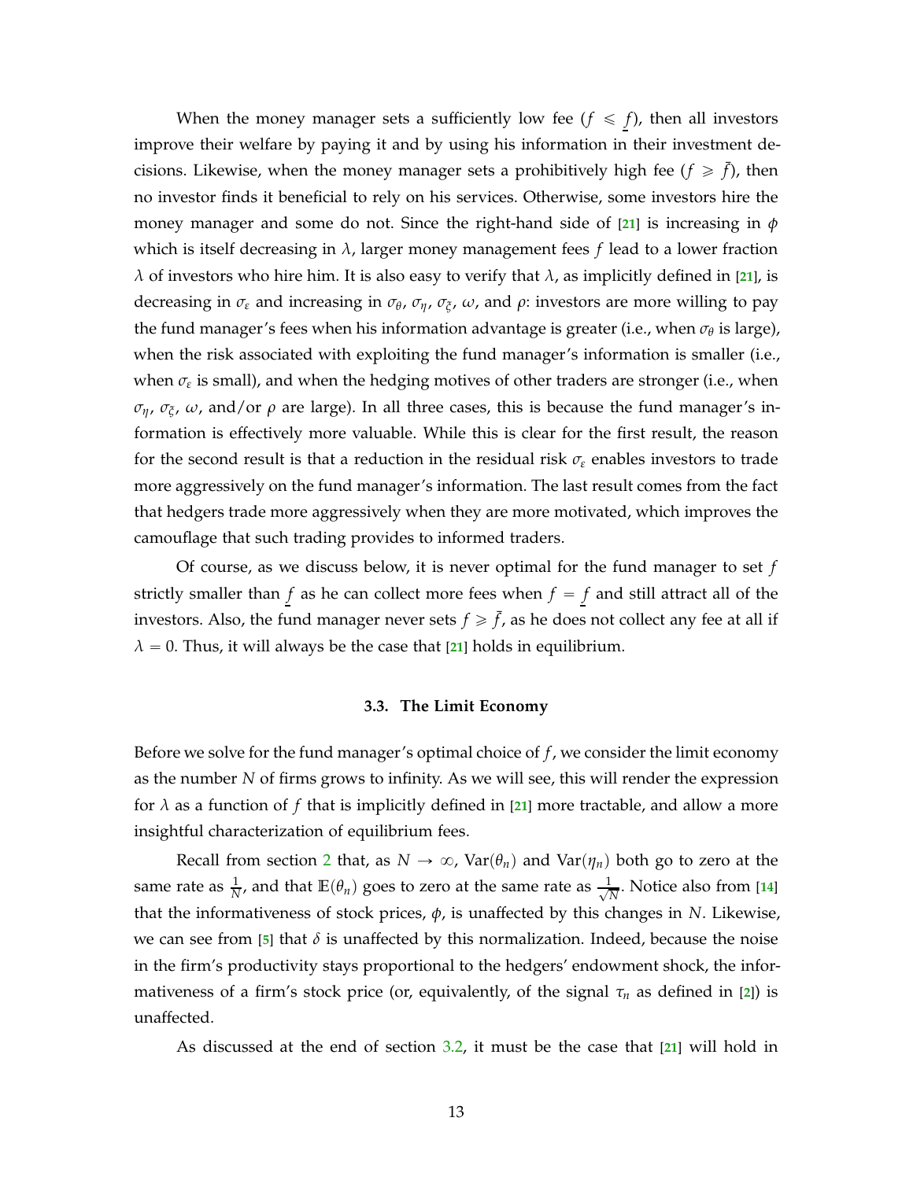When the money manager sets a sufficiently low fee ($f \leqslant \underline{f}$), then all investors improve their welfare by paying it and by using his information in their investment decisions. Likewise, when the money manager sets a prohibitively high fee ($f \geqslant \bar{f}$), then no investor finds it beneficial to rely on his services. Otherwise, some investors hire the money manager and some do not. Since the right-hand side of [21] is increasing in $\phi$ which is itself decreasing in $\lambda$, larger money management fees $f$ lead to a lower fraction $\lambda$ of investors who hire him. It is also easy to verify that $\lambda$, as implicitly defined in [21], is decreasing in $\sigma_\varepsilon$ and increasing in $\sigma_\theta$, $\sigma_\eta$, $\sigma_\xi$, $\omega$, and $\rho$: investors are more willing to pay the fund manager's fees when his information advantage is greater (i.e., when $\sigma_\theta$ is large), when the risk associated with exploiting the fund manager's information is smaller (i.e., when $\sigma_\varepsilon$ is small), and when the hedging motives of other traders are stronger (i.e., when $\sigma_\eta$, $\sigma_\xi$, $\omega$, and/or $\rho$ are large). In all three cases, this is because the fund manager's information is effectively more valuable. While this is clear for the first result, the reason for the second result is that a reduction in the residual risk $\sigma_\varepsilon$ enables investors to trade more aggressively on the fund manager's information. The last result comes from the fact that hedgers trade more aggressively when they are more motivated, which improves the camouflage that such trading provides to informed traders.

Of course, as we discuss below, it is never optimal for the fund manager to set $f$ strictly smaller than $\underline{f}$ as he can collect more fees when $f = \underline{f}$ and still attract all of the investors. Also, the fund manager never sets $f \geqslant \bar{f}$, as he does not collect any fee at all if $\lambda = 0$. Thus, it will always be the case that [21] holds in equilibrium.

### 3.3. The Limit Economy

Before we solve for the fund manager's optimal choice of $f$, we consider the limit economy as the number $N$ of firms grows to infinity. As we will see, this will render the expression for $\lambda$ as a function of $f$ that is implicitly defined in [21] more tractable, and allow a more insightful characterization of equilibrium fees.

Recall from section 2 that, as $N \to \infty$, $\text{Var}(\theta_n)$ and $\text{Var}(\eta_n)$ both go to zero at the same rate as $\frac{1}{N}$, and that $\mathbb{E}(\theta_n)$ goes to zero at the same rate as $\frac{1}{\sqrt{N}}$. Notice also from [14] that the informativeness of stock prices, $\phi$, is unaffected by this changes in $N$. Likewise, we can see from [5] that $\delta$ is unaffected by this normalization. Indeed, because the noise in the firm's productivity stays proportional to the hedgers' endowment shock, the informativeness of a firm's stock price (or, equivalently, of the signal $\tau_n$ as defined in [2]) is unaffected.

As discussed at the end of section 3.2, it must be the case that [21] will hold in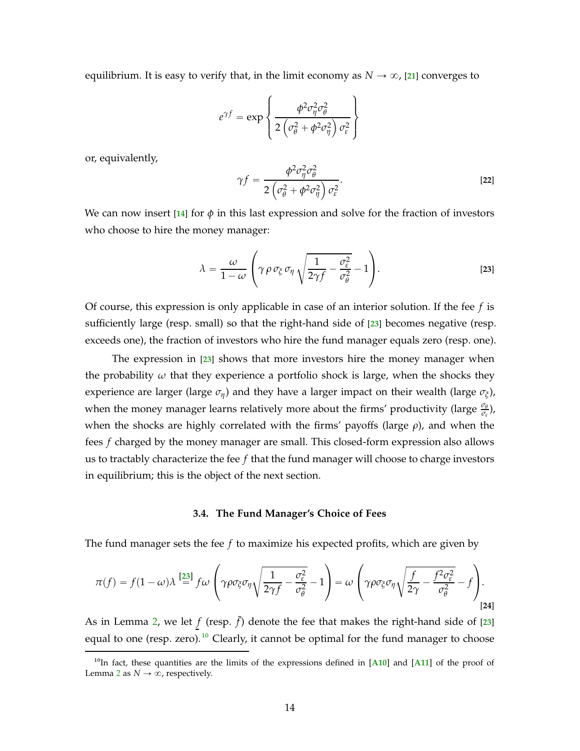equilibrium. It is easy to verify that, in the limit economy as $N \to \infty$, [21] converges to

$$e^{\gamma f} = \exp\left\{ \frac{\phi^2 \sigma_\eta^2 \sigma_\theta^2}{2\left(\sigma_\theta^2 + \phi^2 \sigma_\eta^2\right) \sigma_\varepsilon^2} \right\}$$

or, equivalently,

$$\gamma f = \frac{\phi^2 \sigma_\eta^2 \sigma_\theta^2}{2\left(\sigma_\theta^2 + \phi^2 \sigma_\eta^2\right) \sigma_\varepsilon^2}. \tag{22}$$

We can now insert [14] for $\phi$ in this last expression and solve for the fraction of investors who choose to hire the money manager:

$$\lambda = \frac{\omega}{1-\omega} \left( \gamma\, \rho\, \sigma_\xi\, \sigma_\eta \sqrt{\frac{1}{2\gamma f} - \frac{\sigma_\varepsilon^2}{\sigma_\theta^2}} - 1 \right). \tag{23}$$

Of course, this expression is only applicable in case of an interior solution. If the fee $f$ is sufficiently large (resp. small) so that the right-hand side of [23] becomes negative (resp. exceeds one), the fraction of investors who hire the fund manager equals zero (resp. one).

The expression in [23] shows that more investors hire the money manager when the probability $\omega$ that they experience a portfolio shock is large, when the shocks they experience are larger (large $\sigma_\eta$) and they have a larger impact on their wealth (large $\sigma_\xi$), when the money manager learns relatively more about the firms' productivity (large $\frac{\sigma_\theta}{\sigma_\varepsilon}$), when the shocks are highly correlated with the firms' payoffs (large $\rho$), and when the fees $f$ charged by the money manager are small. This closed-form expression also allows us to tractably characterize the fee $f$ that the fund manager will choose to charge investors in equilibrium; this is the object of the next section.

### 3.4. The Fund Manager's Choice of Fees

The fund manager sets the fee $f$ to maximize his expected profits, which are given by

$$\pi(f) = f(1-\omega)\lambda \overset{[23]}{=} f\omega \left( \gamma\rho\sigma_\xi\sigma_\eta \sqrt{\frac{1}{2\gamma f} - \frac{\sigma_\varepsilon^2}{\sigma_\theta^2}} - 1 \right) = \omega \left( \gamma\rho\sigma_\xi\sigma_\eta \sqrt{\frac{f}{2\gamma} - \frac{f^2\sigma_\varepsilon^2}{\sigma_\theta^2}} - f \right). \tag{24}$$

As in Lemma 2, we let $\underline{f}$ (resp. $\bar{f}$) denote the fee that makes the right-hand side of [23] equal to one (resp. zero).[10] Clearly, it cannot be optimal for the fund manager to choose

[10] In fact, these quantities are the limits of the expressions defined in [A10] and [A11] of the proof of Lemma 2 as $N \to \infty$, respectively.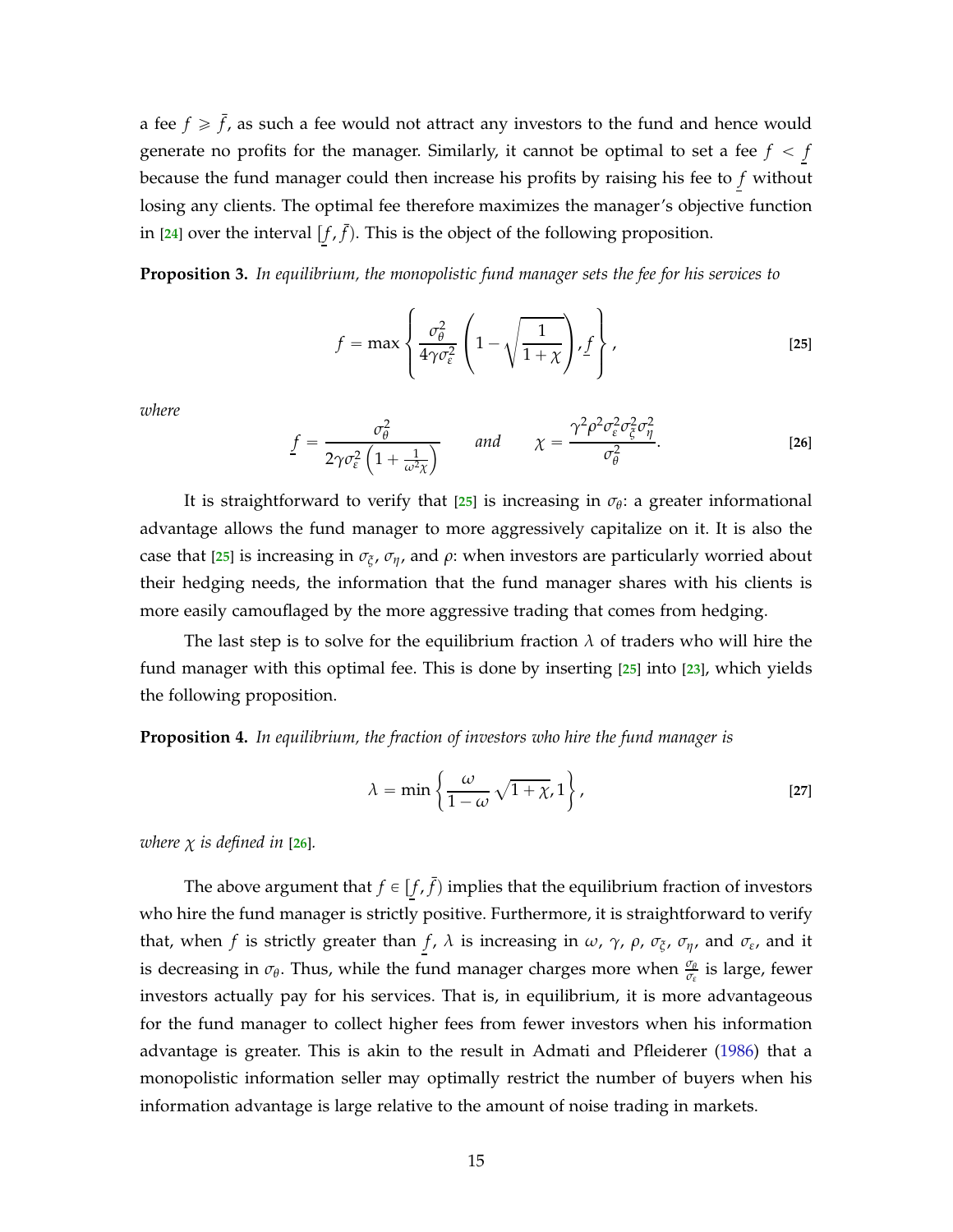a fee $f \geqslant \bar{f}$, as such a fee would not attract any investors to the fund and hence would generate no profits for the manager. Similarly, it cannot be optimal to set a fee $f < \underline{f}$ because the fund manager could then increase his profits by raising his fee to $\underline{f}$ without losing any clients. The optimal fee therefore maximizes the manager's objective function in [24] over the interval $[\underline{f}, \bar{f})$. This is the object of the following proposition.

**Proposition 3.** *In equilibrium, the monopolistic fund manager sets the fee for his services to*

$$f = \max\left\{ \frac{\sigma_\theta^2}{4\gamma\sigma_\varepsilon^2}\left(1 - \sqrt{\frac{1}{1+\chi}}\right), \underline{f} \right\}, \tag{25}$$

*where*

$$\underline{f} = \frac{\sigma_\theta^2}{2\gamma\sigma_\varepsilon^2\left(1 + \frac{1}{\omega^2\chi}\right)} \qquad \text{and} \qquad \chi = \frac{\gamma^2\rho^2\sigma_\varepsilon^2\sigma_\xi^2\sigma_\eta^2}{\sigma_\theta^2}. \tag{26}$$

It is straightforward to verify that [25] is increasing in $\sigma_\theta$: a greater informational advantage allows the fund manager to more aggressively capitalize on it. It is also the case that [25] is increasing in $\sigma_\xi$, $\sigma_\eta$, and $\rho$: when investors are particularly worried about their hedging needs, the information that the fund manager shares with his clients is more easily camouflaged by the more aggressive trading that comes from hedging.

The last step is to solve for the equilibrium fraction $\lambda$ of traders who will hire the fund manager with this optimal fee. This is done by inserting [25] into [23], which yields the following proposition.

**Proposition 4.** *In equilibrium, the fraction of investors who hire the fund manager is*

$$\lambda = \min\left\{ \frac{\omega}{1-\omega}\sqrt{1+\chi}, 1 \right\}, \tag{27}$$

*where $\chi$ is defined in [26].*

The above argument that $f \in [\underline{f}, \bar{f})$ implies that the equilibrium fraction of investors who hire the fund manager is strictly positive. Furthermore, it is straightforward to verify that, when $f$ is strictly greater than $\underline{f}$, $\lambda$ is increasing in $\omega$, $\gamma$, $\rho$, $\sigma_\xi$, $\sigma_\eta$, and $\sigma_\varepsilon$, and it is decreasing in $\sigma_\theta$. Thus, while the fund manager charges more when $\frac{\sigma_\theta}{\sigma_\varepsilon}$ is large, fewer investors actually pay for his services. That is, in equilibrium, it is more advantageous for the fund manager to collect higher fees from fewer investors when his information advantage is greater. This is akin to the result in Admati and Pfleiderer (1986) that a monopolistic information seller may optimally restrict the number of buyers when his information advantage is large relative to the amount of noise trading in markets.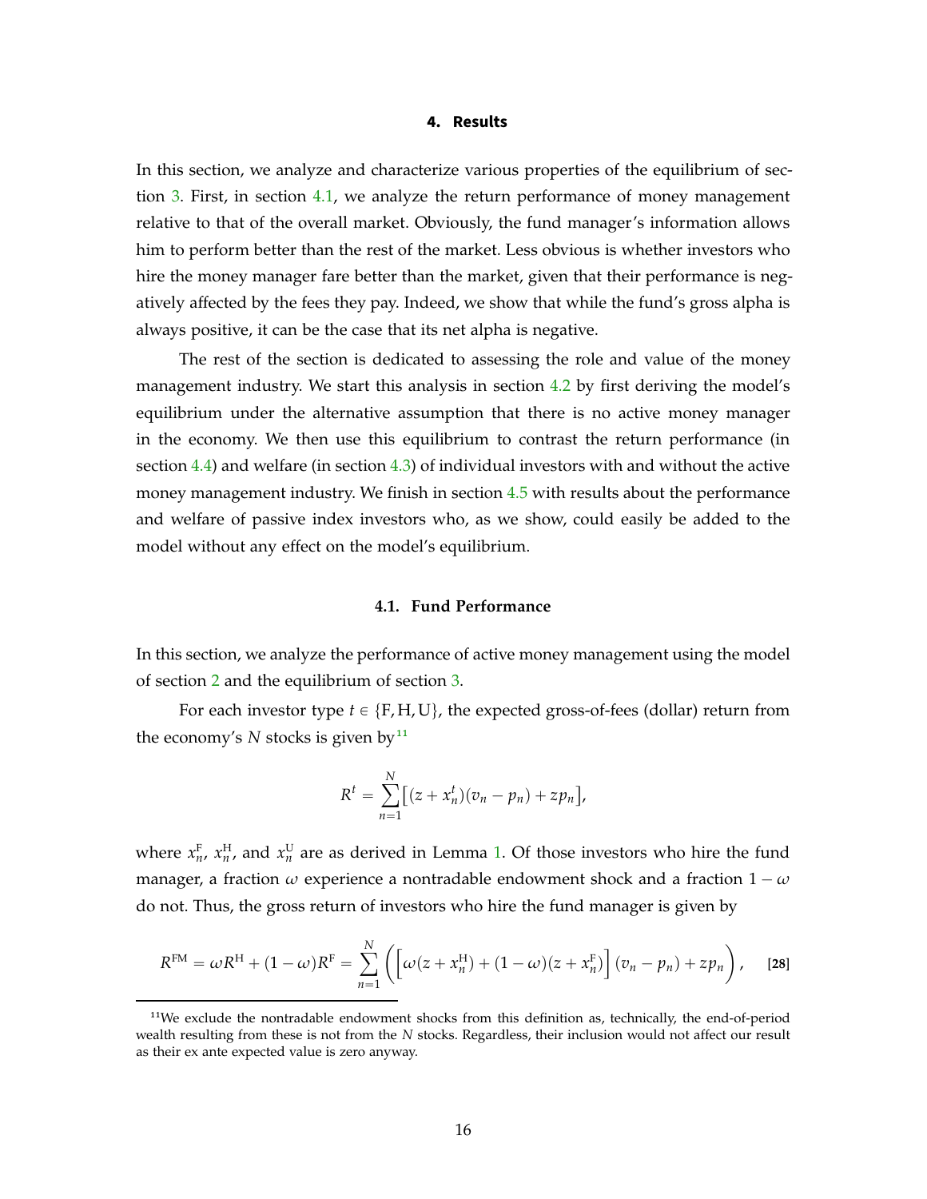## 4. Results

In this section, we analyze and characterize various properties of the equilibrium of section 3. First, in section 4.1, we analyze the return performance of money management relative to that of the overall market. Obviously, the fund manager's information allows him to perform better than the rest of the market. Less obvious is whether investors who hire the money manager fare better than the market, given that their performance is negatively affected by the fees they pay. Indeed, we show that while the fund's gross alpha is always positive, it can be the case that its net alpha is negative.

The rest of the section is dedicated to assessing the role and value of the money management industry. We start this analysis in section 4.2 by first deriving the model's equilibrium under the alternative assumption that there is no active money manager in the economy. We then use this equilibrium to contrast the return performance (in section 4.4) and welfare (in section 4.3) of individual investors with and without the active money management industry. We finish in section 4.5 with results about the performance and welfare of passive index investors who, as we show, could easily be added to the model without any effect on the model's equilibrium.

### 4.1. Fund Performance

In this section, we analyze the performance of active money management using the model of section 2 and the equilibrium of section 3.

For each investor type $t \in \{\mathrm{F}, \mathrm{H}, \mathrm{U}\}$, the expected gross-of-fees (dollar) return from the economy's $N$ stocks is given by[11]

$$R^t = \sum_{n=1}^{N} \big[(z + x_n^t)(v_n - p_n) + z p_n\big],$$

where $x_n^{\mathrm{F}}$, $x_n^{\mathrm{H}}$, and $x_n^{\mathrm{U}}$ are as derived in Lemma 1. Of those investors who hire the fund manager, a fraction $\omega$ experience a nontradable endowment shock and a fraction $1 - \omega$ do not. Thus, the gross return of investors who hire the fund manager is given by

$$R^{\mathrm{FM}} = \omega R^{\mathrm{H}} + (1 - \omega) R^{\mathrm{F}} = \sum_{n=1}^{N} \left( \Big[ \omega(z + x_n^{\mathrm{H}}) + (1 - \omega)(z + x_n^{\mathrm{F}}) \Big] (v_n - p_n) + z p_n \right), \qquad [28]$$

[11] We exclude the nontradable endowment shocks from this definition as, technically, the end-of-period wealth resulting from these is not from the $N$ stocks. Regardless, their inclusion would not affect our result as their ex ante expected value is zero anyway.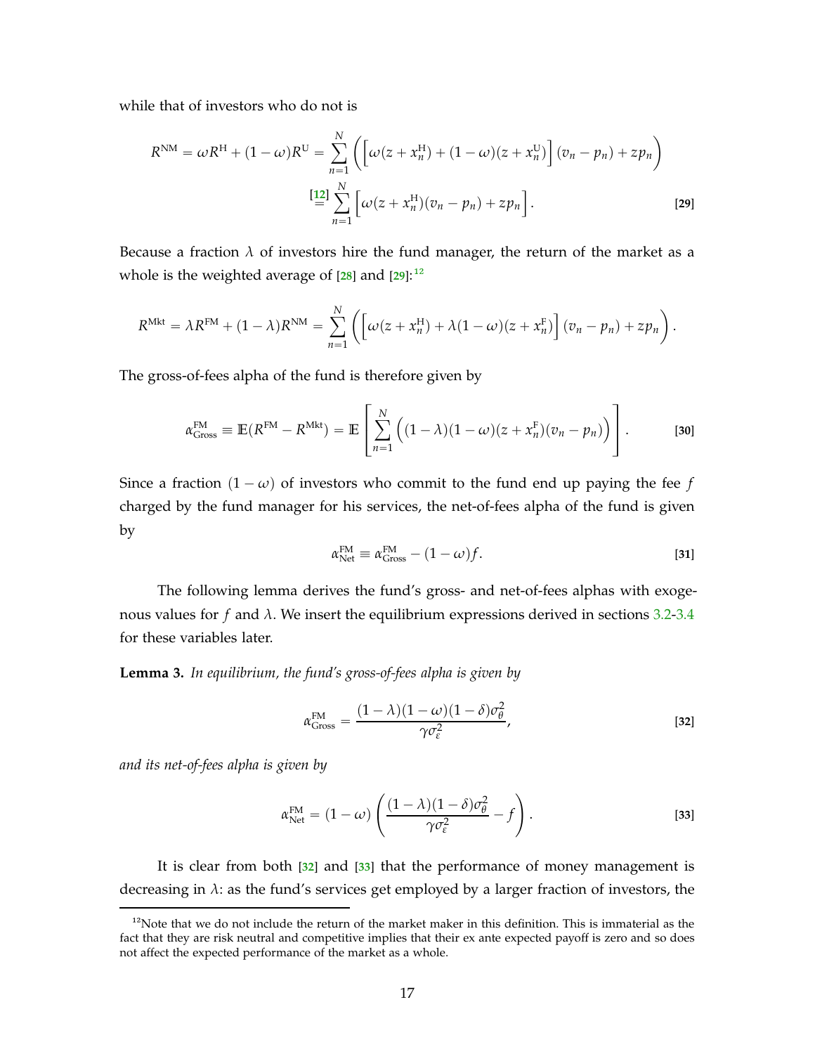while that of investors who do not is

$$R^{\mathrm{NM}} = \omega R^{\mathrm{H}} + (1-\omega)R^{\mathrm{U}} = \sum_{n=1}^{N}\left(\left[\omega(z+x_n^{\mathrm{H}}) + (1-\omega)(z+x_n^{\mathrm{U}})\right](v_n - p_n) + zp_n\right)$$
$$\overset{[12]}{=} \sum_{n=1}^{N}\left[\omega(z+x_n^{\mathrm{H}})(v_n-p_n) + zp_n\right]. \qquad [29]$$

Because a fraction $\lambda$ of investors hire the fund manager, the return of the market as a whole is the weighted average of [28] and [29]:[12]

$$R^{\mathrm{Mkt}} = \lambda R^{\mathrm{FM}} + (1-\lambda)R^{\mathrm{NM}} = \sum_{n=1}^{N}\left(\left[\omega(z+x_n^{\mathrm{H}}) + \lambda(1-\omega)(z+x_n^{\mathrm{F}})\right](v_n-p_n) + zp_n\right).$$

The gross-of-fees alpha of the fund is therefore given by

$$\alpha_{\mathrm{Gross}}^{\mathrm{FM}} \equiv \mathbb{E}(R^{\mathrm{FM}} - R^{\mathrm{Mkt}}) = \mathbb{E}\left[\sum_{n=1}^{N}\Big((1-\lambda)(1-\omega)(z+x_n^{\mathrm{F}})(v_n-p_n)\Big)\right]. \qquad [30]$$

Since a fraction $(1-\omega)$ of investors who commit to the fund end up paying the fee $f$ charged by the fund manager for his services, the net-of-fees alpha of the fund is given by

$$\alpha_{\mathrm{Net}}^{\mathrm{FM}} \equiv \alpha_{\mathrm{Gross}}^{\mathrm{FM}} - (1-\omega)f. \qquad [31]$$

The following lemma derives the fund's gross- and net-of-fees alphas with exogenous values for $f$ and $\lambda$. We insert the equilibrium expressions derived in sections 3.2-3.4 for these variables later.

**Lemma 3.** *In equilibrium, the fund's gross-of-fees alpha is given by*

$$\alpha_{\mathrm{Gross}}^{\mathrm{FM}} = \frac{(1-\lambda)(1-\omega)(1-\delta)\sigma_\theta^2}{\gamma\sigma_\varepsilon^2}, \qquad [32]$$

*and its net-of-fees alpha is given by*

$$\alpha_{\mathrm{Net}}^{\mathrm{FM}} = (1-\omega)\left(\frac{(1-\lambda)(1-\delta)\sigma_\theta^2}{\gamma\sigma_\varepsilon^2} - f\right). \qquad [33]$$

It is clear from both [32] and [33] that the performance of money management is decreasing in $\lambda$: as the fund's services get employed by a larger fraction of investors, the

[12] Note that we do not include the return of the market maker in this definition. This is immaterial as the fact that they are risk neutral and competitive implies that their ex ante expected payoff is zero and so does not affect the expected performance of the market as a whole.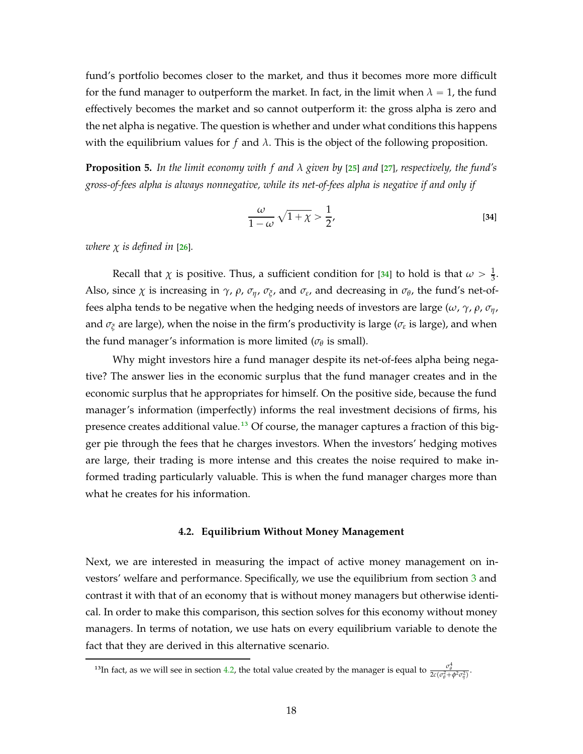fund's portfolio becomes closer to the market, and thus it becomes more more difficult for the fund manager to outperform the market. In fact, in the limit when $\lambda = 1$, the fund effectively becomes the market and so cannot outperform it: the gross alpha is zero and the net alpha is negative. The question is whether and under what conditions this happens with the equilibrium values for $f$ and $\lambda$. This is the object of the following proposition.

**Proposition 5.** *In the limit economy with $f$ and $\lambda$ given by [25] and [27], respectively, the fund's gross-of-fees alpha is always nonnegative, while its net-of-fees alpha is negative if and only if*

$$\frac{\omega}{1-\omega}\sqrt{1+\chi} > \frac{1}{2}, \tag{34}$$

*where $\chi$ is defined in [26].*

Recall that $\chi$ is positive. Thus, a sufficient condition for [34] to hold is that $\omega > \frac{1}{3}$. Also, since $\chi$ is increasing in $\gamma$, $\rho$, $\sigma_\eta$, $\sigma_\xi$, and $\sigma_\varepsilon$, and decreasing in $\sigma_\theta$, the fund's net-of-fees alpha tends to be negative when the hedging needs of investors are large ($\omega$, $\gamma$, $\rho$, $\sigma_\eta$, and $\sigma_\xi$ are large), when the noise in the firm's productivity is large ($\sigma_\varepsilon$ is large), and when the fund manager's information is more limited ($\sigma_\theta$ is small).

Why might investors hire a fund manager despite its net-of-fees alpha being negative? The answer lies in the economic surplus that the fund manager creates and in the economic surplus that he appropriates for himself. On the positive side, because the fund manager's information (imperfectly) informs the real investment decisions of firms, his presence creates additional value.[13] Of course, the manager captures a fraction of this bigger pie through the fees that he charges investors. When the investors' hedging motives are large, their trading is more intense and this creates the noise required to make informed trading particularly valuable. This is when the fund manager charges more than what he creates for his information.

### 4.2. Equilibrium Without Money Management

Next, we are interested in measuring the impact of active money management on investors' welfare and performance. Specifically, we use the equilibrium from section 3 and contrast it with that of an economy that is without money managers but otherwise identical. In order to make this comparison, this section solves for this economy without money managers. In terms of notation, we use hats on every equilibrium variable to denote the fact that they are derived in this alternative scenario.

[13] In fact, as we will see in section 4.2, the total value created by the manager is equal to $\frac{\sigma_\theta^4}{2c(\sigma_\theta^2+\phi^2\sigma_\eta^2)}$.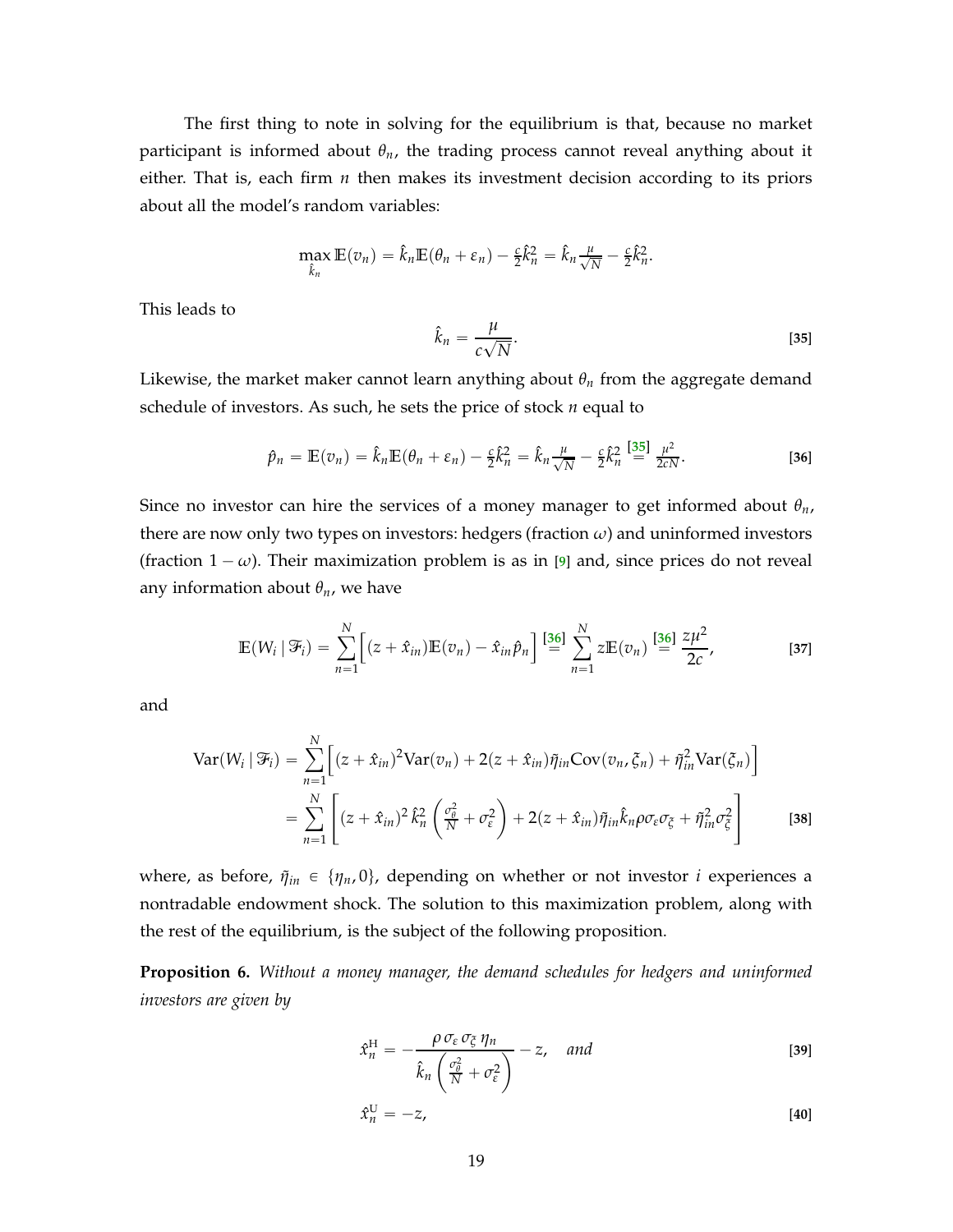The first thing to note in solving for the equilibrium is that, because no market participant is informed about $\theta_n$, the trading process cannot reveal anything about it either. That is, each firm $n$ then makes its investment decision according to its priors about all the model's random variables:

$$\max_{\hat{k}_n} \mathbb{E}(v_n) = \hat{k}_n \mathbb{E}(\theta_n + \varepsilon_n) - \tfrac{c}{2}\hat{k}_n^2 = \hat{k}_n \tfrac{\mu}{\sqrt{N}} - \tfrac{c}{2}\hat{k}_n^2.$$

This leads to

$$\hat{k}_n = \frac{\mu}{c\sqrt{N}}. \qquad [35]$$

Likewise, the market maker cannot learn anything about $\theta_n$ from the aggregate demand schedule of investors. As such, he sets the price of stock $n$ equal to

$$\hat{p}_n = \mathbb{E}(v_n) = \hat{k}_n \mathbb{E}(\theta_n + \varepsilon_n) - \tfrac{c}{2}\hat{k}_n^2 = \hat{k}_n \tfrac{\mu}{\sqrt{N}} - \tfrac{c}{2}\hat{k}_n^2 \overset{[35]}{=} \tfrac{\mu^2}{2cN}. \qquad [36]$$

Since no investor can hire the services of a money manager to get informed about $\theta_n$, there are now only two types on investors: hedgers (fraction $\omega$) and uninformed investors (fraction $1-\omega$). Their maximization problem is as in [9] and, since prices do not reveal any information about $\theta_n$, we have

$$\mathbb{E}(W_i \mid \mathcal{F}_i) = \sum_{n=1}^{N}\Big[(z + \hat{x}_{in})\mathbb{E}(v_n) - \hat{x}_{in}\hat{p}_n\Big] \overset{[36]}{=} \sum_{n=1}^{N} z\mathbb{E}(v_n) \overset{[36]}{=} \frac{z\mu^2}{2c}, \qquad [37]$$

and

$$\begin{aligned}
\text{Var}(W_i \mid \mathcal{F}_i) &= \sum_{n=1}^{N}\Big[(z+\hat{x}_{in})^2\text{Var}(v_n) + 2(z+\hat{x}_{in})\tilde{\eta}_{in}\text{Cov}(v_n, \xi_n) + \tilde{\eta}_{in}^2\text{Var}(\xi_n)\Big] \\
&= \sum_{n=1}^{N}\left[(z+\hat{x}_{in})^2\,\hat{k}_n^2\left(\tfrac{\sigma_\theta^2}{N} + \sigma_\varepsilon^2\right) + 2(z+\hat{x}_{in})\tilde{\eta}_{in}\hat{k}_n\rho\sigma_\varepsilon\sigma_\xi + \tilde{\eta}_{in}^2\sigma_\xi^2\right] \qquad [38]
\end{aligned}$$

where, as before, $\tilde{\eta}_{in} \in \{\eta_n, 0\}$, depending on whether or not investor $i$ experiences a nontradable endowment shock. The solution to this maximization problem, along with the rest of the equilibrium, is the subject of the following proposition.

**Proposition 6.** *Without a money manager, the demand schedules for hedgers and uninformed investors are given by*

$$\hat{x}_n^{\text{H}} = -\frac{\rho\,\sigma_\varepsilon\,\sigma_\xi\,\eta_n}{\hat{k}_n\left(\frac{\sigma_\theta^2}{N} + \sigma_\varepsilon^2\right)} - z, \quad \textit{and} \qquad [39]$$

$$\hat{x}_n^{\text{U}} = -z, \qquad [40]$$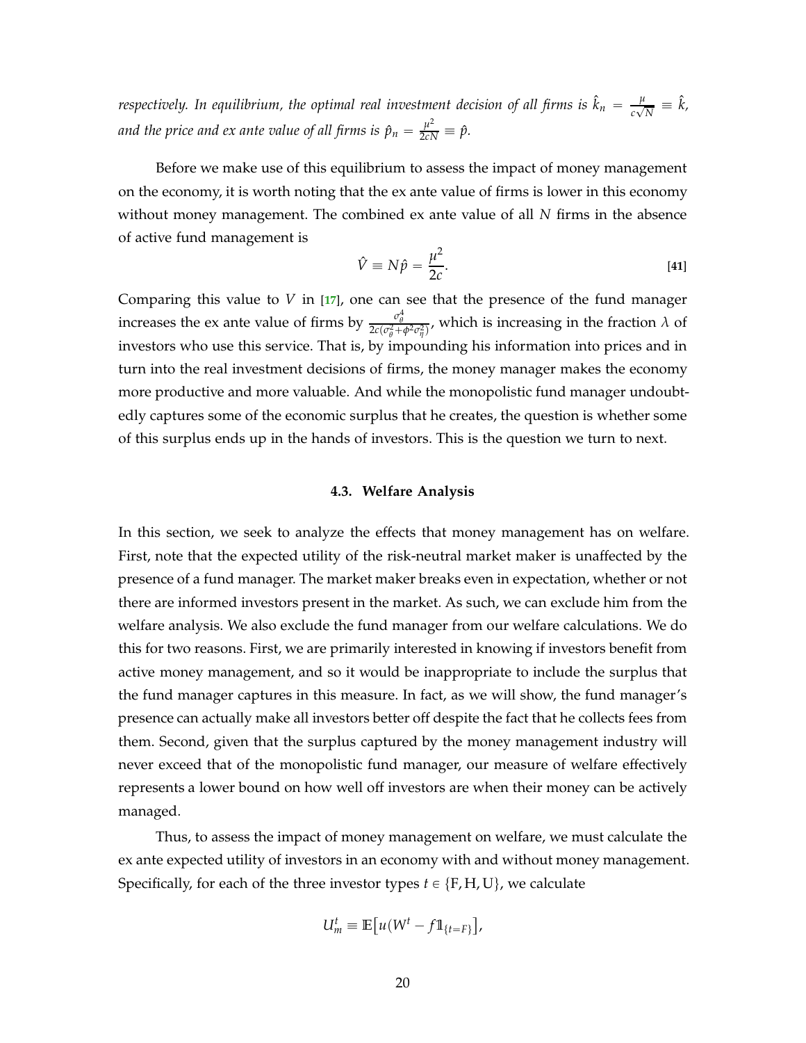*respectively. In equilibrium, the optimal real investment decision of all firms is $\hat{k}_n = \frac{\mu}{c\sqrt{N}} \equiv \hat{k}$, and the price and ex ante value of all firms is $\hat{p}_n = \frac{\mu^2}{2cN} \equiv \hat{p}$.*

Before we make use of this equilibrium to assess the impact of money management on the economy, it is worth noting that the ex ante value of firms is lower in this economy without money management. The combined ex ante value of all $N$ firms in the absence of active fund management is

$$\hat{V} \equiv N\hat{p} = \frac{\mu^2}{2c}. \quad [41]$$

Comparing this value to $V$ in [17], one can see that the presence of the fund manager increases the ex ante value of firms by $\frac{\sigma_\theta^4}{2c(\sigma_\theta^2+\phi^2\sigma_\eta^2)}$, which is increasing in the fraction $\lambda$ of investors who use this service. That is, by impounding his information into prices and in turn into the real investment decisions of firms, the money manager makes the economy more productive and more valuable. And while the monopolistic fund manager undoubtedly captures some of the economic surplus that he creates, the question is whether some of this surplus ends up in the hands of investors. This is the question we turn to next.

### 4.3. Welfare Analysis

In this section, we seek to analyze the effects that money management has on welfare. First, note that the expected utility of the risk-neutral market maker is unaffected by the presence of a fund manager. The market maker breaks even in expectation, whether or not there are informed investors present in the market. As such, we can exclude him from the welfare analysis. We also exclude the fund manager from our welfare calculations. We do this for two reasons. First, we are primarily interested in knowing if investors benefit from active money management, and so it would be inappropriate to include the surplus that the fund manager captures in this measure. In fact, as we will show, the fund manager's presence can actually make all investors better off despite the fact that he collects fees from them. Second, given that the surplus captured by the money management industry will never exceed that of the monopolistic fund manager, our measure of welfare effectively represents a lower bound on how well off investors are when their money can be actively managed.

Thus, to assess the impact of money management on welfare, we must calculate the ex ante expected utility of investors in an economy with and without money management. Specifically, for each of the three investor types $t \in \{\mathrm{F}, \mathrm{H}, \mathrm{U}\}$, we calculate

$$U_m^t \equiv \mathbb{E}\big[u(W^t - f\mathbb{1}_{\{t=F\}}\big],$$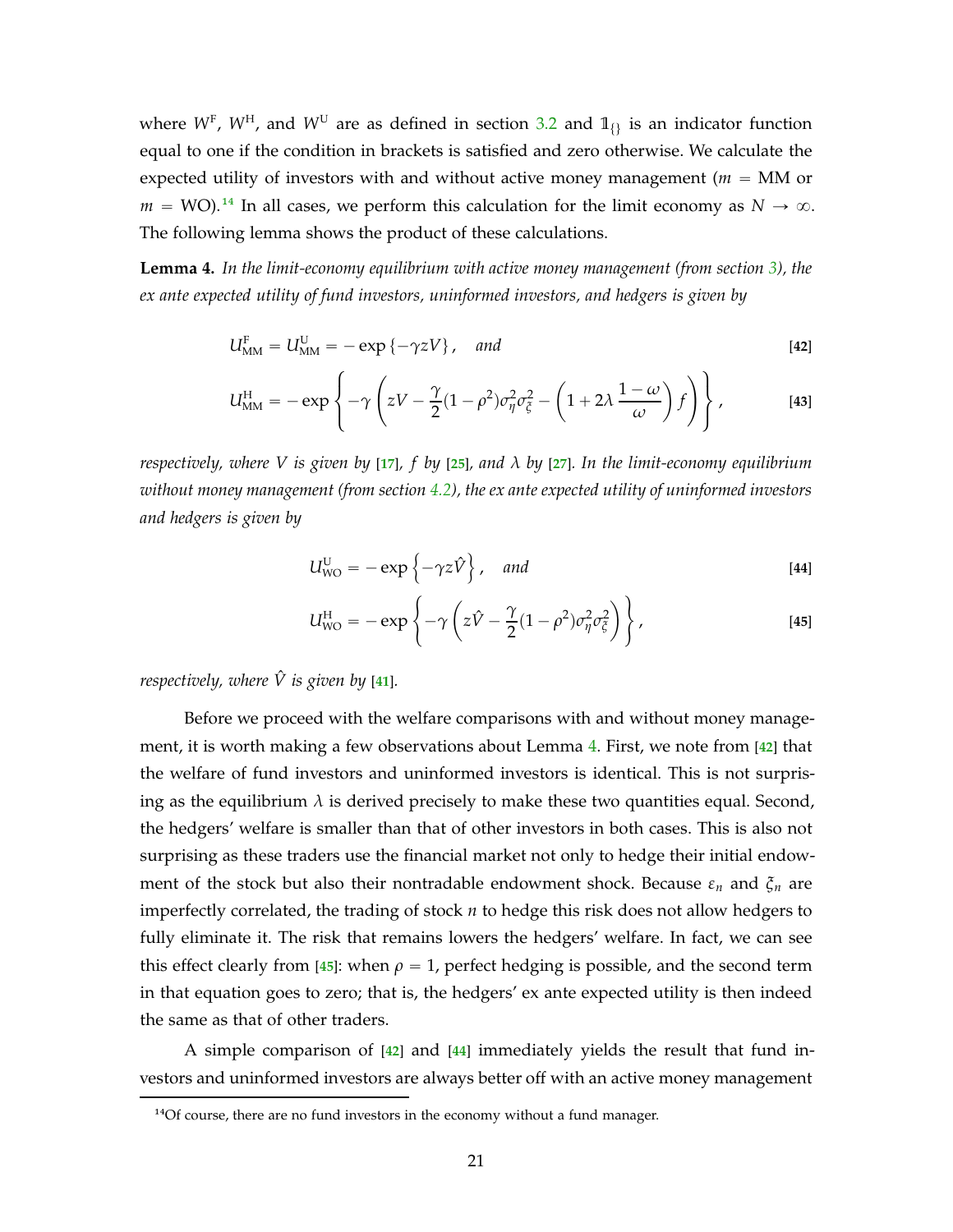where $W^{\mathrm{F}}$, $W^{\mathrm{H}}$, and $W^{\mathrm{U}}$ are as defined in section 3.2 and $\mathbb{1}_{\{\}}$ is an indicator function equal to one if the condition in brackets is satisfied and zero otherwise. We calculate the expected utility of investors with and without active money management ($m = \mathrm{MM}$ or $m = \mathrm{WO}$).[14] In all cases, we perform this calculation for the limit economy as $N \to \infty$. The following lemma shows the product of these calculations.

**Lemma 4.** *In the limit-economy equilibrium with active money management (from section 3), the ex ante expected utility of fund investors, uninformed investors, and hedgers is given by*

$$U^{\mathrm{F}}_{\mathrm{MM}} = U^{\mathrm{U}}_{\mathrm{MM}} = -\exp\left\{-\gamma z V\right\}, \quad \text{and} \tag{42}$$

$$U^{\mathrm{H}}_{\mathrm{MM}} = -\exp\left\{-\gamma\left(zV - \frac{\gamma}{2}(1-\rho^2)\sigma_\eta^2\sigma_\xi^2 - \left(1 + 2\lambda\frac{1-\omega}{\omega}\right)f\right)\right\}, \tag{43}$$

*respectively, where $V$ is given by [17], $f$ by [25], and $\lambda$ by [27]. In the limit-economy equilibrium without money management (from section 4.2), the ex ante expected utility of uninformed investors and hedgers is given by*

$$U^{\mathrm{U}}_{\mathrm{WO}} = -\exp\left\{-\gamma z\hat{V}\right\}, \quad \text{and} \tag{44}$$

$$U^{\mathrm{H}}_{\mathrm{WO}} = -\exp\left\{-\gamma\left(z\hat{V} - \frac{\gamma}{2}(1-\rho^2)\sigma_\eta^2\sigma_\xi^2\right)\right\}, \tag{45}$$

*respectively, where $\hat{V}$ is given by [41].*

Before we proceed with the welfare comparisons with and without money management, it is worth making a few observations about Lemma 4. First, we note from [42] that the welfare of fund investors and uninformed investors is identical. This is not surprising as the equilibrium $\lambda$ is derived precisely to make these two quantities equal. Second, the hedgers' welfare is smaller than that of other investors in both cases. This is also not surprising as these traders use the financial market not only to hedge their initial endowment of the stock but also their nontradable endowment shock. Because $\varepsilon_n$ and $\xi_n$ are imperfectly correlated, the trading of stock $n$ to hedge this risk does not allow hedgers to fully eliminate it. The risk that remains lowers the hedgers' welfare. In fact, we can see this effect clearly from [45]: when $\rho = 1$, perfect hedging is possible, and the second term in that equation goes to zero; that is, the hedgers' ex ante expected utility is then indeed the same as that of other traders.

A simple comparison of [42] and [44] immediately yields the result that fund investors and uninformed investors are always better off with an active money management

[14] Of course, there are no fund investors in the economy without a fund manager.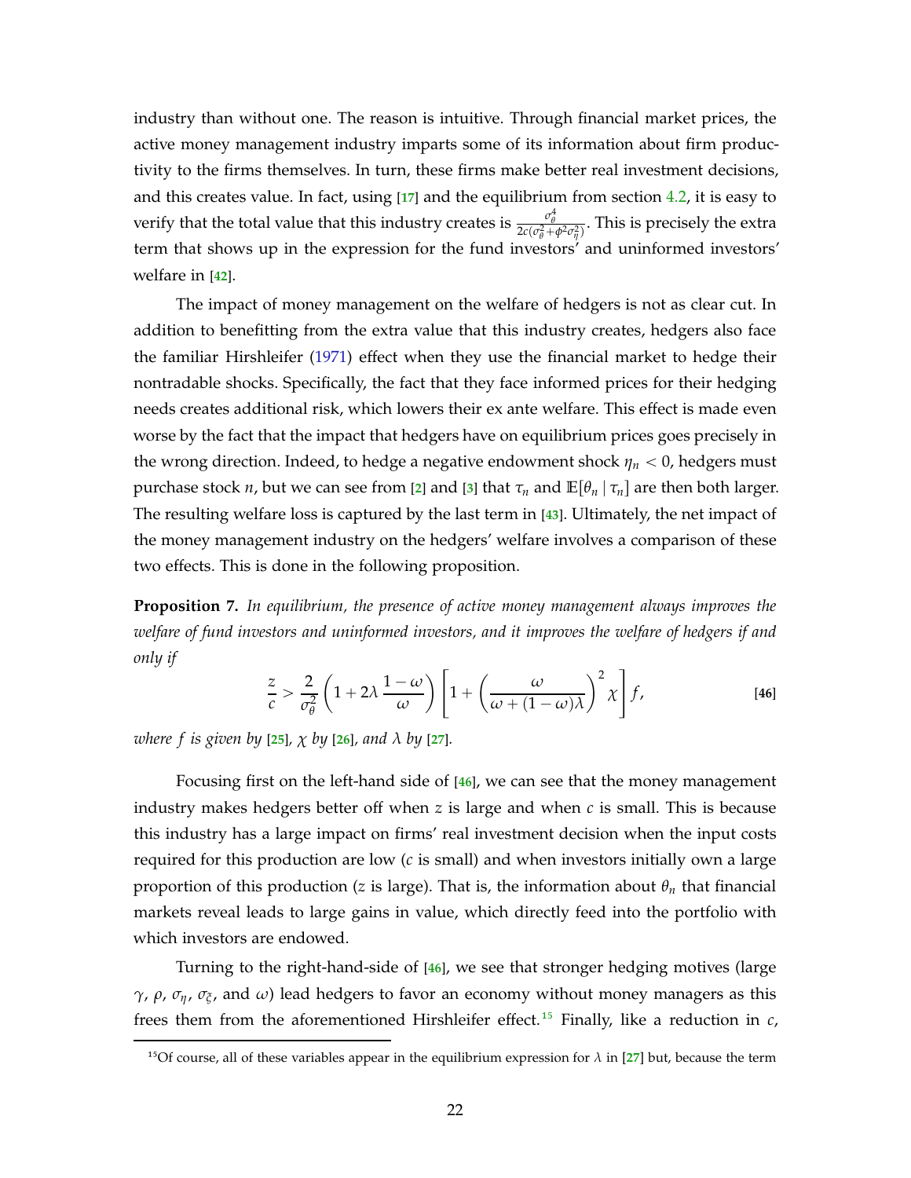industry than without one. The reason is intuitive. Through financial market prices, the active money management industry imparts some of its information about firm productivity to the firms themselves. In turn, these firms make better real investment decisions, and this creates value. In fact, using [17] and the equilibrium from section 4.2, it is easy to verify that the total value that this industry creates is $\frac{\sigma_\theta^4}{2c(\sigma_\theta^2+\phi^2\sigma_\eta^2)}$. This is precisely the extra term that shows up in the expression for the fund investors' and uninformed investors' welfare in [42].

The impact of money management on the welfare of hedgers is not as clear cut. In addition to benefitting from the extra value that this industry creates, hedgers also face the familiar Hirshleifer (1971) effect when they use the financial market to hedge their nontradable shocks. Specifically, the fact that they face informed prices for their hedging needs creates additional risk, which lowers their ex ante welfare. This effect is made even worse by the fact that the impact that hedgers have on equilibrium prices goes precisely in the wrong direction. Indeed, to hedge a negative endowment shock $\eta_n < 0$, hedgers must purchase stock $n$, but we can see from [2] and [3] that $\tau_n$ and $\mathbb{E}[\theta_n \mid \tau_n]$ are then both larger. The resulting welfare loss is captured by the last term in [43]. Ultimately, the net impact of the money management industry on the hedgers' welfare involves a comparison of these two effects. This is done in the following proposition.

**Proposition 7.** *In equilibrium, the presence of active money management always improves the welfare of fund investors and uninformed investors, and it improves the welfare of hedgers if and only if*

$$\frac{z}{c} > \frac{2}{\sigma_\theta^2}\left(1 + 2\lambda\,\frac{1-\omega}{\omega}\right)\left[1 + \left(\frac{\omega}{\omega + (1-\omega)\lambda}\right)^2 \chi\right] f, \qquad [46]$$

*where $f$ is given by [25], $\chi$ by [26], and $\lambda$ by [27].*

Focusing first on the left-hand side of [46], we can see that the money management industry makes hedgers better off when $z$ is large and when $c$ is small. This is because this industry has a large impact on firms' real investment decision when the input costs required for this production are low ($c$ is small) and when investors initially own a large proportion of this production ($z$ is large). That is, the information about $\theta_n$ that financial markets reveal leads to large gains in value, which directly feed into the portfolio with which investors are endowed.

Turning to the right-hand-side of [46], we see that stronger hedging motives (large $\gamma$, $\rho$, $\sigma_\eta$, $\sigma_\xi$, and $\omega$) lead hedgers to favor an economy without money managers as this frees them from the aforementioned Hirshleifer effect.[15] Finally, like a reduction in $c$,

[15] Of course, all of these variables appear in the equilibrium expression for $\lambda$ in [27] but, because the term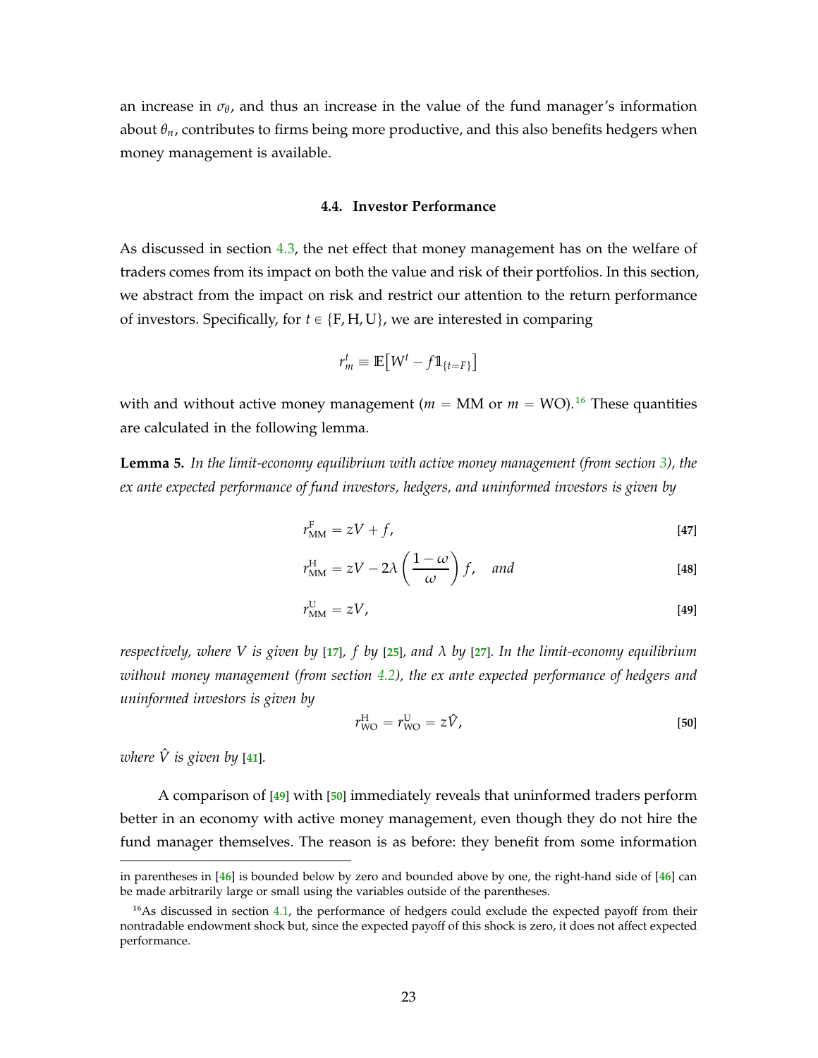an increase in $\sigma_\theta$, and thus an increase in the value of the fund manager's information about $\theta_n$, contributes to firms being more productive, and this also benefits hedgers when money management is available.

### 4.4. Investor Performance

As discussed in section 4.3, the net effect that money management has on the welfare of traders comes from its impact on both the value and risk of their portfolios. In this section, we abstract from the impact on risk and restrict our attention to the return performance of investors. Specifically, for $t \in \{\mathrm{F}, \mathrm{H}, \mathrm{U}\}$, we are interested in comparing

$$r_m^t \equiv \mathbb{E}\big[W^t - f\mathbb{1}_{\{t=F\}}\big]$$

with and without active money management ($m = \mathrm{MM}$ or $m = \mathrm{WO}$).[16] These quantities are calculated in the following lemma.

**Lemma 5.** *In the limit-economy equilibrium with active money management (from section 3), the ex ante expected performance of fund investors, hedgers, and uninformed investors is given by*

$$r_{\mathrm{MM}}^{\mathrm{F}} = zV + f, \tag{47}$$

$$r_{\mathrm{MM}}^{\mathrm{H}} = zV - 2\lambda\left(\frac{1-\omega}{\omega}\right)f, \quad \textit{and} \tag{48}$$

$$r_{\mathrm{MM}}^{\mathrm{U}} = zV, \tag{49}$$

*respectively, where $V$ is given by [17], $f$ by [25], and $\lambda$ by [27]. In the limit-economy equilibrium without money management (from section 4.2), the ex ante expected performance of hedgers and uninformed investors is given by*

$$r_{\mathrm{WO}}^{\mathrm{H}} = r_{\mathrm{WO}}^{\mathrm{U}} = z\hat{V}, \tag{50}$$

*where $\hat{V}$ is given by [41].*

A comparison of [49] with [50] immediately reveals that uninformed traders perform better in an economy with active money management, even though they do not hire the fund manager themselves. The reason is as before: they benefit from some information

---

in parentheses in [46] is bounded below by zero and bounded above by one, the right-hand side of [46] can be made arbitrarily large or small using the variables outside of the parentheses.

[16] As discussed in section 4.1, the performance of hedgers could exclude the expected payoff from their nontradable endowment shock but, since the expected payoff of this shock is zero, it does not affect expected performance.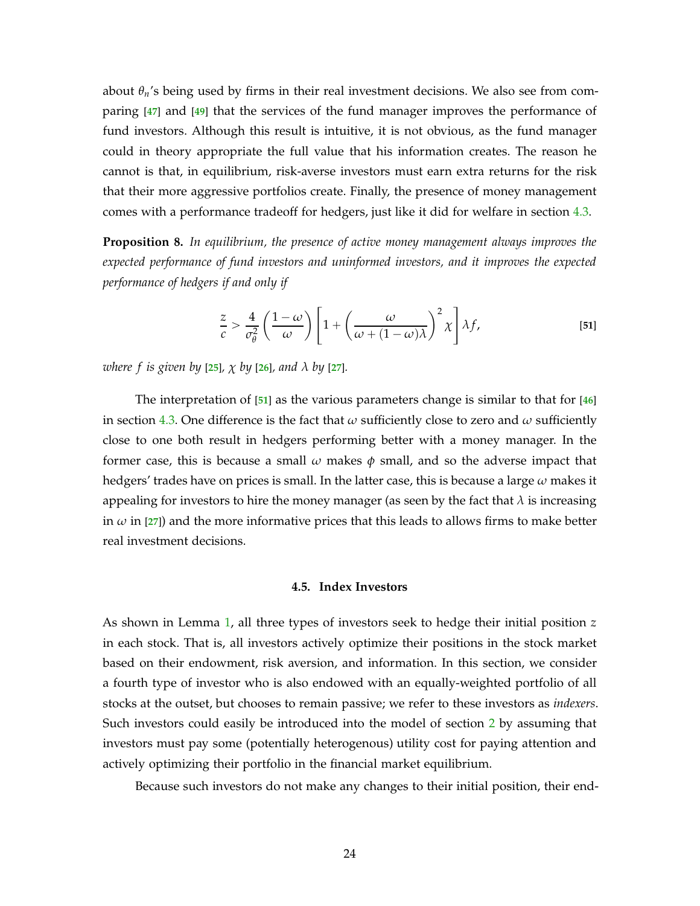about $\theta_n$'s being used by firms in their real investment decisions. We also see from comparing [47] and [49] that the services of the fund manager improves the performance of fund investors. Although this result is intuitive, it is not obvious, as the fund manager could in theory appropriate the full value that his information creates. The reason he cannot is that, in equilibrium, risk-averse investors must earn extra returns for the risk that their more aggressive portfolios create. Finally, the presence of money management comes with a performance tradeoff for hedgers, just like it did for welfare in section 4.3.

**Proposition 8.** *In equilibrium, the presence of active money management always improves the expected performance of fund investors and uninformed investors, and it improves the expected performance of hedgers if and only if*

$$\frac{z}{c} > \frac{4}{\sigma_\theta^2}\left(\frac{1-\omega}{\omega}\right)\left[1+\left(\frac{\omega}{\omega+(1-\omega)\lambda}\right)^2\chi\right]\lambda f, \tag{51}$$

*where $f$ is given by [25], $\chi$ by [26], and $\lambda$ by [27].*

The interpretation of [51] as the various parameters change is similar to that for [46] in section 4.3. One difference is the fact that $\omega$ sufficiently close to zero and $\omega$ sufficiently close to one both result in hedgers performing better with a money manager. In the former case, this is because a small $\omega$ makes $\phi$ small, and so the adverse impact that hedgers' trades have on prices is small. In the latter case, this is because a large $\omega$ makes it appealing for investors to hire the money manager (as seen by the fact that $\lambda$ is increasing in $\omega$ in [27]) and the more informative prices that this leads to allows firms to make better real investment decisions.

### 4.5. Index Investors

As shown in Lemma 1, all three types of investors seek to hedge their initial position $z$ in each stock. That is, all investors actively optimize their positions in the stock market based on their endowment, risk aversion, and information. In this section, we consider a fourth type of investor who is also endowed with an equally-weighted portfolio of all stocks at the outset, but chooses to remain passive; we refer to these investors as *indexers*. Such investors could easily be introduced into the model of section 2 by assuming that investors must pay some (potentially heterogenous) utility cost for paying attention and actively optimizing their portfolio in the financial market equilibrium.

Because such investors do not make any changes to their initial position, their end-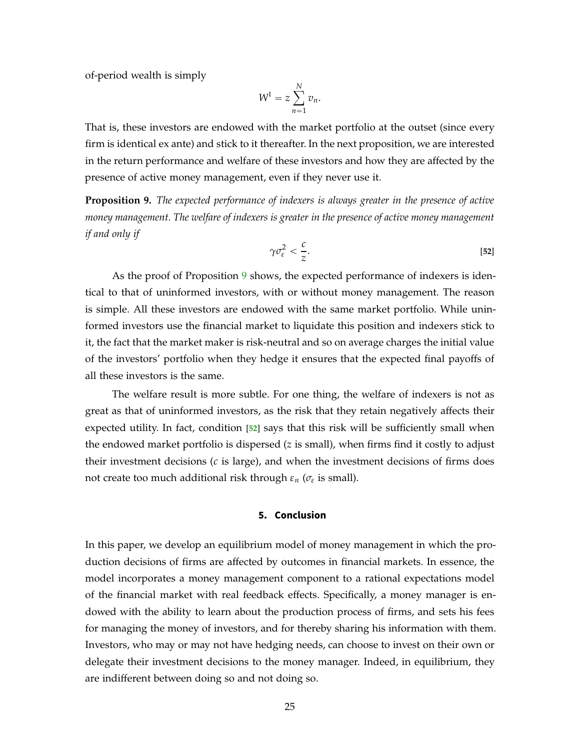of-period wealth is simply

$$W^{\mathrm{I}} = z \sum_{n=1}^{N} v_n.$$

That is, these investors are endowed with the market portfolio at the outset (since every firm is identical ex ante) and stick to it thereafter. In the next proposition, we are interested in the return performance and welfare of these investors and how they are affected by the presence of active money management, even if they never use it.

**Proposition 9.** *The expected performance of indexers is always greater in the presence of active money management. The welfare of indexers is greater in the presence of active money management if and only if*

$$\gamma \sigma_{\varepsilon}^2 < \frac{c}{z}. \tag{52}$$

As the proof of Proposition 9 shows, the expected performance of indexers is identical to that of uninformed investors, with or without money management. The reason is simple. All these investors are endowed with the same market portfolio. While uninformed investors use the financial market to liquidate this position and indexers stick to it, the fact that the market maker is risk-neutral and so on average charges the initial value of the investors' portfolio when they hedge it ensures that the expected final payoffs of all these investors is the same.

The welfare result is more subtle. For one thing, the welfare of indexers is not as great as that of uninformed investors, as the risk that they retain negatively affects their expected utility. In fact, condition [52] says that this risk will be sufficiently small when the endowed market portfolio is dispersed ($z$ is small), when firms find it costly to adjust their investment decisions ($c$ is large), and when the investment decisions of firms does not create too much additional risk through $\varepsilon_n$ ($\sigma_{\varepsilon}$ is small).

## 5. Conclusion

In this paper, we develop an equilibrium model of money management in which the production decisions of firms are affected by outcomes in financial markets. In essence, the model incorporates a money management component to a rational expectations model of the financial market with real feedback effects. Specifically, a money manager is endowed with the ability to learn about the production process of firms, and sets his fees for managing the money of investors, and for thereby sharing his information with them. Investors, who may or may not have hedging needs, can choose to invest on their own or delegate their investment decisions to the money manager. Indeed, in equilibrium, they are indifferent between doing so and not doing so.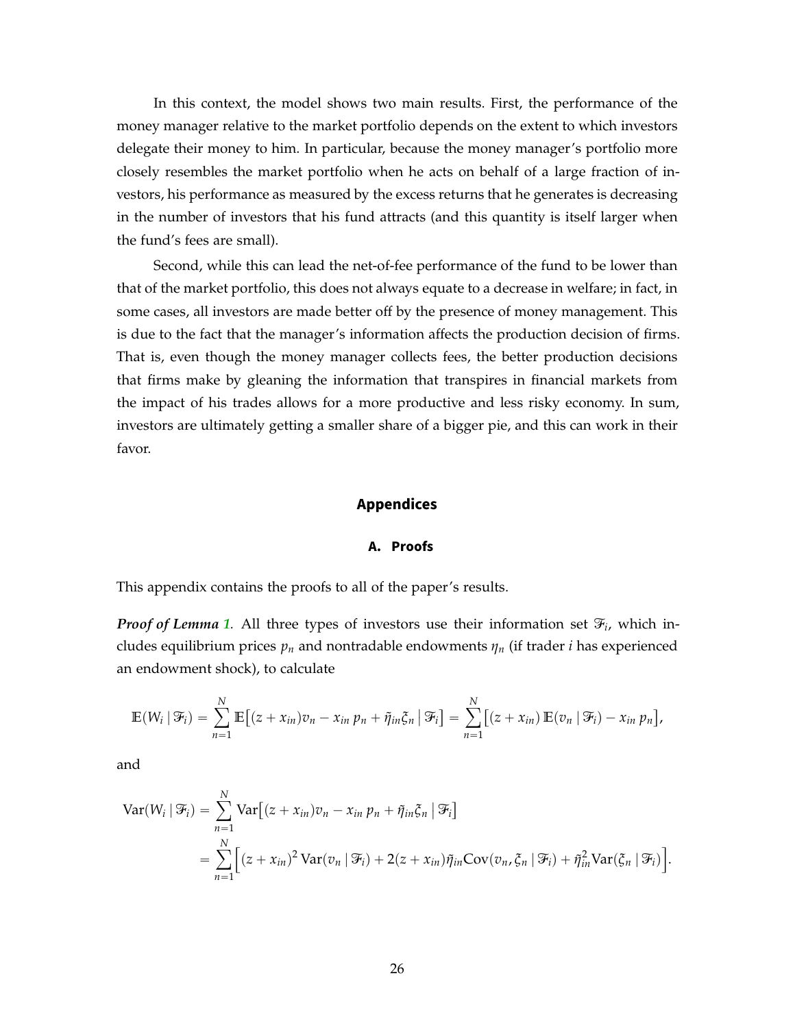In this context, the model shows two main results. First, the performance of the money manager relative to the market portfolio depends on the extent to which investors delegate their money to him. In particular, because the money manager's portfolio more closely resembles the market portfolio when he acts on behalf of a large fraction of investors, his performance as measured by the excess returns that he generates is decreasing in the number of investors that his fund attracts (and this quantity is itself larger when the fund's fees are small).

Second, while this can lead the net-of-fee performance of the fund to be lower than that of the market portfolio, this does not always equate to a decrease in welfare; in fact, in some cases, all investors are made better off by the presence of money management. This is due to the fact that the manager's information affects the production decision of firms. That is, even though the money manager collects fees, the better production decisions that firms make by gleaning the information that transpires in financial markets from the impact of his trades allows for a more productive and less risky economy. In sum, investors are ultimately getting a smaller share of a bigger pie, and this can work in their favor.

## Appendices

### A. Proofs

This appendix contains the proofs to all of the paper's results.

***Proof of Lemma 1.*** All three types of investors use their information set $\mathcal{F}_i$, which includes equilibrium prices $p_n$ and nontradable endowments $\eta_n$ (if trader $i$ has experienced an endowment shock), to calculate

$$\mathbb{E}(W_i \,|\, \mathcal{F}_i) = \sum_{n=1}^{N} \mathbb{E}\big[(z + x_{in})v_n - x_{in}\, p_n + \tilde{\eta}_{in}\xi_n \,\big|\, \mathcal{F}_i\big] = \sum_{n=1}^{N} \big[(z + x_{in})\, \mathbb{E}(v_n \,|\, \mathcal{F}_i) - x_{in}\, p_n\big],$$

and

$$\begin{aligned}
\mathrm{Var}(W_i \,|\, \mathcal{F}_i) &= \sum_{n=1}^{N} \mathrm{Var}\big[(z + x_{in})v_n - x_{in}\, p_n + \tilde{\eta}_{in}\xi_n \,\big|\, \mathcal{F}_i\big] \\
&= \sum_{n=1}^{N} \Big[(z + x_{in})^2\, \mathrm{Var}(v_n \,|\, \mathcal{F}_i) + 2(z + x_{in})\tilde{\eta}_{in}\mathrm{Cov}(v_n, \xi_n \,|\, \mathcal{F}_i) + \tilde{\eta}_{in}^2\, \mathrm{Var}(\xi_n \,|\, \mathcal{F}_i)\Big].
\end{aligned}$$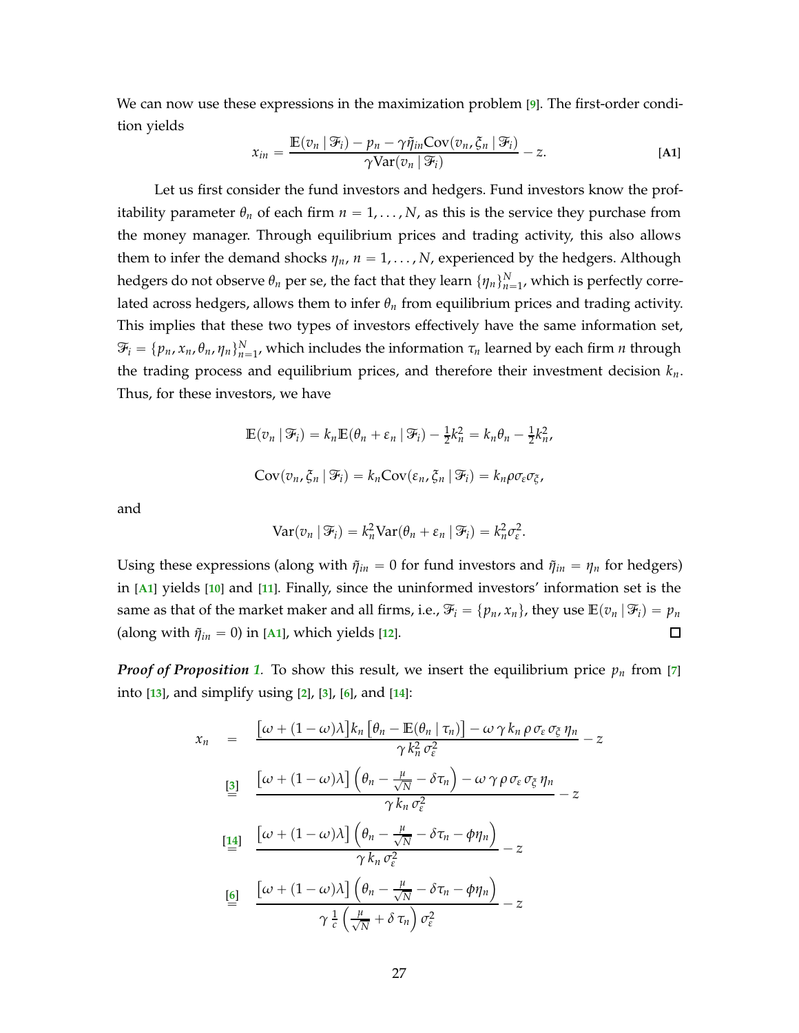We can now use these expressions in the maximization problem [9]. The first-order condition yields

$$x_{in} = \frac{\mathbb{E}(v_n \mid \mathcal{F}_i) - p_n - \gamma \tilde{\eta}_{in} \mathrm{Cov}(v_n, \xi_n \mid \mathcal{F}_i)}{\gamma \mathrm{Var}(v_n \mid \mathcal{F}_i)} - z. \qquad \text{[A1]}$$

Let us first consider the fund investors and hedgers. Fund investors know the profitability parameter $\theta_n$ of each firm $n = 1, \ldots, N$, as this is the service they purchase from the money manager. Through equilibrium prices and trading activity, this also allows them to infer the demand shocks $\eta_n$, $n = 1, \ldots, N$, experienced by the hedgers. Although hedgers do not observe $\theta_n$ per se, the fact that they learn $\{\eta_n\}_{n=1}^N$, which is perfectly correlated across hedgers, allows them to infer $\theta_n$ from equilibrium prices and trading activity. This implies that these two types of investors effectively have the same information set, $\mathcal{F}_i = \{p_n, x_n, \theta_n, \eta_n\}_{n=1}^N$, which includes the information $\tau_n$ learned by each firm $n$ through the trading process and equilibrium prices, and therefore their investment decision $k_n$. Thus, for these investors, we have

$$\mathbb{E}(v_n \mid \mathcal{F}_i) = k_n \mathbb{E}(\theta_n + \varepsilon_n \mid \mathcal{F}_i) - \tfrac{1}{2}k_n^2 = k_n\theta_n - \tfrac{1}{2}k_n^2,$$

$$\mathrm{Cov}(v_n, \xi_n \mid \mathcal{F}_i) = k_n \mathrm{Cov}(\varepsilon_n, \xi_n \mid \mathcal{F}_i) = k_n \rho \sigma_\varepsilon \sigma_\xi,$$

and

$$\mathrm{Var}(v_n \mid \mathcal{F}_i) = k_n^2 \mathrm{Var}(\theta_n + \varepsilon_n \mid \mathcal{F}_i) = k_n^2 \sigma_\varepsilon^2.$$

Using these expressions (along with $\tilde{\eta}_{in} = 0$ for fund investors and $\tilde{\eta}_{in} = \eta_n$ for hedgers) in [A1] yields [10] and [11]. Finally, since the uninformed investors' information set is the same as that of the market maker and all firms, i.e., $\mathcal{F}_i = \{p_n, x_n\}$, they use $\mathbb{E}(v_n \mid \mathcal{F}_i) = p_n$ (along with $\tilde{\eta}_{in} = 0$) in [A1], which yields [12]. □

***Proof of Proposition 1.*** To show this result, we insert the equilibrium price $p_n$ from [7] into [13], and simplify using [2], [3], [6], and [14]:

$$\begin{aligned}
x_n &= \frac{\big[\omega + (1-\omega)\lambda\big] k_n \big[\theta_n - \mathbb{E}(\theta_n \mid \tau_n)\big] - \omega\, \gamma\, k_n\, \rho\, \sigma_\varepsilon\, \sigma_\xi\, \eta_n}{\gamma\, k_n^2\, \sigma_\varepsilon^2} - z \\
&\overset{[3]}{=} \frac{\big[\omega + (1-\omega)\lambda\big] \left(\theta_n - \frac{\mu}{\sqrt{N}} - \delta \tau_n\right) - \omega\, \gamma\, \rho\, \sigma_\varepsilon\, \sigma_\xi\, \eta_n}{\gamma\, k_n\, \sigma_\varepsilon^2} - z \\
&\overset{[14]}{=} \frac{\big[\omega + (1-\omega)\lambda\big] \left(\theta_n - \frac{\mu}{\sqrt{N}} - \delta \tau_n - \phi \eta_n\right)}{\gamma\, k_n\, \sigma_\varepsilon^2} - z \\
&\overset{[6]}{=} \frac{\big[\omega + (1-\omega)\lambda\big] \left(\theta_n - \frac{\mu}{\sqrt{N}} - \delta \tau_n - \phi \eta_n\right)}{\gamma\, \frac{1}{c} \left(\frac{\mu}{\sqrt{N}} + \delta\, \tau_n\right) \sigma_\varepsilon^2} - z
\end{aligned}$$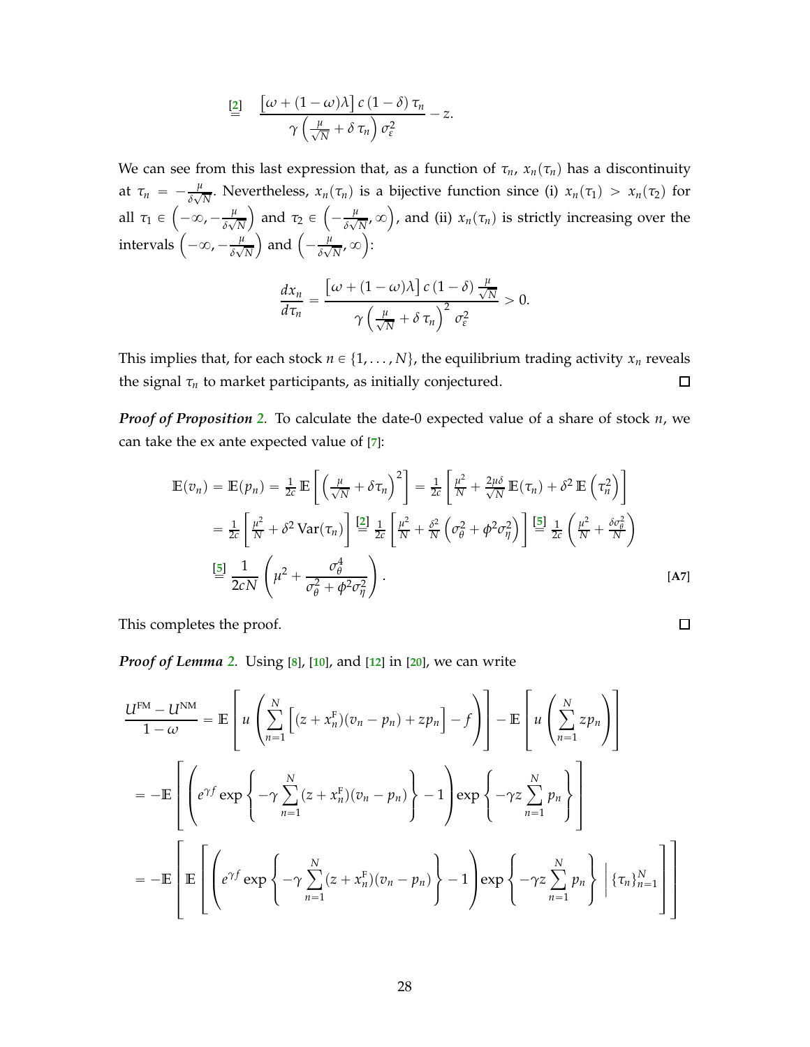$$\overset{[2]}{=} \quad \frac{\left[\omega + (1-\omega)\lambda\right] c\,(1-\delta)\,\tau_n}{\gamma\left(\frac{\mu}{\sqrt{N}} + \delta\,\tau_n\right)\sigma_\varepsilon^2} - z.$$

We can see from this last expression that, as a function of $\tau_n$, $x_n(\tau_n)$ has a discontinuity at $\tau_n = -\frac{\mu}{\delta\sqrt{N}}$. Nevertheless, $x_n(\tau_n)$ is a bijective function since (i) $x_n(\tau_1) > x_n(\tau_2)$ for all $\tau_1 \in \left(-\infty, -\frac{\mu}{\delta\sqrt{N}}\right)$ and $\tau_2 \in \left(-\frac{\mu}{\delta\sqrt{N}}, \infty\right)$, and (ii) $x_n(\tau_n)$ is strictly increasing over the intervals $\left(-\infty, -\frac{\mu}{\delta\sqrt{N}}\right)$ and $\left(-\frac{\mu}{\delta\sqrt{N}}, \infty\right)$:

$$\frac{dx_n}{d\tau_n} = \frac{\left[\omega + (1-\omega)\lambda\right] c\,(1-\delta)\,\frac{\mu}{\sqrt{N}}}{\gamma\left(\frac{\mu}{\sqrt{N}} + \delta\,\tau_n\right)^2 \sigma_\varepsilon^2} > 0.$$

This implies that, for each stock $n \in \{1, \ldots, N\}$, the equilibrium trading activity $x_n$ reveals the signal $\tau_n$ to market participants, as initially conjectured. □

***Proof of Proposition 2.*** To calculate the date-0 expected value of a share of stock $n$, we can take the ex ante expected value of [7]:

$$\begin{aligned}
\mathbb{E}(v_n) = \mathbb{E}(p_n) &= \tfrac{1}{2c}\,\mathbb{E}\left[\left(\tfrac{\mu}{\sqrt{N}} + \delta\tau_n\right)^2\right] = \tfrac{1}{2c}\left[\tfrac{\mu^2}{N} + \tfrac{2\mu\delta}{\sqrt{N}}\,\mathbb{E}(\tau_n) + \delta^2\,\mathbb{E}\left(\tau_n^2\right)\right] \\
&= \tfrac{1}{2c}\left[\tfrac{\mu^2}{N} + \delta^2\,\mathrm{Var}(\tau_n)\right] \overset{[2]}{=} \tfrac{1}{2c}\left[\tfrac{\mu^2}{N} + \tfrac{\delta^2}{N}\left(\sigma_\theta^2 + \phi^2\sigma_\eta^2\right)\right] \overset{[5]}{=} \tfrac{1}{2c}\left(\tfrac{\mu^2}{N} + \tfrac{\delta\sigma_\theta^2}{N}\right) \\
&\overset{[5]}{=} \frac{1}{2cN}\left(\mu^2 + \frac{\sigma_\theta^4}{\sigma_\theta^2 + \phi^2\sigma_\eta^2}\right). \qquad \textbf{[A7]}
\end{aligned}$$

This completes the proof. □

***Proof of Lemma 2.*** Using [8], [10], and [12] in [20], we can write

$$\begin{aligned}
\frac{U^{\mathrm{FM}} - U^{\mathrm{NM}}}{1-\omega} &= \mathbb{E}\left[u\left(\sum_{n=1}^{N}\left[(z + x_n^{\mathrm{F}})(v_n - p_n) + zp_n\right] - f\right)\right] - \mathbb{E}\left[u\left(\sum_{n=1}^{N} zp_n\right)\right] \\
&= -\mathbb{E}\left[\left(e^{\gamma f}\exp\left\{-\gamma\sum_{n=1}^{N}(z + x_n^{\mathrm{F}})(v_n - p_n)\right\} - 1\right)\exp\left\{-\gamma z\sum_{n=1}^{N} p_n\right\}\right] \\
&= -\mathbb{E}\left[\mathbb{E}\left[\left(e^{\gamma f}\exp\left\{-\gamma\sum_{n=1}^{N}(z + x_n^{\mathrm{F}})(v_n - p_n)\right\} - 1\right)\exp\left\{-\gamma z\sum_{n=1}^{N} p_n\right\}\,\Big|\,\{\tau_n\}_{n=1}^{N}\right]\right]
\end{aligned}$$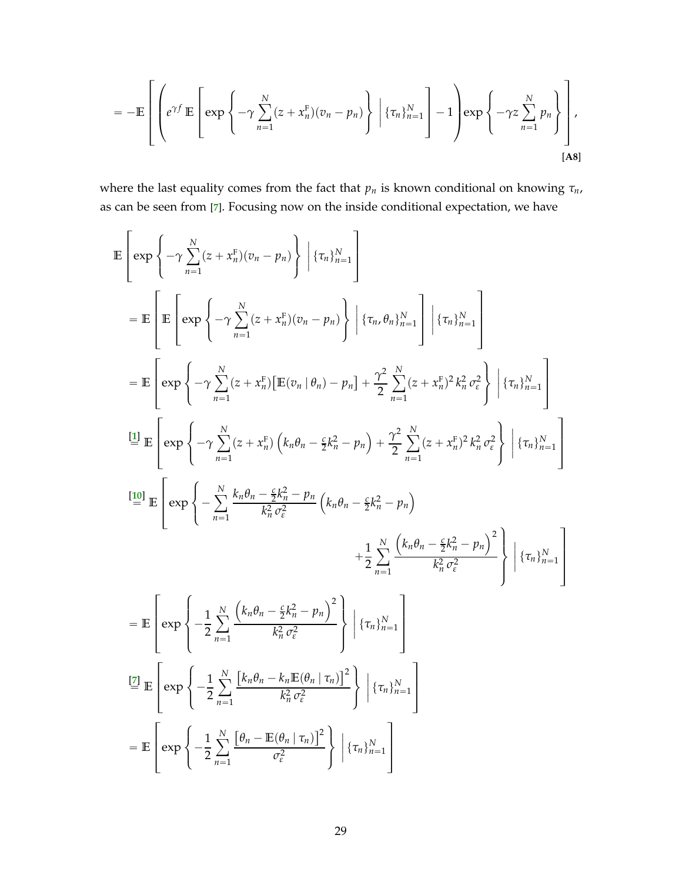$$= -\mathbb{E}\left[\left(e^{\gamma f}\,\mathbb{E}\left[\exp\left\{-\gamma\sum_{n=1}^{N}(z+x_n^{\mathrm{F}})(v_n-p_n)\right\}\;\middle|\;\{\tau_n\}_{n=1}^{N}\right]-1\right)\exp\left\{-\gamma z\sum_{n=1}^{N}p_n\right\}\right], \tag{A8}$$

where the last equality comes from the fact that $p_n$ is known conditional on knowing $\tau_n$, as can be seen from [7]. Focusing now on the inside conditional expectation, we have

$$\begin{aligned}
&\mathbb{E}\left[\exp\left\{-\gamma\sum_{n=1}^{N}(z+x_n^{\mathrm{F}})(v_n-p_n)\right\}\;\middle|\;\{\tau_n\}_{n=1}^{N}\right]\\
&= \mathbb{E}\left[\mathbb{E}\left[\exp\left\{-\gamma\sum_{n=1}^{N}(z+x_n^{\mathrm{F}})(v_n-p_n)\right\}\;\middle|\;\{\tau_n,\theta_n\}_{n=1}^{N}\right]\;\middle|\;\{\tau_n\}_{n=1}^{N}\right]\\
&= \mathbb{E}\left[\exp\left\{-\gamma\sum_{n=1}^{N}(z+x_n^{\mathrm{F}})\big[\mathbb{E}(v_n\mid\theta_n)-p_n\big]+\frac{\gamma^2}{2}\sum_{n=1}^{N}(z+x_n^{\mathrm{F}})^2\,k_n^2\,\sigma_\varepsilon^2\right\}\;\middle|\;\{\tau_n\}_{n=1}^{N}\right]\\
&\overset{[1]}{=} \mathbb{E}\left[\exp\left\{-\gamma\sum_{n=1}^{N}(z+x_n^{\mathrm{F}})\left(k_n\theta_n-\tfrac{c}{2}k_n^2-p_n\right)+\frac{\gamma^2}{2}\sum_{n=1}^{N}(z+x_n^{\mathrm{F}})^2\,k_n^2\,\sigma_\varepsilon^2\right\}\;\middle|\;\{\tau_n\}_{n=1}^{N}\right]\\
&\overset{[10]}{=} \mathbb{E}\left[\exp\left\{-\sum_{n=1}^{N}\frac{k_n\theta_n-\frac{c}{2}k_n^2-p_n}{k_n^2\,\sigma_\varepsilon^2}\left(k_n\theta_n-\tfrac{c}{2}k_n^2-p_n\right)\right.\right.\\
&\qquad\qquad\left.\left.+\frac{1}{2}\sum_{n=1}^{N}\frac{\left(k_n\theta_n-\frac{c}{2}k_n^2-p_n\right)^2}{k_n^2\,\sigma_\varepsilon^2}\right\}\;\middle|\;\{\tau_n\}_{n=1}^{N}\right]\\
&= \mathbb{E}\left[\exp\left\{-\frac{1}{2}\sum_{n=1}^{N}\frac{\left(k_n\theta_n-\frac{c}{2}k_n^2-p_n\right)^2}{k_n^2\,\sigma_\varepsilon^2}\right\}\;\middle|\;\{\tau_n\}_{n=1}^{N}\right]\\
&\overset{[7]}{=} \mathbb{E}\left[\exp\left\{-\frac{1}{2}\sum_{n=1}^{N}\frac{\big[k_n\theta_n-k_n\mathbb{E}(\theta_n\mid\tau_n)\big]^2}{k_n^2\,\sigma_\varepsilon^2}\right\}\;\middle|\;\{\tau_n\}_{n=1}^{N}\right]\\
&= \mathbb{E}\left[\exp\left\{-\frac{1}{2}\sum_{n=1}^{N}\frac{\big[\theta_n-\mathbb{E}(\theta_n\mid\tau_n)\big]^2}{\sigma_\varepsilon^2}\right\}\;\middle|\;\{\tau_n\}_{n=1}^{N}\right]
\end{aligned}$$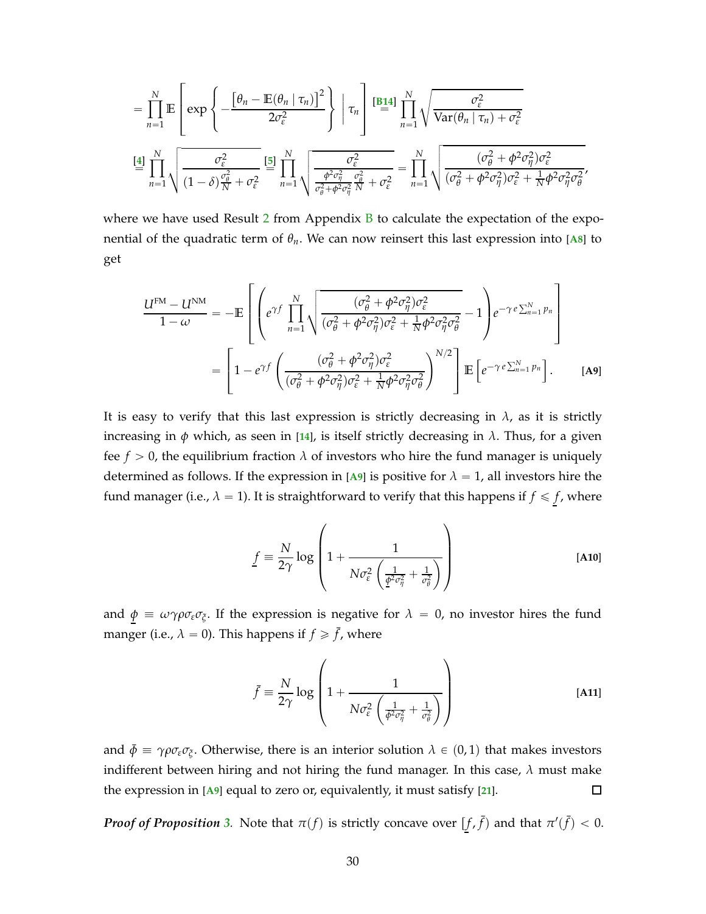$$= \prod_{n=1}^{N} \mathbb{E}\left[ \exp\left\{ -\frac{\left[\theta_n - \mathbb{E}(\theta_n \mid \tau_n)\right]^2}{2\sigma_\varepsilon^2} \right\} \,\middle|\, \tau_n \right] \overset{[\text{B14}]}{=} \prod_{n=1}^{N} \sqrt{\frac{\sigma_\varepsilon^2}{\text{Var}(\theta_n \mid \tau_n) + \sigma_\varepsilon^2}}$$

$$\overset{[4]}{=} \prod_{n=1}^{N} \sqrt{\frac{\sigma_\varepsilon^2}{(1-\delta)\frac{\sigma_\theta^2}{N} + \sigma_\varepsilon^2}} \overset{[5]}{=} \prod_{n=1}^{N} \sqrt{\frac{\sigma_\varepsilon^2}{\frac{\phi^2\sigma_\eta^2}{\sigma_\theta^2+\phi^2\sigma_\eta^2}\frac{\sigma_\theta^2}{N} + \sigma_\varepsilon^2}} = \prod_{n=1}^{N} \sqrt{\frac{(\sigma_\theta^2+\phi^2\sigma_\eta^2)\sigma_\varepsilon^2}{(\sigma_\theta^2+\phi^2\sigma_\eta^2)\sigma_\varepsilon^2 + \frac{1}{N}\phi^2\sigma_\eta^2\sigma_\theta^2}},$$

where we have used Result 2 from Appendix B to calculate the expectation of the exponential of the quadratic term of $\theta_n$. We can now reinsert this last expression into [A8] to get

$$\frac{U^{\text{FM}} - U^{\text{NM}}}{1-\omega} = -\mathbb{E}\left[ \left( e^{\gamma f} \prod_{n=1}^{N} \sqrt{\frac{(\sigma_\theta^2+\phi^2\sigma_\eta^2)\sigma_\varepsilon^2}{(\sigma_\theta^2+\phi^2\sigma_\eta^2)\sigma_\varepsilon^2 + \frac{1}{N}\phi^2\sigma_\eta^2\sigma_\theta^2}} - 1 \right) e^{-\gamma\, e \sum_{n=1}^{N} p_n} \right]$$

$$= \left[ 1 - e^{\gamma f}\left( \frac{(\sigma_\theta^2+\phi^2\sigma_\eta^2)\sigma_\varepsilon^2}{(\sigma_\theta^2+\phi^2\sigma_\eta^2)\sigma_\varepsilon^2 + \frac{1}{N}\phi^2\sigma_\eta^2\sigma_\theta^2} \right)^{N/2} \right] \mathbb{E}\left[ e^{-\gamma\, e \sum_{n=1}^{N} p_n} \right]. \qquad \textbf{[A9]}$$

It is easy to verify that this last expression is strictly decreasing in $\lambda$, as it is strictly increasing in $\phi$ which, as seen in [14], is itself strictly decreasing in $\lambda$. Thus, for a given fee $f > 0$, the equilibrium fraction $\lambda$ of investors who hire the fund manager is uniquely determined as follows. If the expression in [A9] is positive for $\lambda = 1$, all investors hire the fund manager (i.e., $\lambda = 1$). It is straightforward to verify that this happens if $f \leqslant \underline{f}$, where

$$\underline{f} \equiv \frac{N}{2\gamma} \log\left( 1 + \frac{1}{N\sigma_\varepsilon^2\left(\frac{1}{\underline{\phi}^2\sigma_\eta^2} + \frac{1}{\sigma_\theta^2}\right)} \right) \qquad \textbf{[A10]}$$

and $\underline{\phi} \equiv \omega\gamma\rho\sigma_\varepsilon\sigma_\xi$. If the expression is negative for $\lambda = 0$, no investor hires the fund manger (i.e., $\lambda = 0$). This happens if $f \geqslant \bar{f}$, where

$$\bar{f} \equiv \frac{N}{2\gamma} \log\left( 1 + \frac{1}{N\sigma_\varepsilon^2\left(\frac{1}{\bar{\phi}^2\sigma_\eta^2} + \frac{1}{\sigma_\theta^2}\right)} \right) \qquad \textbf{[A11]}$$

and $\bar{\phi} \equiv \gamma\rho\sigma_\varepsilon\sigma_\xi$. Otherwise, there is an interior solution $\lambda \in (0,1)$ that makes investors indifferent between hiring and not hiring the fund manager. In this case, $\lambda$ must make the expression in [A9] equal to zero or, equivalently, it must satisfy [21]. $\square$

***Proof of Proposition 3.*** Note that $\pi(f)$ is strictly concave over $[\underline{f}, \bar{f})$ and that $\pi'(\bar{f}) < 0$.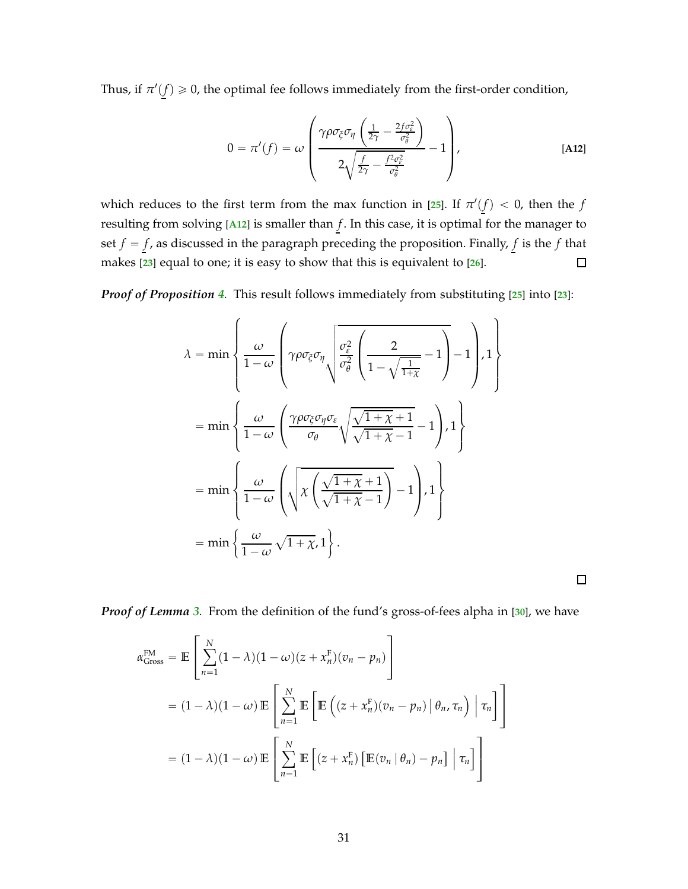Thus, if $\pi'(\underline{f}) \geqslant 0$, the optimal fee follows immediately from the first-order condition,

$$0 = \pi'(f) = \omega \left( \frac{\gamma \rho \sigma_\xi \sigma_\eta \left( \frac{1}{2\gamma} - \frac{2 f \sigma_\varepsilon^2}{\sigma_\theta^2} \right)}{2 \sqrt{\frac{f}{2\gamma} - \frac{f^2 \sigma_\varepsilon^2}{\sigma_\theta^2}}} - 1 \right), \tag{A12}$$

which reduces to the first term from the max function in [25]. If $\pi'(\underline{f}) < 0$, then the $f$ resulting from solving [A12] is smaller than $\underline{f}$. In this case, it is optimal for the manager to set $f = \underline{f}$, as discussed in the paragraph preceding the proposition. Finally, $\underline{f}$ is the $f$ that makes [23] equal to one; it is easy to show that this is equivalent to [26]. □

***Proof of Proposition 4.*** This result follows immediately from substituting [25] into [23]:

$$\begin{aligned}
\lambda &= \min \left\{ \frac{\omega}{1-\omega} \left( \gamma \rho \sigma_\xi \sigma_\eta \sqrt{\frac{\sigma_\varepsilon^2}{\sigma_\theta^2} \left( \frac{2}{1 - \sqrt{\frac{1}{1+\chi}}} - 1 \right)} - 1 \right), 1 \right\} \\
&= \min \left\{ \frac{\omega}{1-\omega} \left( \frac{\gamma \rho \sigma_\xi \sigma_\eta \sigma_\varepsilon}{\sigma_\theta} \sqrt{\frac{\sqrt{1+\chi}+1}{\sqrt{1+\chi}-1}} - 1 \right), 1 \right\} \\
&= \min \left\{ \frac{\omega}{1-\omega} \left( \sqrt{\chi \left( \frac{\sqrt{1+\chi}+1}{\sqrt{1+\chi}-1} \right)} - 1 \right), 1 \right\} \\
&= \min \left\{ \frac{\omega}{1-\omega} \sqrt{1+\chi}, 1 \right\}.
\end{aligned}$$

□

***Proof of Lemma 3.*** From the definition of the fund's gross-of-fees alpha in [30], we have

$$\begin{aligned}
\alpha_{\text{Gross}}^{\text{FM}} &= \mathbb{E} \left[ \sum_{n=1}^{N} (1-\lambda)(1-\omega)(z + x_n^{\text{F}})(v_n - p_n) \right] \\
&= (1-\lambda)(1-\omega) \, \mathbb{E} \left[ \sum_{n=1}^{N} \mathbb{E} \left[ \mathbb{E} \left( (z + x_n^{\text{F}})(v_n - p_n) \,\middle|\, \theta_n, \tau_n \right) \,\middle|\, \tau_n \right] \right] \\
&= (1-\lambda)(1-\omega) \, \mathbb{E} \left[ \sum_{n=1}^{N} \mathbb{E} \left[ (z + x_n^{\text{F}}) \left[ \mathbb{E}(v_n \mid \theta_n) - p_n \right] \,\middle|\, \tau_n \right] \right]
\end{aligned}$$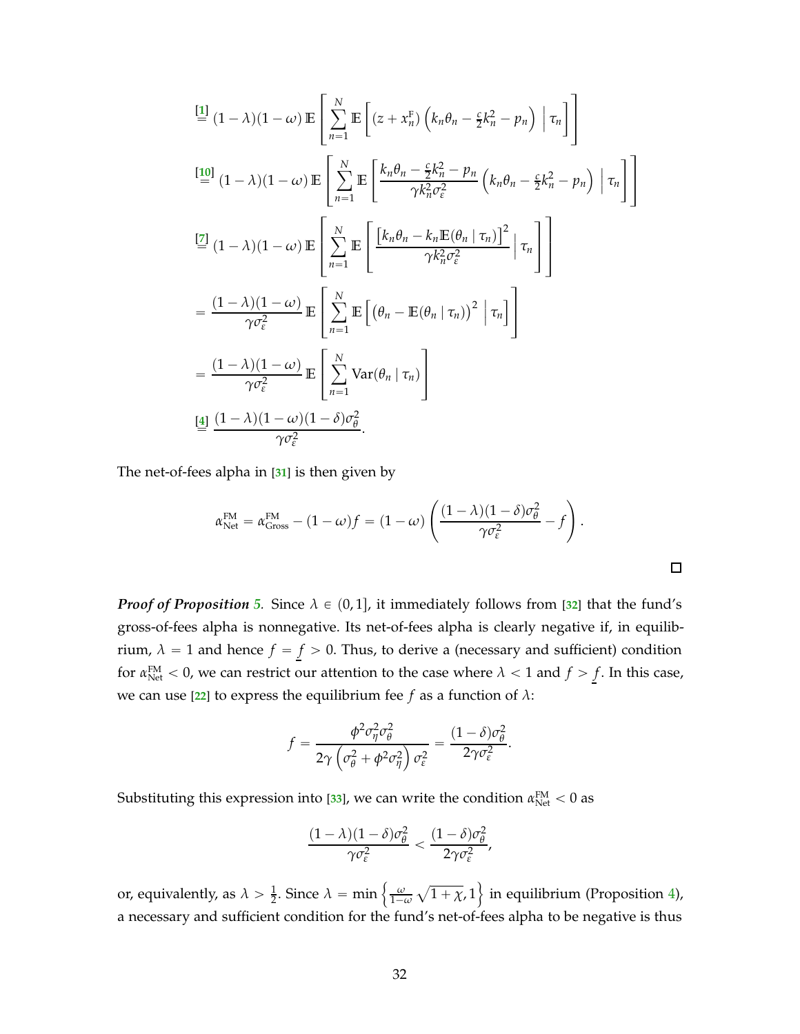$$
\begin{aligned}
&\overset{[1]}{=} (1-\lambda)(1-\omega)\,\mathbb{E}\left[\sum_{n=1}^{N} \mathbb{E}\left[(z+x_n^{\mathrm{F}})\left(k_n\theta_n - \tfrac{c}{2}k_n^2 - p_n\right) \,\Big|\, \tau_n\right]\right] \\
&\overset{[10]}{=} (1-\lambda)(1-\omega)\,\mathbb{E}\left[\sum_{n=1}^{N} \mathbb{E}\left[\frac{k_n\theta_n - \frac{c}{2}k_n^2 - p_n}{\gamma k_n^2 \sigma_\varepsilon^2}\left(k_n\theta_n - \tfrac{c}{2}k_n^2 - p_n\right) \,\Big|\, \tau_n\right]\right] \\
&\overset{[7]}{=} (1-\lambda)(1-\omega)\,\mathbb{E}\left[\sum_{n=1}^{N} \mathbb{E}\left[\frac{\left[k_n\theta_n - k_n\mathbb{E}(\theta_n \mid \tau_n)\right]^2}{\gamma k_n^2 \sigma_\varepsilon^2} \,\Big|\, \tau_n\right]\right] \\
&= \frac{(1-\lambda)(1-\omega)}{\gamma\sigma_\varepsilon^2}\,\mathbb{E}\left[\sum_{n=1}^{N} \mathbb{E}\left[\left(\theta_n - \mathbb{E}(\theta_n \mid \tau_n)\right)^2 \,\Big|\, \tau_n\right]\right] \\
&= \frac{(1-\lambda)(1-\omega)}{\gamma\sigma_\varepsilon^2}\,\mathbb{E}\left[\sum_{n=1}^{N} \mathrm{Var}(\theta_n \mid \tau_n)\right] \\
&\overset{[4]}{=} \frac{(1-\lambda)(1-\omega)(1-\delta)\sigma_\theta^2}{\gamma\sigma_\varepsilon^2}.
\end{aligned}
$$

The net-of-fees alpha in [31] is then given by

$$
\alpha_{\mathrm{Net}}^{\mathrm{FM}} = \alpha_{\mathrm{Gross}}^{\mathrm{FM}} - (1-\omega)f = (1-\omega)\left(\frac{(1-\lambda)(1-\delta)\sigma_\theta^2}{\gamma\sigma_\varepsilon^2} - f\right).
$$

□

***Proof of Proposition 5.*** Since $\lambda \in (0,1]$, it immediately follows from [32] that the fund's gross-of-fees alpha is nonnegative. Its net-of-fees alpha is clearly negative if, in equilibrium, $\lambda = 1$ and hence $f = \underline{f} > 0$. Thus, to derive a (necessary and sufficient) condition for $\alpha_{\mathrm{Net}}^{\mathrm{FM}} < 0$, we can restrict our attention to the case where $\lambda < 1$ and $f > \underline{f}$. In this case, we can use [22] to express the equilibrium fee $f$ as a function of $\lambda$:

$$
f = \frac{\phi^2\sigma_\eta^2\sigma_\theta^2}{2\gamma\left(\sigma_\theta^2 + \phi^2\sigma_\eta^2\right)\sigma_\varepsilon^2} = \frac{(1-\delta)\sigma_\theta^2}{2\gamma\sigma_\varepsilon^2}.
$$

Substituting this expression into [33], we can write the condition $\alpha_{\mathrm{Net}}^{\mathrm{FM}} < 0$ as

$$
\frac{(1-\lambda)(1-\delta)\sigma_\theta^2}{\gamma\sigma_\varepsilon^2} < \frac{(1-\delta)\sigma_\theta^2}{2\gamma\sigma_\varepsilon^2},
$$

or, equivalently, as $\lambda > \frac{1}{2}$. Since $\lambda = \min\left\{\frac{\omega}{1-\omega}\sqrt{1+\chi}, 1\right\}$ in equilibrium (Proposition 4), a necessary and sufficient condition for the fund's net-of-fees alpha to be negative is thus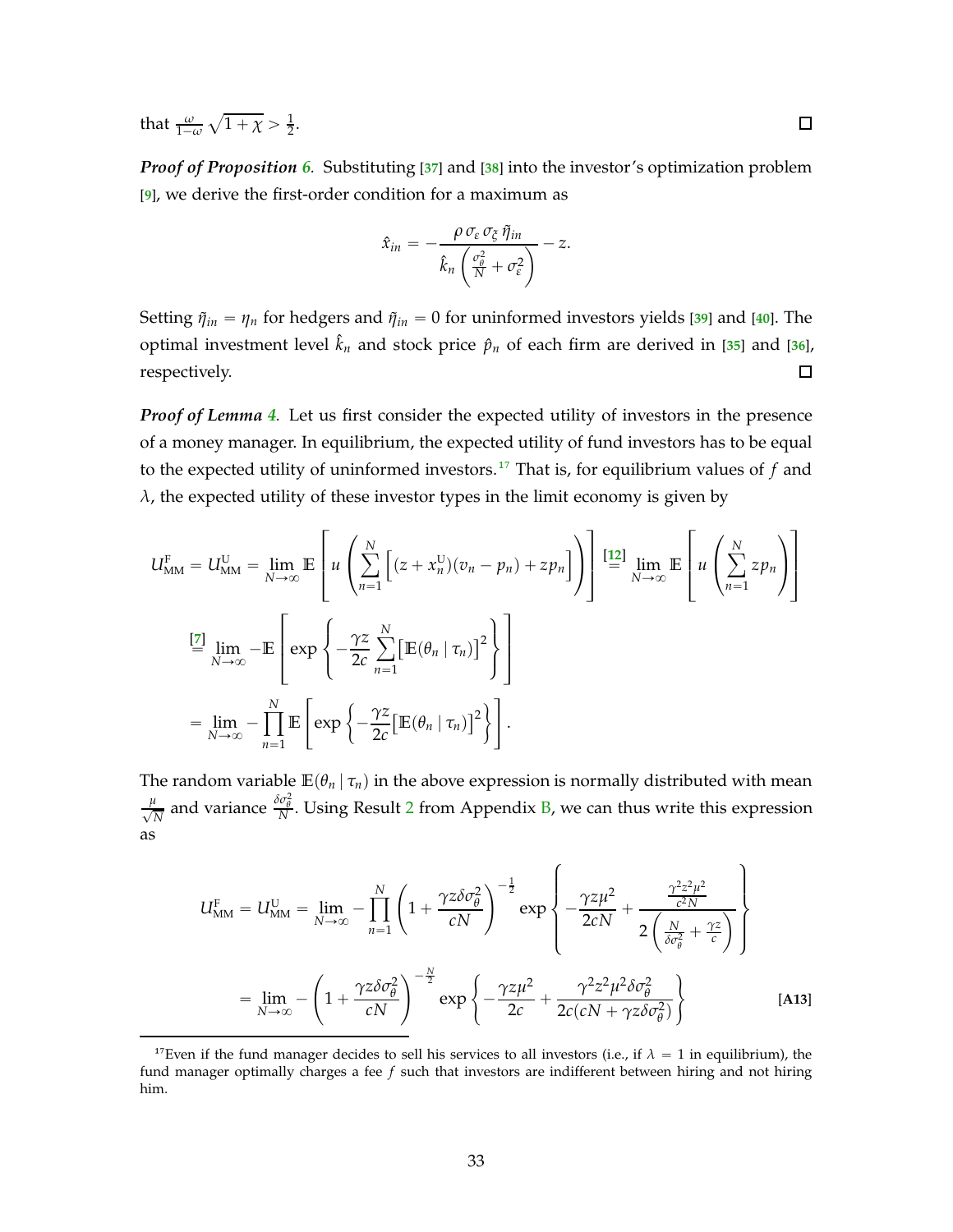that $\frac{\omega}{1-\omega}\sqrt{1+\chi} > \frac{1}{2}$. $\square$

***Proof of Proposition 6.*** Substituting [37] and [38] into the investor's optimization problem [9], we derive the first-order condition for a maximum as

$$\hat{x}_{in} = -\frac{\rho\,\sigma_\varepsilon\,\sigma_\xi\,\tilde{\eta}_{in}}{\hat{k}_n\left(\frac{\sigma_\theta^2}{N}+\sigma_\varepsilon^2\right)} - z.$$

Setting $\tilde{\eta}_{in} = \eta_n$ for hedgers and $\tilde{\eta}_{in} = 0$ for uninformed investors yields [39] and [40]. The optimal investment level $\hat{k}_n$ and stock price $\hat{p}_n$ of each firm are derived in [35] and [36], respectively. $\square$

***Proof of Lemma 4.*** Let us first consider the expected utility of investors in the presence of a money manager. In equilibrium, the expected utility of fund investors has to be equal to the expected utility of uninformed investors.[17] That is, for equilibrium values of $f$ and $\lambda$, the expected utility of these investor types in the limit economy is given by

$$\begin{aligned}
U^{\mathrm{F}}_{\mathrm{MM}} = U^{\mathrm{U}}_{\mathrm{MM}} &= \lim_{N\to\infty} \mathbb{E}\left[u\left(\sum_{n=1}^{N}\left[(z+x^{\mathrm{U}}_n)(v_n-p_n)+zp_n\right]\right)\right] \overset{[12]}{=} \lim_{N\to\infty}\mathbb{E}\left[u\left(\sum_{n=1}^{N} zp_n\right)\right] \\
&\overset{[7]}{=} \lim_{N\to\infty} -\mathbb{E}\left[\exp\left\{-\frac{\gamma z}{2c}\sum_{n=1}^{N}\left[\mathbb{E}(\theta_n \mid \tau_n)\right]^2\right\}\right] \\
&= \lim_{N\to\infty} -\prod_{n=1}^{N}\mathbb{E}\left[\exp\left\{-\frac{\gamma z}{2c}\left[\mathbb{E}(\theta_n \mid \tau_n)\right]^2\right\}\right].
\end{aligned}$$

The random variable $\mathbb{E}(\theta_n \mid \tau_n)$ in the above expression is normally distributed with mean $\frac{\mu}{\sqrt{N}}$ and variance $\frac{\delta\sigma_\theta^2}{N}$. Using Result 2 from Appendix B, we can thus write this expression as

$$\begin{aligned}
U^{\mathrm{F}}_{\mathrm{MM}} = U^{\mathrm{U}}_{\mathrm{MM}} &= \lim_{N\to\infty} -\prod_{n=1}^{N}\left(1+\frac{\gamma z\delta\sigma_\theta^2}{cN}\right)^{-\frac{1}{2}}\exp\left\{-\frac{\gamma z\mu^2}{2cN}+\frac{\frac{\gamma^2z^2\mu^2}{c^2N}}{2\left(\frac{N}{\delta\sigma_\theta^2}+\frac{\gamma z}{c}\right)}\right\} \\
&= \lim_{N\to\infty} -\left(1+\frac{\gamma z\delta\sigma_\theta^2}{cN}\right)^{-\frac{N}{2}}\exp\left\{-\frac{\gamma z\mu^2}{2c}+\frac{\gamma^2z^2\mu^2\delta\sigma_\theta^2}{2c(cN+\gamma z\delta\sigma_\theta^2)}\right\} \qquad \textbf{[A13]}
\end{aligned}$$

[17] Even if the fund manager decides to sell his services to all investors (i.e., if $\lambda = 1$ in equilibrium), the fund manager optimally charges a fee $f$ such that investors are indifferent between hiring and not hiring him.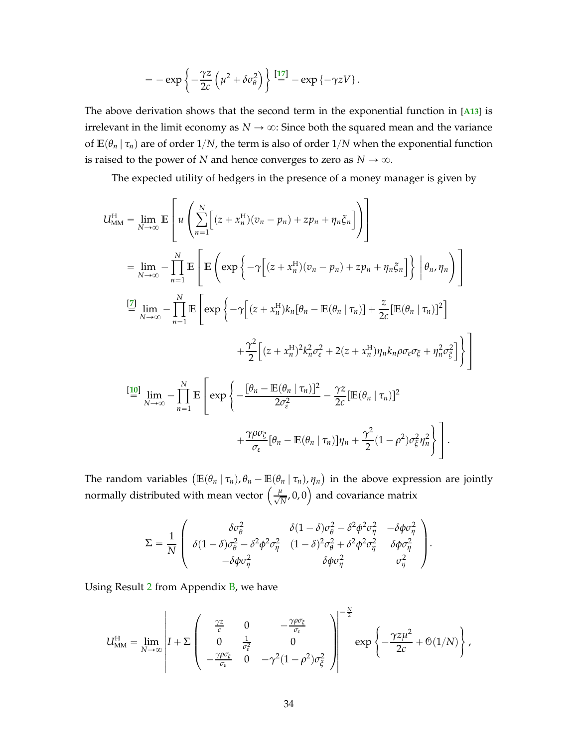$$= -\exp\left\{-\frac{\gamma z}{2c}\left(\mu^2 + \delta\sigma_\theta^2\right)\right\} \overset{[17]}{=} -\exp\left\{-\gamma z V\right\}.$$

The above derivation shows that the second term in the exponential function in [A13] is irrelevant in the limit economy as $N \to \infty$: Since both the squared mean and the variance of $\mathbb{E}(\theta_n \mid \tau_n)$ are of order $1/N$, the term is also of order $1/N$ when the exponential function is raised to the power of $N$ and hence converges to zero as $N \to \infty$.

The expected utility of hedgers in the presence of a money manager is given by

$$
\begin{aligned}
U^{\mathrm{H}}_{\mathrm{MM}} &= \lim_{N\to\infty} \mathbb{E}\left[u\left(\sum_{n=1}^{N}\Big[(z + x_n^{\mathrm{H}})(v_n - p_n) + z p_n + \eta_n \xi_n\Big]\right)\right] \\
&= \lim_{N\to\infty} -\prod_{n=1}^{N} \mathbb{E}\left[\mathbb{E}\left(\exp\left\{-\gamma\Big[(z + x_n^{\mathrm{H}})(v_n - p_n) + z p_n + \eta_n \xi_n\Big]\right\} \,\Big|\, \theta_n, \eta_n\right)\right] \\
&\overset{[7]}{=} \lim_{N\to\infty} -\prod_{n=1}^{N} \mathbb{E}\left[\exp\left\{-\gamma\Big[(z + x_n^{\mathrm{H}})k_n[\theta_n - \mathbb{E}(\theta_n \mid \tau_n)] + \frac{z}{2c}[\mathbb{E}(\theta_n \mid \tau_n)]^2\Big]\right.\right. \\
&\qquad\qquad \left.\left. + \frac{\gamma^2}{2}\Big[(z + x_n^{\mathrm{H}})^2 k_n^2 \sigma_\varepsilon^2 + 2(z + x_n^{\mathrm{H}})\eta_n k_n \rho \sigma_\varepsilon \sigma_\xi + \eta_n^2 \sigma_\xi^2\Big]\right\}\right] \\
&\overset{[10]}{=} \lim_{N\to\infty} -\prod_{n=1}^{N} \mathbb{E}\left[\exp\left\{-\frac{[\theta_n - \mathbb{E}(\theta_n \mid \tau_n)]^2}{2\sigma_\varepsilon^2} - \frac{\gamma z}{2c}[\mathbb{E}(\theta_n \mid \tau_n)]^2\right.\right. \\
&\qquad\qquad \left.\left. + \frac{\gamma \rho \sigma_\xi}{\sigma_\varepsilon}[\theta_n - \mathbb{E}(\theta_n \mid \tau_n)]\eta_n + \frac{\gamma^2}{2}(1 - \rho^2)\sigma_\xi^2 \eta_n^2\right\}\right].
\end{aligned}
$$

The random variables $\left(\mathbb{E}(\theta_n \mid \tau_n), \theta_n - \mathbb{E}(\theta_n \mid \tau_n), \eta_n\right)$ in the above expression are jointly normally distributed with mean vector $\left(\frac{\mu}{\sqrt{N}}, 0, 0\right)$ and covariance matrix

$$\Sigma = \frac{1}{N}\begin{pmatrix} \delta\sigma_\theta^2 & \delta(1-\delta)\sigma_\theta^2 - \delta^2\phi^2\sigma_\eta^2 & -\delta\phi\sigma_\eta^2 \\ \delta(1-\delta)\sigma_\theta^2 - \delta^2\phi^2\sigma_\eta^2 & (1-\delta)^2\sigma_\theta^2 + \delta^2\phi^2\sigma_\eta^2 & \delta\phi\sigma_\eta^2 \\ -\delta\phi\sigma_\eta^2 & \delta\phi\sigma_\eta^2 & \sigma_\eta^2 \end{pmatrix}.$$

Using Result 2 from Appendix B, we have

$$U^{\mathrm{H}}_{\mathrm{MM}} = \lim_{N\to\infty}\left| I + \Sigma \begin{pmatrix} \frac{\gamma z}{c} & 0 & -\frac{\gamma\rho\sigma_\xi}{\sigma_\varepsilon} \\ 0 & \frac{1}{\sigma_\varepsilon^2} & 0 \\ -\frac{\gamma\rho\sigma_\xi}{\sigma_\varepsilon} & 0 & -\gamma^2(1-\rho^2)\sigma_\xi^2 \end{pmatrix}\right|^{-\frac{N}{2}} \exp\left\{-\frac{\gamma z \mu^2}{2c} + \mathcal{O}(1/N)\right\},$$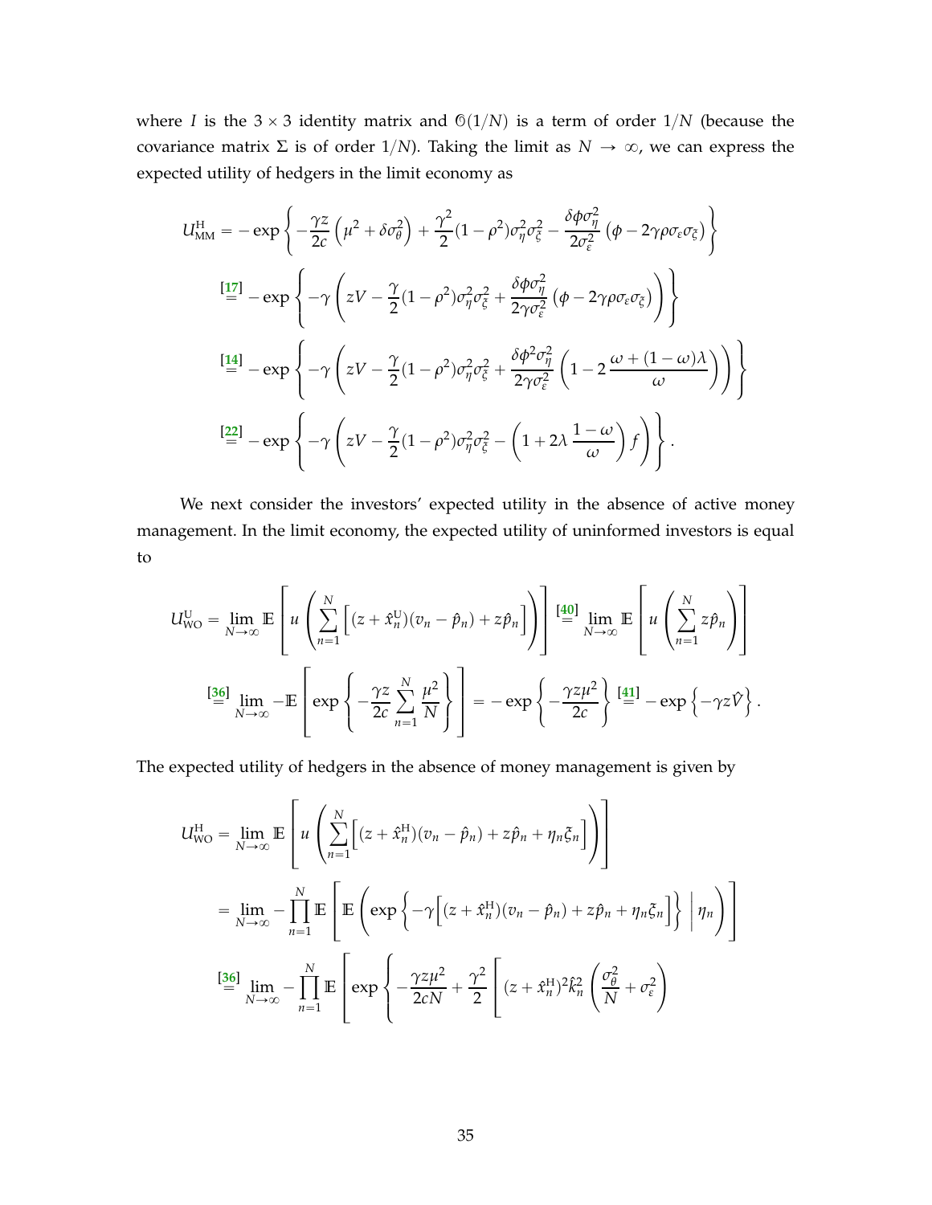where $I$ is the $3 \times 3$ identity matrix and $\mathcal{O}(1/N)$ is a term of order $1/N$ (because the covariance matrix $\Sigma$ is of order $1/N$). Taking the limit as $N \to \infty$, we can express the expected utility of hedgers in the limit economy as

$$
\begin{aligned}
U^{\mathrm{H}}_{\mathrm{MM}} &= -\exp\left\{ -\frac{\gamma z}{2c}\left(\mu^2 + \delta\sigma_\theta^2\right) + \frac{\gamma^2}{2}(1-\rho^2)\sigma_\eta^2\sigma_\xi^2 - \frac{\delta\phi\sigma_\eta^2}{2\sigma_\varepsilon^2}\left(\phi - 2\gamma\rho\sigma_\varepsilon\sigma_\xi\right) \right\} \\
&\overset{[17]}{=} -\exp\left\{ -\gamma\left( zV - \frac{\gamma}{2}(1-\rho^2)\sigma_\eta^2\sigma_\xi^2 + \frac{\delta\phi\sigma_\eta^2}{2\gamma\sigma_\varepsilon^2}\left(\phi - 2\gamma\rho\sigma_\varepsilon\sigma_\xi\right)\right)\right\} \\
&\overset{[14]}{=} -\exp\left\{ -\gamma\left( zV - \frac{\gamma}{2}(1-\rho^2)\sigma_\eta^2\sigma_\xi^2 + \frac{\delta\phi^2\sigma_\eta^2}{2\gamma\sigma_\varepsilon^2}\left(1 - 2\,\frac{\omega + (1-\omega)\lambda}{\omega}\right)\right)\right\} \\
&\overset{[22]}{=} -\exp\left\{ -\gamma\left( zV - \frac{\gamma}{2}(1-\rho^2)\sigma_\eta^2\sigma_\xi^2 - \left(1 + 2\lambda\,\frac{1-\omega}{\omega}\right) f\right)\right\}.
\end{aligned}
$$

We next consider the investors' expected utility in the absence of active money management. In the limit economy, the expected utility of uninformed investors is equal to

$$
\begin{aligned}
U^{\mathrm{U}}_{\mathrm{WO}} &= \lim_{N\to\infty} \mathbb{E}\left[ u\left( \sum_{n=1}^{N}\left[ (z + \hat{x}_n^{\mathrm{U}})(v_n - \hat{p}_n) + z\hat{p}_n \right]\right)\right] \overset{[40]}{=} \lim_{N\to\infty} \mathbb{E}\left[ u\left( \sum_{n=1}^{N} z\hat{p}_n \right)\right] \\
&\overset{[36]}{=} \lim_{N\to\infty} -\mathbb{E}\left[ \exp\left\{ -\frac{\gamma z}{2c}\sum_{n=1}^{N}\frac{\mu^2}{N}\right\}\right] = -\exp\left\{ -\frac{\gamma z \mu^2}{2c}\right\} \overset{[41]}{=} -\exp\left\{ -\gamma z \hat{V}\right\}.
\end{aligned}
$$

The expected utility of hedgers in the absence of money management is given by

$$
\begin{aligned}
U^{\mathrm{H}}_{\mathrm{WO}} &= \lim_{N\to\infty} \mathbb{E}\left[ u\left( \sum_{n=1}^{N}\Big[ (z + \hat{x}_n^{\mathrm{H}})(v_n - \hat{p}_n) + z\hat{p}_n + \eta_n\xi_n \Big]\right)\right] \\
&= \lim_{N\to\infty} -\prod_{n=1}^{N} \mathbb{E}\left[ \mathbb{E}\left( \exp\left\{ -\gamma\Big[ (z + \hat{x}_n^{\mathrm{H}})(v_n - \hat{p}_n) + z\hat{p}_n + \eta_n\xi_n \Big]\right\} \,\Big|\, \eta_n \right)\right] \\
&\overset{[36]}{=} \lim_{N\to\infty} -\prod_{n=1}^{N} \mathbb{E}\left[ \exp\left\{ -\frac{\gamma z\mu^2}{2cN} + \frac{\gamma^2}{2}\left[ (z + \hat{x}_n^{\mathrm{H}})^2 \hat{k}_n^2 \left( \frac{\sigma_\theta^2}{N} + \sigma_\varepsilon^2 \right) \right.\right.\right.
\end{aligned}
$$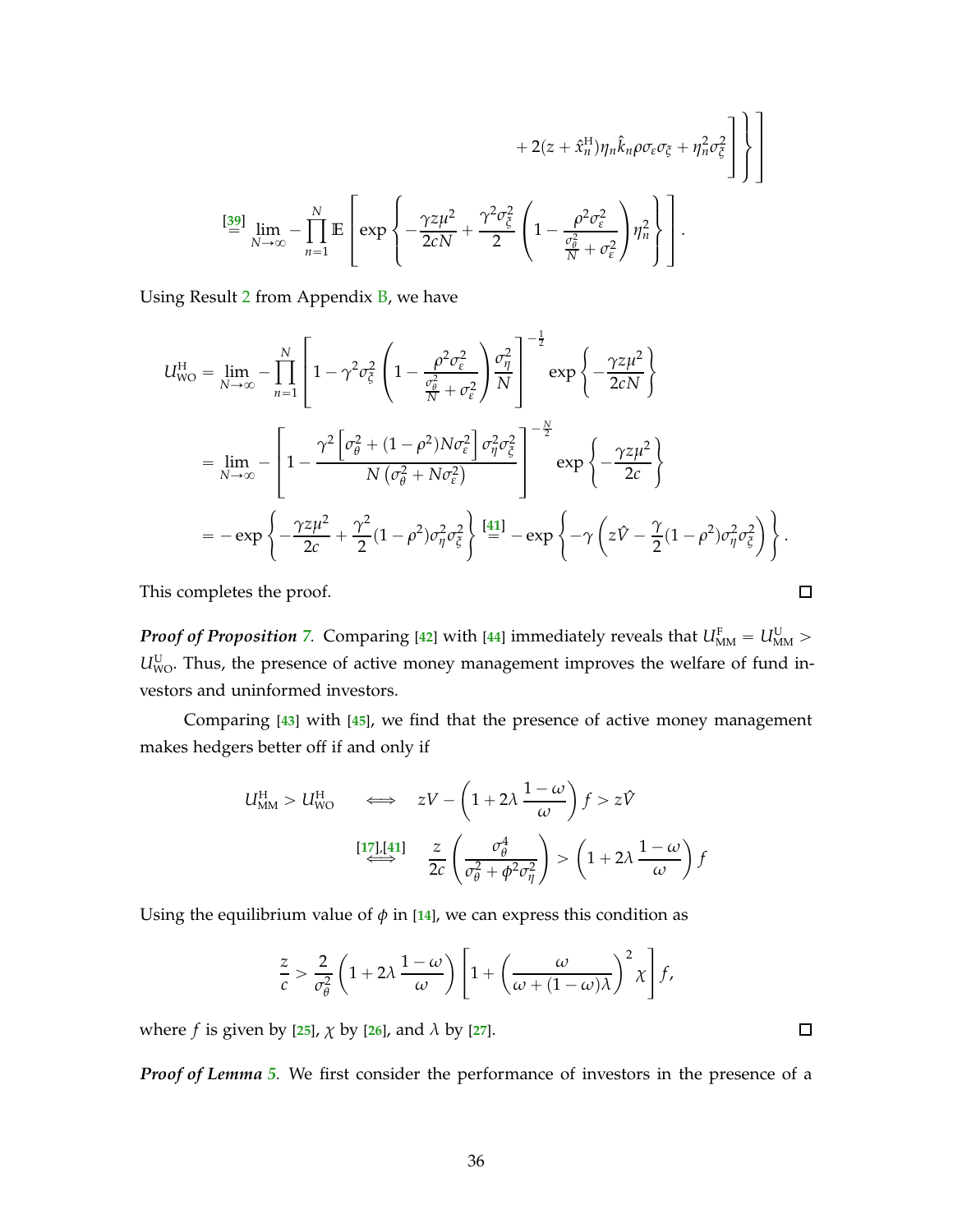$$
\left.\left.\left. + 2(z + \hat{x}_n^{\mathrm{H}})\eta_n \hat{k}_n \rho \sigma_\varepsilon \sigma_\xi + \eta_n^2 \sigma_\xi^2 \right]\right\}\right]
$$

$$
\overset{[39]}{=} \lim_{N\to\infty} -\prod_{n=1}^{N} \mathbb{E}\left[\exp\left\{-\frac{\gamma z \mu^2}{2cN} + \frac{\gamma^2 \sigma_\xi^2}{2}\left(1 - \frac{\rho^2\sigma_\varepsilon^2}{\frac{\sigma_\theta^2}{N} + \sigma_\varepsilon^2}\right)\eta_n^2\right\}\right].
$$

Using Result 2 from Appendix B, we have

$$
\begin{aligned}
U_{\mathrm{WO}}^{\mathrm{H}} &= \lim_{N\to\infty} -\prod_{n=1}^{N}\left[1 - \gamma^2\sigma_\xi^2\left(1 - \frac{\rho^2\sigma_\varepsilon^2}{\frac{\sigma_\theta^2}{N} + \sigma_\varepsilon^2}\right)\frac{\sigma_\eta^2}{N}\right]^{-\frac{1}{2}} \exp\left\{-\frac{\gamma z \mu^2}{2cN}\right\} \\
&= \lim_{N\to\infty} -\left[1 - \frac{\gamma^2\left[\sigma_\theta^2 + (1-\rho^2)N\sigma_\varepsilon^2\right]\sigma_\eta^2\sigma_\xi^2}{N\left(\sigma_\theta^2 + N\sigma_\varepsilon^2\right)}\right]^{-\frac{N}{2}} \exp\left\{-\frac{\gamma z \mu^2}{2c}\right\} \\
&= -\exp\left\{-\frac{\gamma z \mu^2}{2c} + \frac{\gamma^2}{2}(1-\rho^2)\sigma_\eta^2\sigma_\xi^2\right\} \overset{[41]}{=} -\exp\left\{-\gamma\left(z\hat{V} - \frac{\gamma}{2}(1-\rho^2)\sigma_\eta^2\sigma_\xi^2\right)\right\}.
\end{aligned}
$$

This completes the proof. □

***Proof of Proposition 7.*** Comparing [42] with [44] immediately reveals that $U_{\mathrm{MM}}^{\mathrm{F}} = U_{\mathrm{MM}}^{\mathrm{U}} > U_{\mathrm{WO}}^{\mathrm{U}}$. Thus, the presence of active money management improves the welfare of fund investors and uninformed investors.

Comparing [43] with [45], we find that the presence of active money management makes hedgers better off if and only if

$$
\begin{aligned}
U_{\mathrm{MM}}^{\mathrm{H}} > U_{\mathrm{WO}}^{\mathrm{H}} \quad &\iff \quad zV - \left(1 + 2\lambda\,\frac{1-\omega}{\omega}\right) f > z\hat{V} \\
&\overset{[17],[41]}{\iff} \quad \frac{z}{2c}\left(\frac{\sigma_\theta^4}{\sigma_\theta^2 + \phi^2\sigma_\eta^2}\right) > \left(1 + 2\lambda\,\frac{1-\omega}{\omega}\right) f
\end{aligned}
$$

Using the equilibrium value of $\phi$ in [14], we can express this condition as

$$
\frac{z}{c} > \frac{2}{\sigma_\theta^2}\left(1 + 2\lambda\,\frac{1-\omega}{\omega}\right)\left[1 + \left(\frac{\omega}{\omega + (1-\omega)\lambda}\right)^2 \chi\right] f,
$$

where $f$ is given by [25], $\chi$ by [26], and $\lambda$ by [27]. □

***Proof of Lemma 5.*** We first consider the performance of investors in the presence of a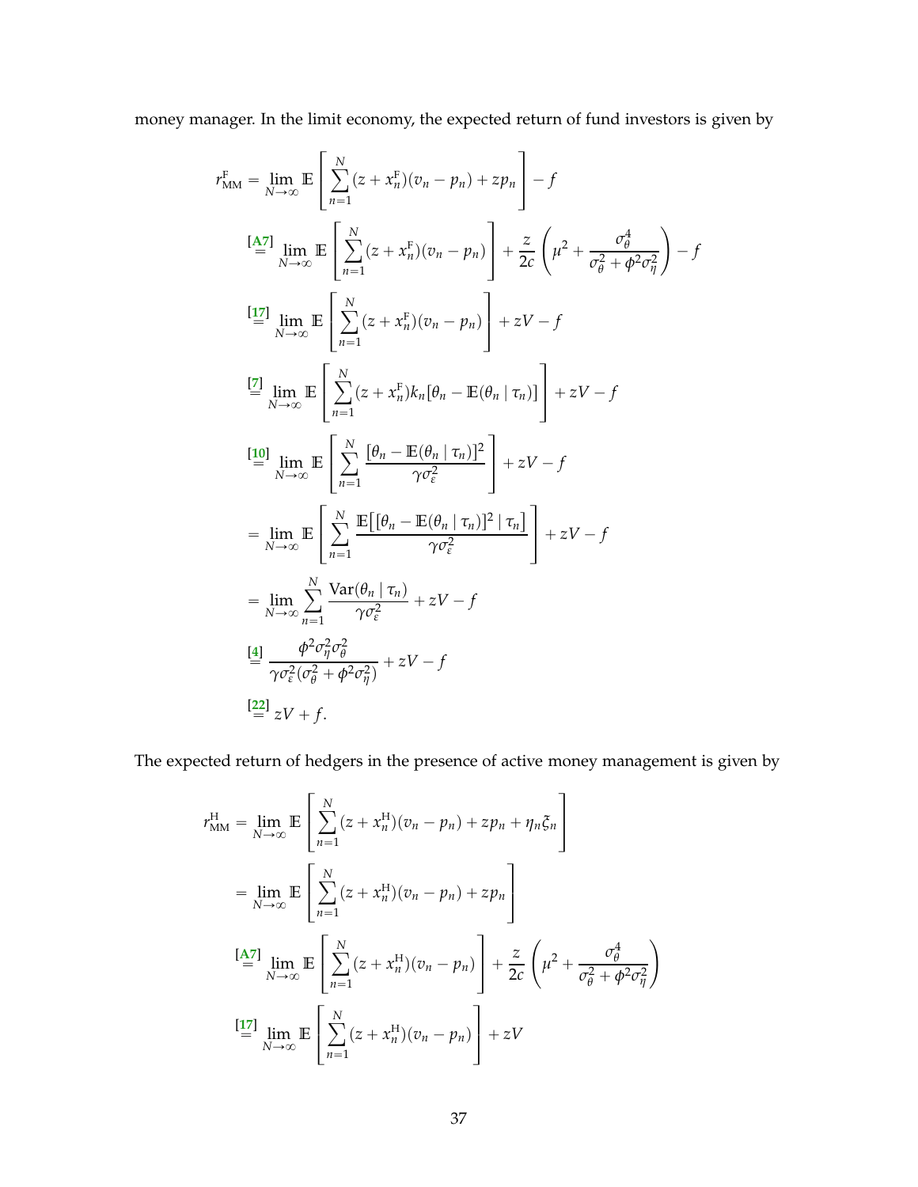money manager. In the limit economy, the expected return of fund investors is given by

$$
\begin{aligned}
r^{\mathrm{F}}_{\mathrm{MM}} &= \lim_{N\to\infty} \mathbb{E}\left[\sum_{n=1}^{N}(z+x^{\mathrm{F}}_n)(v_n-p_n)+zp_n\right]-f \\
&\overset{[A7]}{=} \lim_{N\to\infty} \mathbb{E}\left[\sum_{n=1}^{N}(z+x^{\mathrm{F}}_n)(v_n-p_n)\right]+\frac{z}{2c}\left(\mu^2+\frac{\sigma_\theta^4}{\sigma_\theta^2+\phi^2\sigma_\eta^2}\right)-f \\
&\overset{[17]}{=} \lim_{N\to\infty} \mathbb{E}\left[\sum_{n=1}^{N}(z+x^{\mathrm{F}}_n)(v_n-p_n)\right]+zV-f \\
&\overset{[7]}{=} \lim_{N\to\infty} \mathbb{E}\left[\sum_{n=1}^{N}(z+x^{\mathrm{F}}_n)k_n[\theta_n-\mathbb{E}(\theta_n\mid\tau_n)]\right]+zV-f \\
&\overset{[10]}{=} \lim_{N\to\infty} \mathbb{E}\left[\sum_{n=1}^{N}\frac{[\theta_n-\mathbb{E}(\theta_n\mid\tau_n)]^2}{\gamma\sigma_\varepsilon^2}\right]+zV-f \\
&= \lim_{N\to\infty} \mathbb{E}\left[\sum_{n=1}^{N}\frac{\mathbb{E}\big[[\theta_n-\mathbb{E}(\theta_n\mid\tau_n)]^2\mid\tau_n\big]}{\gamma\sigma_\varepsilon^2}\right]+zV-f \\
&= \lim_{N\to\infty} \sum_{n=1}^{N}\frac{\mathrm{Var}(\theta_n\mid\tau_n)}{\gamma\sigma_\varepsilon^2}+zV-f \\
&\overset{[4]}{=} \frac{\phi^2\sigma_\eta^2\sigma_\theta^2}{\gamma\sigma_\varepsilon^2(\sigma_\theta^2+\phi^2\sigma_\eta^2)}+zV-f \\
&\overset{[22]}{=} zV+f.
\end{aligned}
$$

The expected return of hedgers in the presence of active money management is given by

$$
\begin{aligned}
r^{\mathrm{H}}_{\mathrm{MM}} &= \lim_{N\to\infty} \mathbb{E}\left[\sum_{n=1}^{N}(z+x^{\mathrm{H}}_n)(v_n-p_n)+zp_n+\eta_n\xi_n\right] \\
&= \lim_{N\to\infty} \mathbb{E}\left[\sum_{n=1}^{N}(z+x^{\mathrm{H}}_n)(v_n-p_n)+zp_n\right] \\
&\overset{[A7]}{=} \lim_{N\to\infty} \mathbb{E}\left[\sum_{n=1}^{N}(z+x^{\mathrm{H}}_n)(v_n-p_n)\right]+\frac{z}{2c}\left(\mu^2+\frac{\sigma_\theta^4}{\sigma_\theta^2+\phi^2\sigma_\eta^2}\right) \\
&\overset{[17]}{=} \lim_{N\to\infty} \mathbb{E}\left[\sum_{n=1}^{N}(z+x^{\mathrm{H}}_n)(v_n-p_n)\right]+zV
\end{aligned}
$$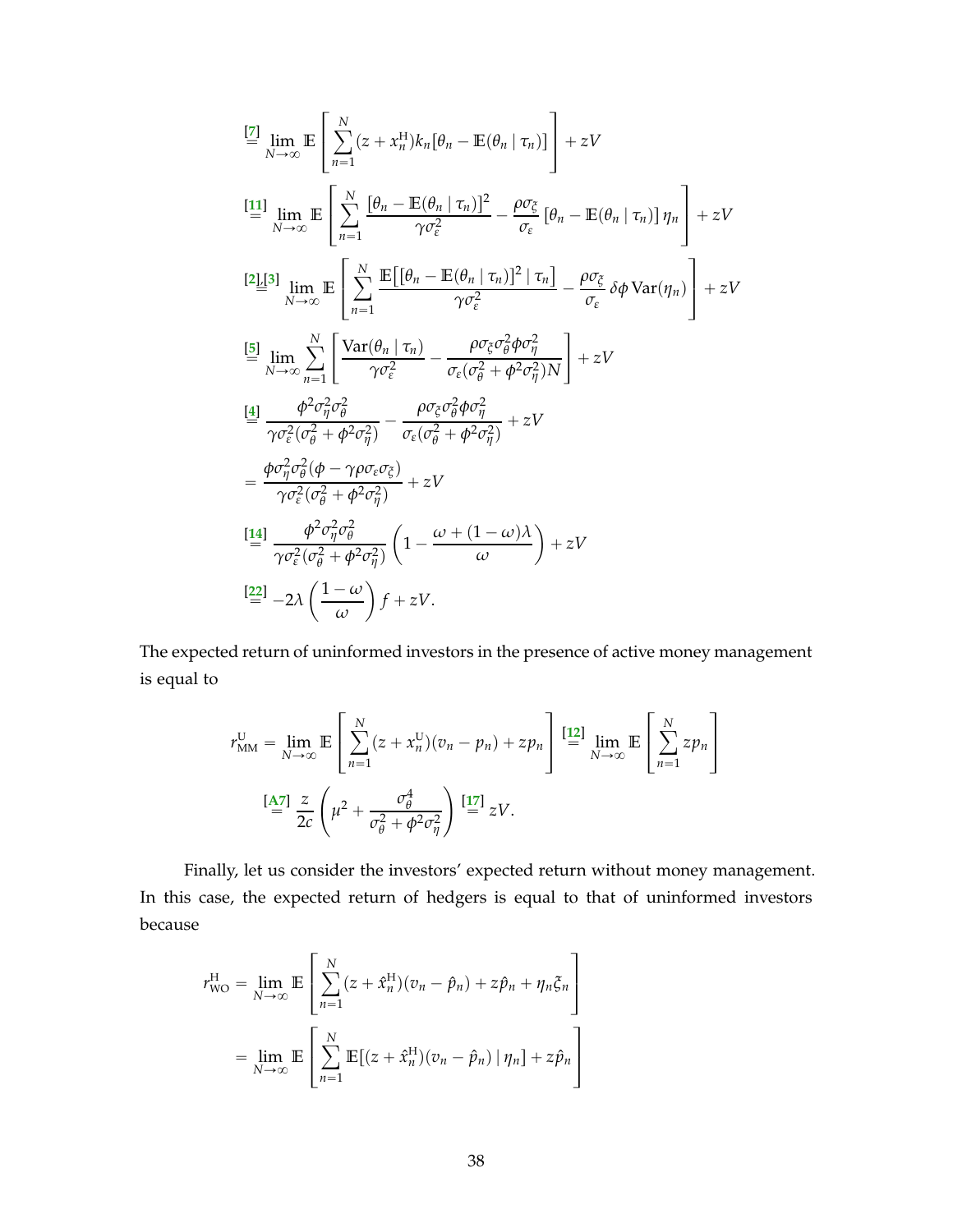$$
\begin{aligned}
&\overset{[7]}{=} \lim_{N\to\infty} \mathbb{E}\left[\sum_{n=1}^{N} (z + x_n^{\mathrm{H}}) k_n [\theta_n - \mathbb{E}(\theta_n \mid \tau_n)]\right] + zV \\
&\overset{[11]}{=} \lim_{N\to\infty} \mathbb{E}\left[\sum_{n=1}^{N} \frac{[\theta_n - \mathbb{E}(\theta_n \mid \tau_n)]^2}{\gamma\sigma_\varepsilon^2} - \frac{\rho\sigma_\xi}{\sigma_\varepsilon}\left[\theta_n - \mathbb{E}(\theta_n \mid \tau_n)\right]\eta_n\right] + zV \\
&\overset{[2],[3]}{=} \lim_{N\to\infty} \mathbb{E}\left[\sum_{n=1}^{N} \frac{\mathbb{E}\big[[\theta_n - \mathbb{E}(\theta_n \mid \tau_n)]^2 \mid \tau_n\big]}{\gamma\sigma_\varepsilon^2} - \frac{\rho\sigma_\xi}{\sigma_\varepsilon}\,\delta\phi\,\mathrm{Var}(\eta_n)\right] + zV \\
&\overset{[5]}{=} \lim_{N\to\infty} \sum_{n=1}^{N} \left[\frac{\mathrm{Var}(\theta_n \mid \tau_n)}{\gamma\sigma_\varepsilon^2} - \frac{\rho\sigma_\xi\sigma_\theta^2\phi\sigma_\eta^2}{\sigma_\varepsilon(\sigma_\theta^2 + \phi^2\sigma_\eta^2)N}\right] + zV \\
&\overset{[4]}{=} \frac{\phi^2\sigma_\eta^2\sigma_\theta^2}{\gamma\sigma_\varepsilon^2(\sigma_\theta^2 + \phi^2\sigma_\eta^2)} - \frac{\rho\sigma_\xi\sigma_\theta^2\phi\sigma_\eta^2}{\sigma_\varepsilon(\sigma_\theta^2 + \phi^2\sigma_\eta^2)} + zV \\
&= \frac{\phi\sigma_\eta^2\sigma_\theta^2(\phi - \gamma\rho\sigma_\varepsilon\sigma_\xi)}{\gamma\sigma_\varepsilon^2(\sigma_\theta^2 + \phi^2\sigma_\eta^2)} + zV \\
&\overset{[14]}{=} \frac{\phi^2\sigma_\eta^2\sigma_\theta^2}{\gamma\sigma_\varepsilon^2(\sigma_\theta^2 + \phi^2\sigma_\eta^2)}\left(1 - \frac{\omega + (1-\omega)\lambda}{\omega}\right) + zV \\
&\overset{[22]}{=} -2\lambda\left(\frac{1-\omega}{\omega}\right) f + zV.
\end{aligned}
$$

The expected return of uninformed investors in the presence of active money management is equal to

$$
r_{\mathrm{MM}}^{\mathrm{U}} = \lim_{N\to\infty} \mathbb{E}\left[\sum_{n=1}^{N} (z + x_n^{\mathrm{U}})(v_n - p_n) + zp_n\right] \overset{[12]}{=} \lim_{N\to\infty} \mathbb{E}\left[\sum_{n=1}^{N} zp_n\right]
$$

$$
\overset{[A7]}{=} \frac{z}{2c}\left(\mu^2 + \frac{\sigma_\theta^4}{\sigma_\theta^2 + \phi^2\sigma_\eta^2}\right) \overset{[17]}{=} zV.
$$

Finally, let us consider the investors' expected return without money management. In this case, the expected return of hedgers is equal to that of uninformed investors because

$$
\begin{aligned}
r_{\mathrm{WO}}^{\mathrm{H}} &= \lim_{N\to\infty} \mathbb{E}\left[\sum_{n=1}^{N} (z + \hat{x}_n^{\mathrm{H}})(v_n - \hat{p}_n) + z\hat{p}_n + \eta_n\xi_n\right] \\
&= \lim_{N\to\infty} \mathbb{E}\left[\sum_{n=1}^{N} \mathbb{E}[(z + \hat{x}_n^{\mathrm{H}})(v_n - \hat{p}_n) \mid \eta_n] + z\hat{p}_n\right]
\end{aligned}
$$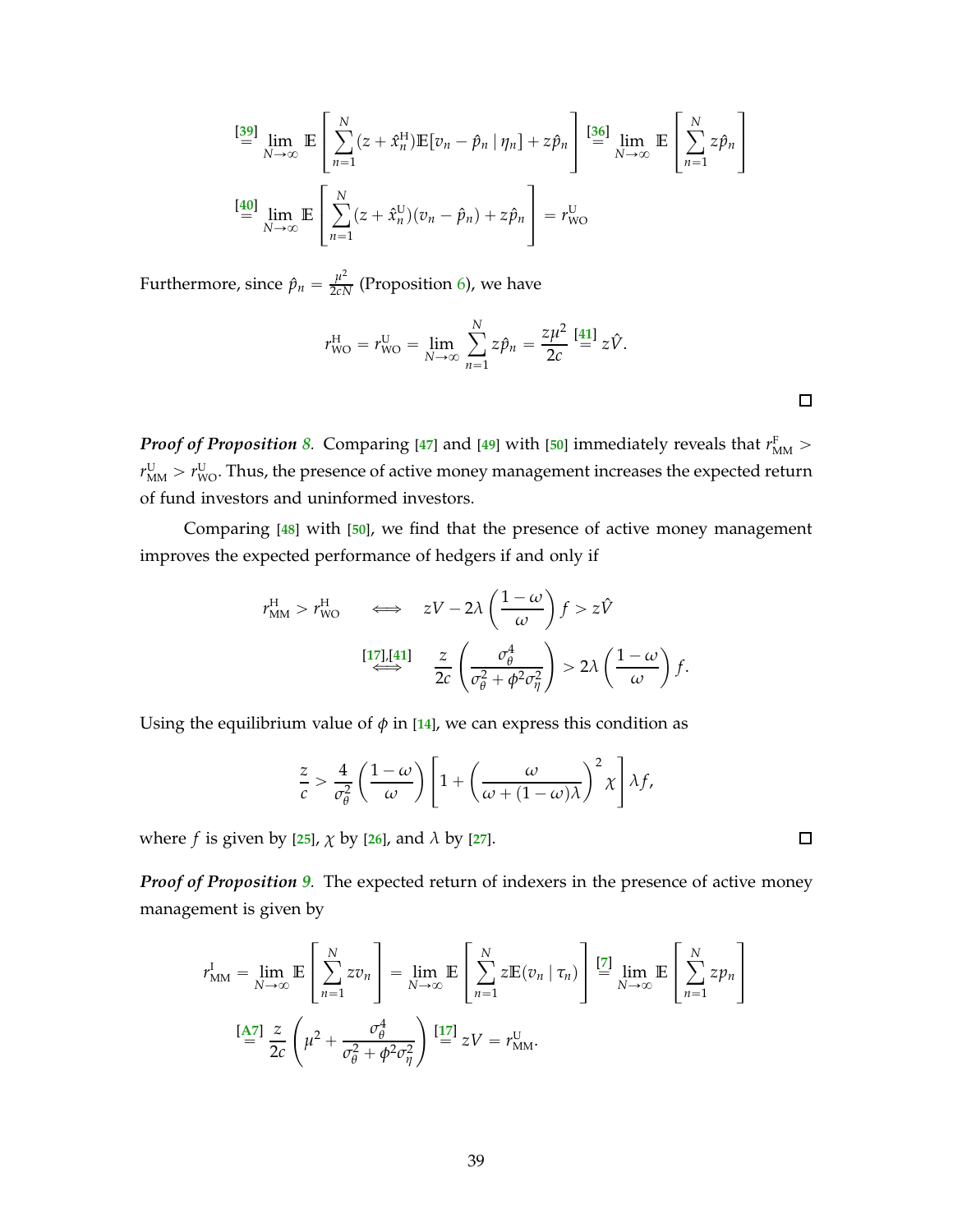$$\overset{[39]}{=} \lim_{N\to\infty} \mathbb{E}\left[\sum_{n=1}^{N}(z+\hat{x}_n^{\mathrm{H}})\mathbb{E}[v_n-\hat{p}_n \mid \eta_n]+z\hat{p}_n\right] \overset{[36]}{=} \lim_{N\to\infty} \mathbb{E}\left[\sum_{n=1}^{N} z\hat{p}_n\right]$$

$$\overset{[40]}{=} \lim_{N\to\infty} \mathbb{E}\left[\sum_{n=1}^{N}(z+\hat{x}_n^{\mathrm{U}})(v_n-\hat{p}_n)+z\hat{p}_n\right] = r_{\mathrm{WO}}^{\mathrm{U}}$$

Furthermore, since $\hat{p}_n = \frac{\mu^2}{2cN}$ (Proposition 6), we have

$$r_{\mathrm{WO}}^{\mathrm{H}} = r_{\mathrm{WO}}^{\mathrm{U}} = \lim_{N\to\infty}\sum_{n=1}^{N} z\hat{p}_n = \frac{z\mu^2}{2c} \overset{[41]}{=} z\hat{V}.$$

□

***Proof of Proposition 8.*** Comparing [47] and [49] with [50] immediately reveals that $r_{\mathrm{MM}}^{\mathrm{F}} > r_{\mathrm{MM}}^{\mathrm{U}} > r_{\mathrm{WO}}^{\mathrm{U}}$. Thus, the presence of active money management increases the expected return of fund investors and uninformed investors.

Comparing [48] with [50], we find that the presence of active money management improves the expected performance of hedgers if and only if

$$r_{\mathrm{MM}}^{\mathrm{H}} > r_{\mathrm{WO}}^{\mathrm{H}} \quad \iff \quad zV - 2\lambda\left(\frac{1-\omega}{\omega}\right)f > z\hat{V}$$

$$\overset{[17],[41]}{\iff} \quad \frac{z}{2c}\left(\frac{\sigma_\theta^4}{\sigma_\theta^2+\phi^2\sigma_\eta^2}\right) > 2\lambda\left(\frac{1-\omega}{\omega}\right)f.$$

Using the equilibrium value of $\phi$ in [14], we can express this condition as

$$\frac{z}{c} > \frac{4}{\sigma_\theta^2}\left(\frac{1-\omega}{\omega}\right)\left[1+\left(\frac{\omega}{\omega+(1-\omega)\lambda}\right)^2\chi\right]\lambda f,$$

where $f$ is given by [25], $\chi$ by [26], and $\lambda$ by [27].

□

***Proof of Proposition 9.*** The expected return of indexers in the presence of active money management is given by

$$r_{\mathrm{MM}}^{\mathrm{I}} = \lim_{N\to\infty} \mathbb{E}\left[\sum_{n=1}^{N} zv_n\right] = \lim_{N\to\infty} \mathbb{E}\left[\sum_{n=1}^{N} z\mathbb{E}(v_n \mid \tau_n)\right] \overset{[7]}{=} \lim_{N\to\infty} \mathbb{E}\left[\sum_{n=1}^{N} zp_n\right]$$

$$\overset{[A7]}{=} \frac{z}{2c}\left(\mu^2+\frac{\sigma_\theta^4}{\sigma_\theta^2+\phi^2\sigma_\eta^2}\right) \overset{[17]}{=} zV = r_{\mathrm{MM}}^{\mathrm{U}}.$$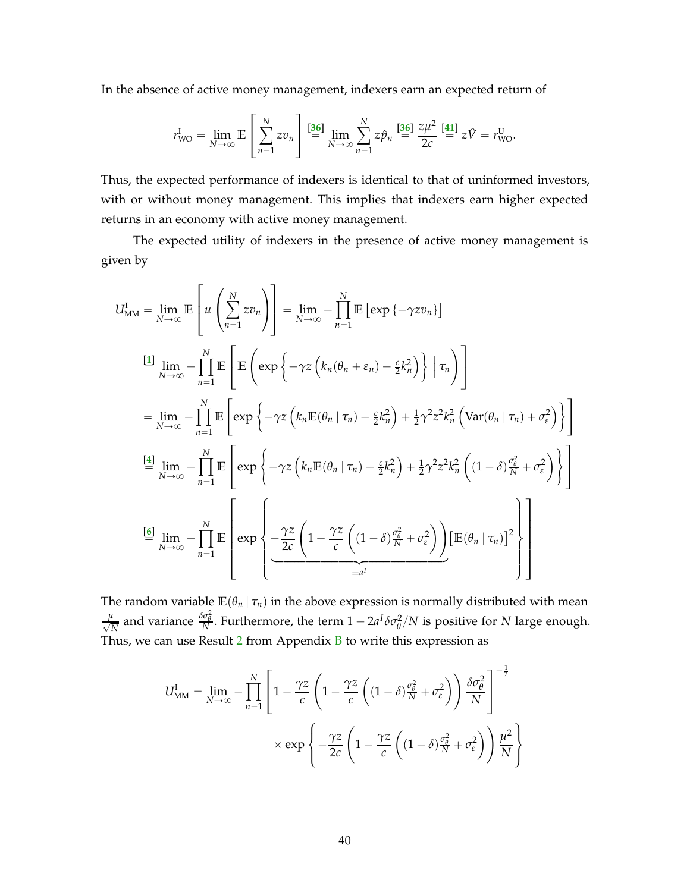In the absence of active money management, indexers earn an expected return of

$$r^{\mathrm{I}}_{\mathrm{WO}} = \lim_{N\to\infty} \mathbb{E}\left[\sum_{n=1}^{N} z v_n\right] \overset{[36]}{=} \lim_{N\to\infty} \sum_{n=1}^{N} z\hat{p}_n \overset{[36]}{=} \frac{z\mu^2}{2c} \overset{[41]}{=} z\hat{V} = r^{\mathrm{U}}_{\mathrm{WO}}.$$

Thus, the expected performance of indexers is identical to that of uninformed investors, with or without money management. This implies that indexers earn higher expected returns in an economy with active money management.

The expected utility of indexers in the presence of active money management is given by

$$\begin{aligned}
U^{\mathrm{I}}_{\mathrm{MM}} &= \lim_{N\to\infty} \mathbb{E}\left[u\left(\sum_{n=1}^{N} z v_n\right)\right] = \lim_{N\to\infty} -\prod_{n=1}^{N} \mathbb{E}\left[\exp\{-\gamma z v_n\}\right] \\
&\overset{[1]}{=} \lim_{N\to\infty} -\prod_{n=1}^{N} \mathbb{E}\left[\mathbb{E}\left(\exp\left\{-\gamma z\left(k_n(\theta_n+\varepsilon_n) - \tfrac{c}{2}k_n^2\right)\right\} \,\Big|\, \tau_n\right)\right] \\
&= \lim_{N\to\infty} -\prod_{n=1}^{N} \mathbb{E}\left[\exp\left\{-\gamma z\left(k_n \mathbb{E}(\theta_n \mid \tau_n) - \tfrac{c}{2}k_n^2\right) + \tfrac{1}{2}\gamma^2 z^2 k_n^2\left(\mathrm{Var}(\theta_n \mid \tau_n) + \sigma_\varepsilon^2\right)\right\}\right] \\
&\overset{[4]}{=} \lim_{N\to\infty} -\prod_{n=1}^{N} \mathbb{E}\left[\exp\left\{-\gamma z\left(k_n \mathbb{E}(\theta_n \mid \tau_n) - \tfrac{c}{2}k_n^2\right) + \tfrac{1}{2}\gamma^2 z^2 k_n^2\left((1-\delta)\tfrac{\sigma_\theta^2}{N} + \sigma_\varepsilon^2\right)\right\}\right] \\
&\overset{[6]}{=} \lim_{N\to\infty} -\prod_{n=1}^{N} \mathbb{E}\left[\exp\left\{\underbrace{-\frac{\gamma z}{2c}\left(1 - \frac{\gamma z}{c}\left((1-\delta)\tfrac{\sigma_\theta^2}{N} + \sigma_\varepsilon^2\right)\right)}_{\equiv a^I}\left[\mathbb{E}(\theta_n \mid \tau_n)\right]^2\right\}\right]
\end{aligned}$$

The random variable $\mathbb{E}(\theta_n \mid \tau_n)$ in the above expression is normally distributed with mean $\frac{\mu}{\sqrt{N}}$ and variance $\frac{\delta\sigma_\theta^2}{N}$. Furthermore, the term $1 - 2a^I\delta\sigma_\theta^2/N$ is positive for $N$ large enough. Thus, we can use Result 2 from Appendix B to write this expression as

$$\begin{aligned}
U^{\mathrm{I}}_{\mathrm{MM}} = \lim_{N\to\infty} -\prod_{n=1}^{N} &\left[1 + \frac{\gamma z}{c}\left(1 - \frac{\gamma z}{c}\left((1-\delta)\tfrac{\sigma_\theta^2}{N} + \sigma_\varepsilon^2\right)\right)\frac{\delta\sigma_\theta^2}{N}\right]^{-\frac{1}{2}} \\
&\times \exp\left\{-\frac{\gamma z}{2c}\left(1 - \frac{\gamma z}{c}\left((1-\delta)\tfrac{\sigma_\theta^2}{N} + \sigma_\varepsilon^2\right)\right)\frac{\mu^2}{N}\right\}
\end{aligned}$$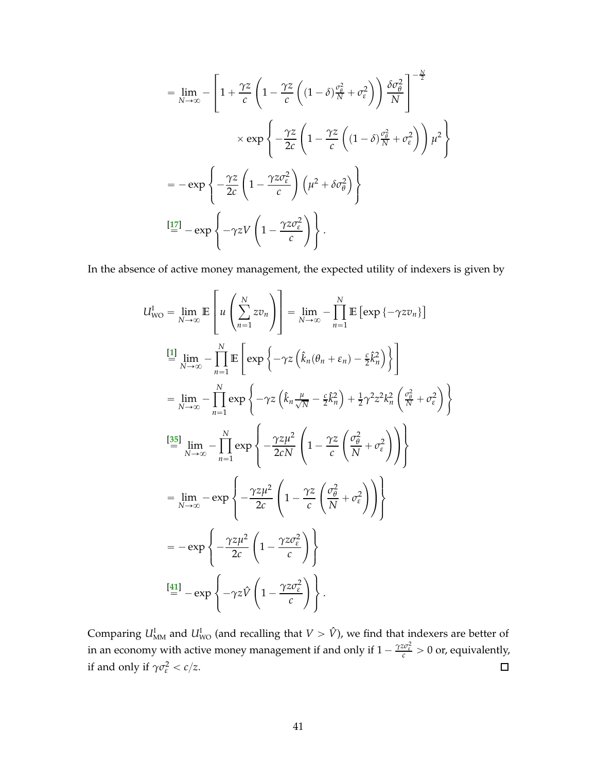$$
\begin{aligned}
&= \lim_{N\to\infty} -\left[1 + \frac{\gamma z}{c}\left(1 - \frac{\gamma z}{c}\left((1-\delta)\tfrac{\sigma_\theta^2}{N} + \sigma_\varepsilon^2\right)\right)\frac{\delta\sigma_\theta^2}{N}\right]^{-\frac{N}{2}} \\
&\qquad\qquad \times \exp\left\{-\frac{\gamma z}{2c}\left(1 - \frac{\gamma z}{c}\left((1-\delta)\tfrac{\sigma_\theta^2}{N} + \sigma_\varepsilon^2\right)\right)\mu^2\right\} \\
&= -\exp\left\{-\frac{\gamma z}{2c}\left(1 - \frac{\gamma z \sigma_\varepsilon^2}{c}\right)\left(\mu^2 + \delta\sigma_\theta^2\right)\right\} \\
&\overset{[17]}{=} -\exp\left\{-\gamma z V\left(1 - \frac{\gamma z \sigma_\varepsilon^2}{c}\right)\right\}.
\end{aligned}
$$

In the absence of active money management, the expected utility of indexers is given by

$$
\begin{aligned}
U_{\mathrm{WO}}^{\mathrm{I}} &= \lim_{N\to\infty} \mathbb{E}\left[u\left(\sum_{n=1}^{N} z v_n\right)\right] = \lim_{N\to\infty} -\prod_{n=1}^{N}\mathbb{E}\left[\exp\left\{-\gamma z v_n\right\}\right] \\
&\overset{[1]}{=} \lim_{N\to\infty} -\prod_{n=1}^{N}\mathbb{E}\left[\exp\left\{-\gamma z\left(\hat{k}_n(\theta_n + \varepsilon_n) - \tfrac{c}{2}\hat{k}_n^2\right)\right\}\right] \\
&= \lim_{N\to\infty} -\prod_{n=1}^{N}\exp\left\{-\gamma z\left(\hat{k}_n\tfrac{\mu}{\sqrt{N}} - \tfrac{c}{2}\hat{k}_n^2\right) + \tfrac{1}{2}\gamma^2 z^2 k_n^2\left(\tfrac{\sigma_\theta^2}{N} + \sigma_\varepsilon^2\right)\right\} \\
&\overset{[35]}{=} \lim_{N\to\infty} -\prod_{n=1}^{N}\exp\left\{-\frac{\gamma z \mu^2}{2cN}\left(1 - \frac{\gamma z}{c}\left(\frac{\sigma_\theta^2}{N} + \sigma_\varepsilon^2\right)\right)\right\} \\
&= \lim_{N\to\infty} -\exp\left\{-\frac{\gamma z \mu^2}{2c}\left(1 - \frac{\gamma z}{c}\left(\frac{\sigma_\theta^2}{N} + \sigma_\varepsilon^2\right)\right)\right\} \\
&= -\exp\left\{-\frac{\gamma z \mu^2}{2c}\left(1 - \frac{\gamma z \sigma_\varepsilon^2}{c}\right)\right\} \\
&\overset{[41]}{=} -\exp\left\{-\gamma z \hat{V}\left(1 - \frac{\gamma z \sigma_\varepsilon^2}{c}\right)\right\}.
\end{aligned}
$$

Comparing $U_{\mathrm{MM}}^{\mathrm{I}}$ and $U_{\mathrm{WO}}^{\mathrm{I}}$ (and recalling that $V > \hat{V}$), we find that indexers are better of in an economy with active money management if and only if $1 - \frac{\gamma z \sigma_\varepsilon^2}{c} > 0$ or, equivalently, if and only if $\gamma\sigma_\varepsilon^2 < c/z$. □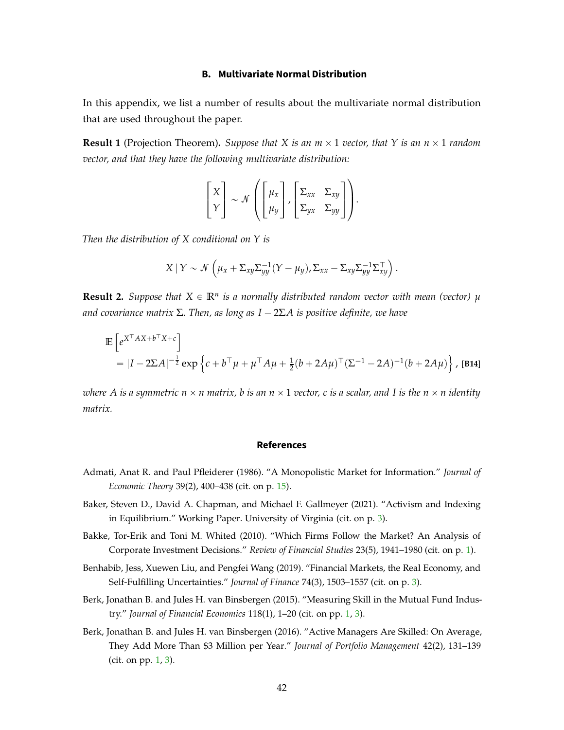## B. Multivariate Normal Distribution

In this appendix, we list a number of results about the multivariate normal distribution that are used throughout the paper.

**Result 1** (Projection Theorem)**.** *Suppose that $X$ is an $m \times 1$ vector, that $Y$ is an $n \times 1$ random vector, and that they have the following multivariate distribution:*

$$\begin{bmatrix} X \\ Y \end{bmatrix} \sim \mathcal{N}\left( \begin{bmatrix} \mu_x \\ \mu_y \end{bmatrix}, \begin{bmatrix} \Sigma_{xx} & \Sigma_{xy} \\ \Sigma_{yx} & \Sigma_{yy} \end{bmatrix} \right).$$

*Then the distribution of $X$ conditional on $Y$ is*

$$X \mid Y \sim \mathcal{N}\left( \mu_x + \Sigma_{xy}\Sigma_{yy}^{-1}(Y - \mu_y), \Sigma_{xx} - \Sigma_{xy}\Sigma_{yy}^{-1}\Sigma_{xy}^{\top} \right).$$

**Result 2.** *Suppose that $X \in \mathbb{R}^n$ is a normally distributed random vector with mean (vector) $\mu$ and covariance matrix $\Sigma$. Then, as long as $I - 2\Sigma A$ is positive definite, we have*

$$\begin{aligned}
&\mathbb{E}\left[ e^{X^{\top}AX + b^{\top}X + c} \right] \\
&\quad = |I - 2\Sigma A|^{-\frac{1}{2}} \exp\left\{ c + b^{\top}\mu + \mu^{\top}A\mu + \tfrac{1}{2}(b + 2A\mu)^{\top}(\Sigma^{-1} - 2A)^{-1}(b + 2A\mu) \right\}, \quad \textbf{[B14]}
\end{aligned}$$

*where $A$ is a symmetric $n \times n$ matrix, $b$ is an $n \times 1$ vector, $c$ is a scalar, and $I$ is the $n \times n$ identity matrix.*

## References

Admati, Anat R. and Paul Pfleiderer (1986). "A Monopolistic Market for Information." *Journal of Economic Theory* 39(2), 400–438 (cit. on p. 15).

Baker, Steven D., David A. Chapman, and Michael F. Gallmeyer (2021). "Activism and Indexing in Equilibrium." Working Paper. University of Virginia (cit. on p. 3).

Bakke, Tor-Erik and Toni M. Whited (2010). "Which Firms Follow the Market? An Analysis of Corporate Investment Decisions." *Review of Financial Studies* 23(5), 1941–1980 (cit. on p. 1).

Benhabib, Jess, Xuewen Liu, and Pengfei Wang (2019). "Financial Markets, the Real Economy, and Self-Fulfilling Uncertainties." *Journal of Finance* 74(3), 1503–1557 (cit. on p. 3).

Berk, Jonathan B. and Jules H. van Binsbergen (2015). "Measuring Skill in the Mutual Fund Industry." *Journal of Financial Economics* 118(1), 1–20 (cit. on pp. 1, 3).

Berk, Jonathan B. and Jules H. van Binsbergen (2016). "Active Managers Are Skilled: On Average, They Add More Than $3 Million per Year." *Journal of Portfolio Management* 42(2), 131–139 (cit. on pp. 1, 3).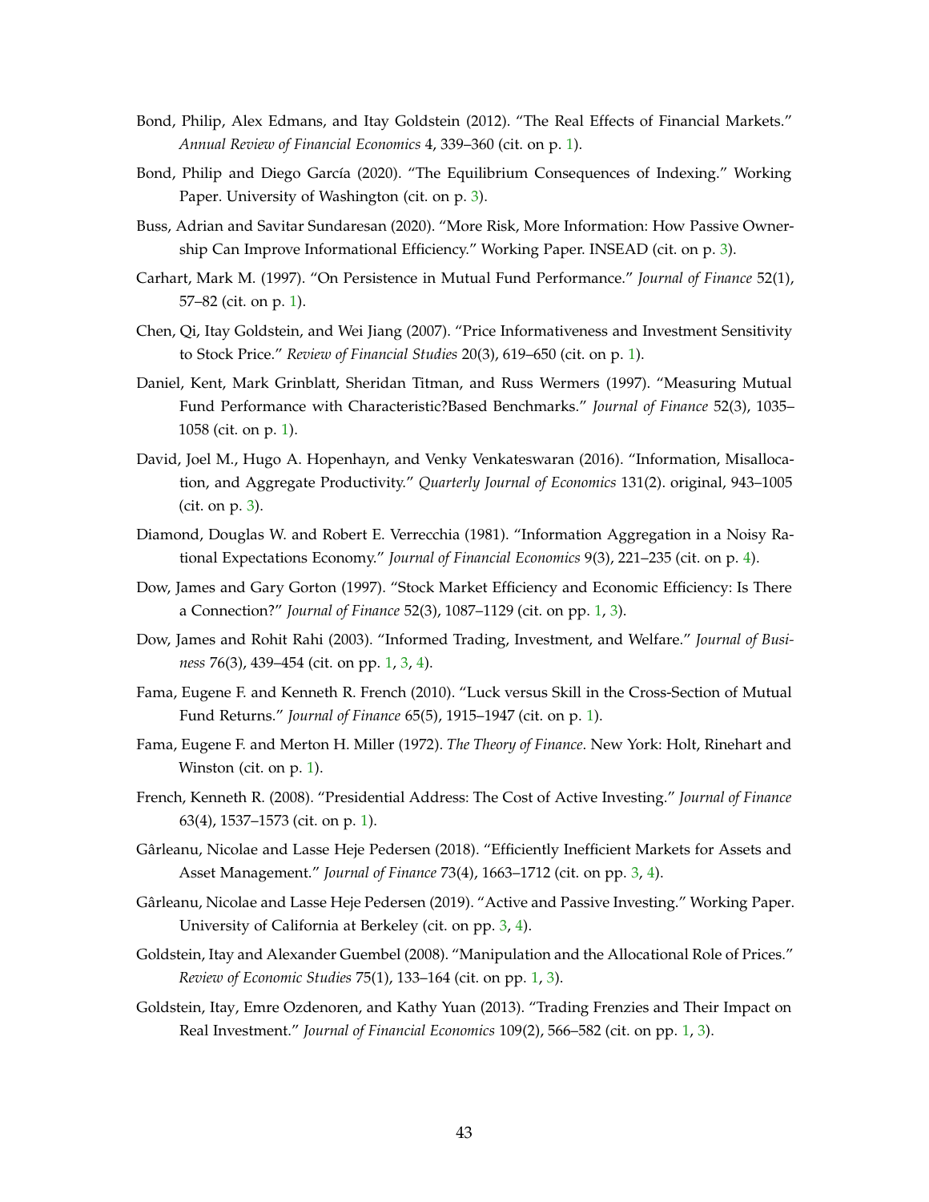Bond, Philip, Alex Edmans, and Itay Goldstein (2012). “The Real Effects of Financial Markets.” *Annual Review of Financial Economics* 4, 339–360 (cit. on p. 1).

Bond, Philip and Diego García (2020). “The Equilibrium Consequences of Indexing.” Working Paper. University of Washington (cit. on p. 3).

Buss, Adrian and Savitar Sundaresan (2020). “More Risk, More Information: How Passive Ownership Can Improve Informational Efficiency.” Working Paper. INSEAD (cit. on p. 3).

Carhart, Mark M. (1997). “On Persistence in Mutual Fund Performance.” *Journal of Finance* 52(1), 57–82 (cit. on p. 1).

Chen, Qi, Itay Goldstein, and Wei Jiang (2007). “Price Informativeness and Investment Sensitivity to Stock Price.” *Review of Financial Studies* 20(3), 619–650 (cit. on p. 1).

Daniel, Kent, Mark Grinblatt, Sheridan Titman, and Russ Wermers (1997). “Measuring Mutual Fund Performance with Characteristic?Based Benchmarks.” *Journal of Finance* 52(3), 1035–1058 (cit. on p. 1).

David, Joel M., Hugo A. Hopenhayn, and Venky Venkateswaran (2016). “Information, Misallocation, and Aggregate Productivity.” *Quarterly Journal of Economics* 131(2). original, 943–1005 (cit. on p. 3).

Diamond, Douglas W. and Robert E. Verrecchia (1981). “Information Aggregation in a Noisy Rational Expectations Economy.” *Journal of Financial Economics* 9(3), 221–235 (cit. on p. 4).

Dow, James and Gary Gorton (1997). “Stock Market Efficiency and Economic Efficiency: Is There a Connection?” *Journal of Finance* 52(3), 1087–1129 (cit. on pp. 1, 3).

Dow, James and Rohit Rahi (2003). “Informed Trading, Investment, and Welfare.” *Journal of Business* 76(3), 439–454 (cit. on pp. 1, 3, 4).

Fama, Eugene F. and Kenneth R. French (2010). “Luck versus Skill in the Cross-Section of Mutual Fund Returns.” *Journal of Finance* 65(5), 1915–1947 (cit. on p. 1).

Fama, Eugene F. and Merton H. Miller (1972). *The Theory of Finance*. New York: Holt, Rinehart and Winston (cit. on p. 1).

French, Kenneth R. (2008). “Presidential Address: The Cost of Active Investing.” *Journal of Finance* 63(4), 1537–1573 (cit. on p. 1).

Gârleanu, Nicolae and Lasse Heje Pedersen (2018). “Efficiently Inefficient Markets for Assets and Asset Management.” *Journal of Finance* 73(4), 1663–1712 (cit. on pp. 3, 4).

Gârleanu, Nicolae and Lasse Heje Pedersen (2019). “Active and Passive Investing.” Working Paper. University of California at Berkeley (cit. on pp. 3, 4).

Goldstein, Itay and Alexander Guembel (2008). “Manipulation and the Allocational Role of Prices.” *Review of Economic Studies* 75(1), 133–164 (cit. on pp. 1, 3).

Goldstein, Itay, Emre Ozdenoren, and Kathy Yuan (2013). “Trading Frenzies and Their Impact on Real Investment.” *Journal of Financial Economics* 109(2), 566–582 (cit. on pp. 1, 3).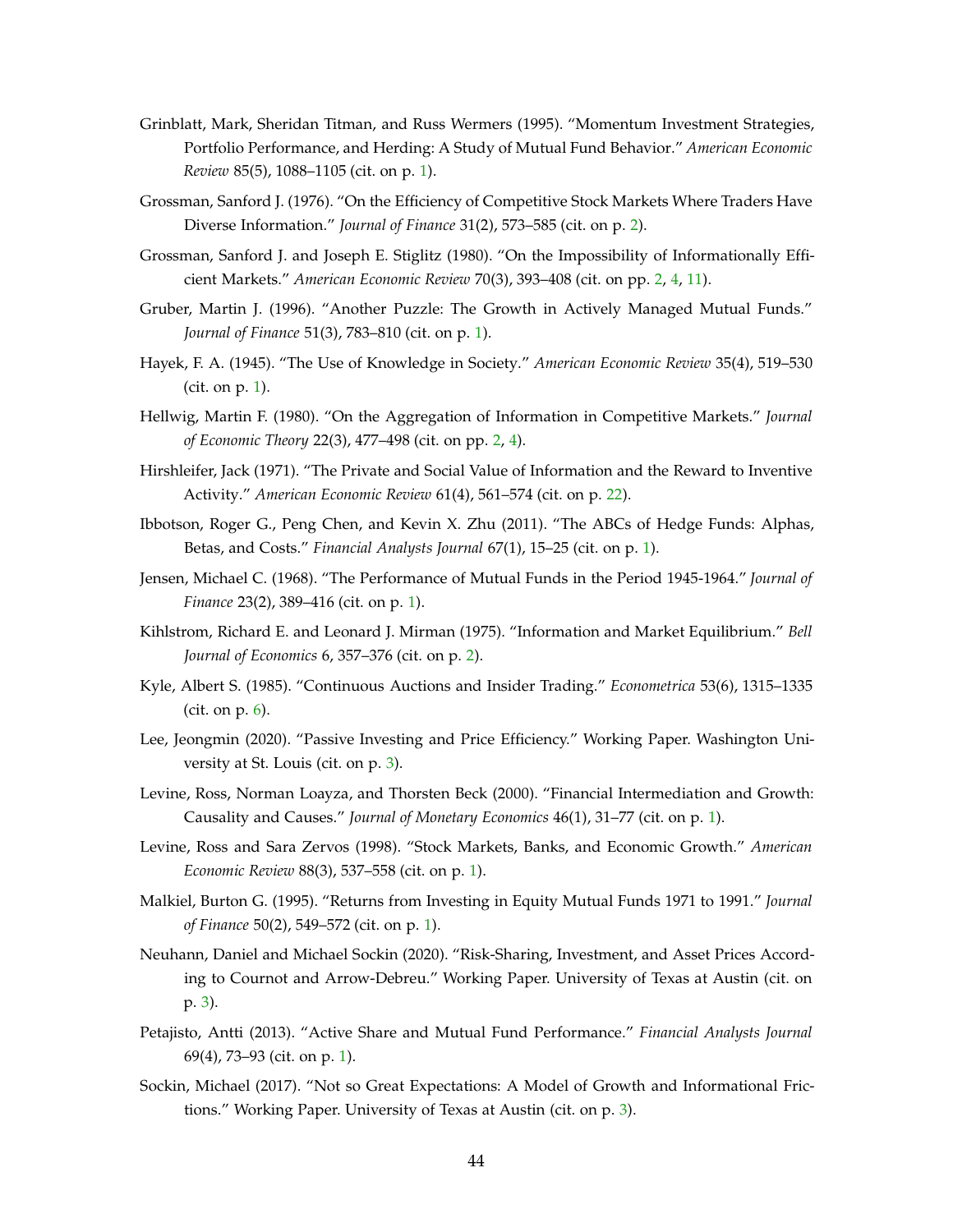Grinblatt, Mark, Sheridan Titman, and Russ Wermers (1995). "Momentum Investment Strategies, Portfolio Performance, and Herding: A Study of Mutual Fund Behavior." *American Economic Review* 85(5), 1088–1105 (cit. on p. 1).

Grossman, Sanford J. (1976). "On the Efficiency of Competitive Stock Markets Where Traders Have Diverse Information." *Journal of Finance* 31(2), 573–585 (cit. on p. 2).

Grossman, Sanford J. and Joseph E. Stiglitz (1980). "On the Impossibility of Informationally Efficient Markets." *American Economic Review* 70(3), 393–408 (cit. on pp. 2, 4, 11).

Gruber, Martin J. (1996). "Another Puzzle: The Growth in Actively Managed Mutual Funds." *Journal of Finance* 51(3), 783–810 (cit. on p. 1).

Hayek, F. A. (1945). "The Use of Knowledge in Society." *American Economic Review* 35(4), 519–530 (cit. on p. 1).

Hellwig, Martin F. (1980). "On the Aggregation of Information in Competitive Markets." *Journal of Economic Theory* 22(3), 477–498 (cit. on pp. 2, 4).

Hirshleifer, Jack (1971). "The Private and Social Value of Information and the Reward to Inventive Activity." *American Economic Review* 61(4), 561–574 (cit. on p. 22).

Ibbotson, Roger G., Peng Chen, and Kevin X. Zhu (2011). "The ABCs of Hedge Funds: Alphas, Betas, and Costs." *Financial Analysts Journal* 67(1), 15–25 (cit. on p. 1).

Jensen, Michael C. (1968). "The Performance of Mutual Funds in the Period 1945-1964." *Journal of Finance* 23(2), 389–416 (cit. on p. 1).

Kihlstrom, Richard E. and Leonard J. Mirman (1975). "Information and Market Equilibrium." *Bell Journal of Economics* 6, 357–376 (cit. on p. 2).

Kyle, Albert S. (1985). "Continuous Auctions and Insider Trading." *Econometrica* 53(6), 1315–1335 (cit. on p. 6).

Lee, Jeongmin (2020). "Passive Investing and Price Efficiency." Working Paper. Washington University at St. Louis (cit. on p. 3).

Levine, Ross, Norman Loayza, and Thorsten Beck (2000). "Financial Intermediation and Growth: Causality and Causes." *Journal of Monetary Economics* 46(1), 31–77 (cit. on p. 1).

Levine, Ross and Sara Zervos (1998). "Stock Markets, Banks, and Economic Growth." *American Economic Review* 88(3), 537–558 (cit. on p. 1).

Malkiel, Burton G. (1995). "Returns from Investing in Equity Mutual Funds 1971 to 1991." *Journal of Finance* 50(2), 549–572 (cit. on p. 1).

Neuhann, Daniel and Michael Sockin (2020). "Risk-Sharing, Investment, and Asset Prices According to Cournot and Arrow-Debreu." Working Paper. University of Texas at Austin (cit. on p. 3).

Petajisto, Antti (2013). "Active Share and Mutual Fund Performance." *Financial Analysts Journal* 69(4), 73–93 (cit. on p. 1).

Sockin, Michael (2017). "Not so Great Expectations: A Model of Growth and Informational Frictions." Working Paper. University of Texas at Austin (cit. on p. 3).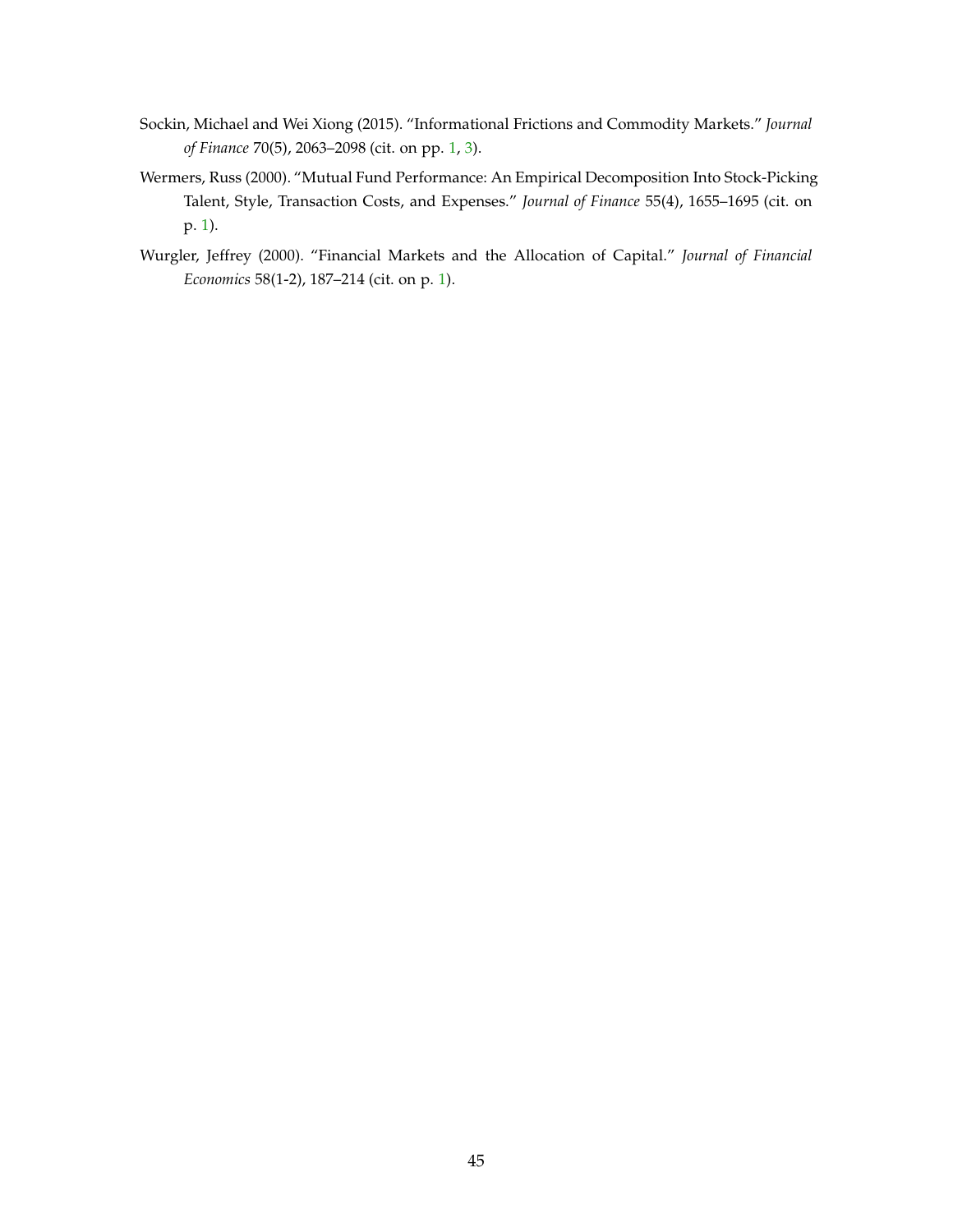Sockin, Michael and Wei Xiong (2015). "Informational Frictions and Commodity Markets." *Journal of Finance* 70(5), 2063–2098 (cit. on pp. 1, 3).

Wermers, Russ (2000). "Mutual Fund Performance: An Empirical Decomposition Into Stock-Picking Talent, Style, Transaction Costs, and Expenses." *Journal of Finance* 55(4), 1655–1695 (cit. on p. 1).

Wurgler, Jeffrey (2000). "Financial Markets and the Allocation of Capital." *Journal of Financial Economics* 58(1-2), 187–214 (cit. on p. 1).